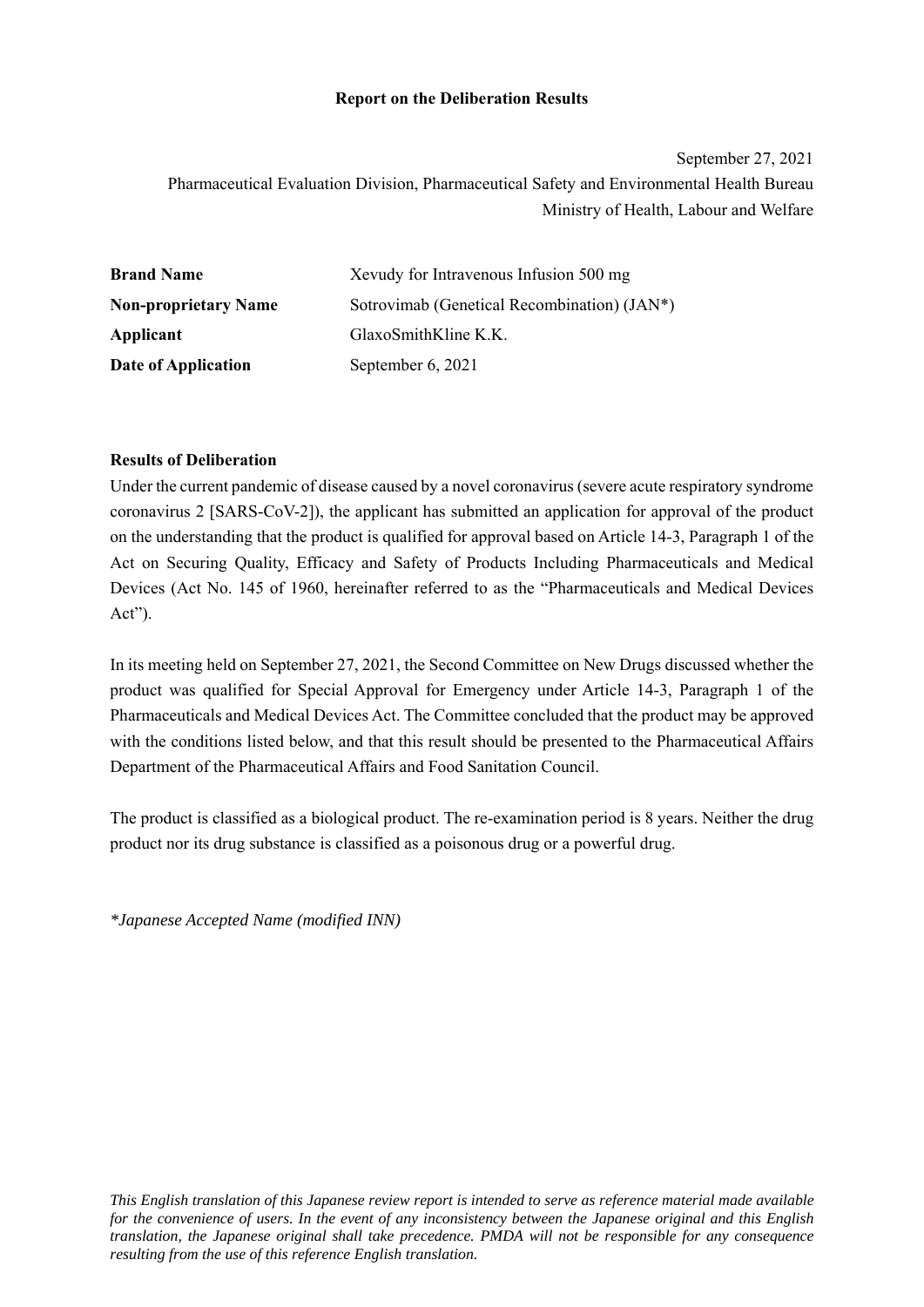# Report on the Deliberation Results

September 27, 2021

Pharmaceutical Evaluation Division, Pharmaceutical Safety and Environmental Health Bureau

Ministry of Health, Labour and Welfare

| | |
|---|---|
| **Brand Name** | Xevudy for Intravenous Infusion 500 mg |
| **Non-proprietary Name** | Sotrovimab (Genetical Recombination) (JAN*) |
| **Applicant** | GlaxoSmithKline K.K. |
| **Date of Application** | September 6, 2021 |

## Results of Deliberation

Under the current pandemic of disease caused by a novel coronavirus (severe acute respiratory syndrome coronavirus 2 [SARS-CoV-2]), the applicant has submitted an application for approval of the product on the understanding that the product is qualified for approval based on Article 14-3, Paragraph 1 of the Act on Securing Quality, Efficacy and Safety of Products Including Pharmaceuticals and Medical Devices (Act No. 145 of 1960, hereinafter referred to as the "Pharmaceuticals and Medical Devices Act").

In its meeting held on September 27, 2021, the Second Committee on New Drugs discussed whether the product was qualified for Special Approval for Emergency under Article 14-3, Paragraph 1 of the Pharmaceuticals and Medical Devices Act. The Committee concluded that the product may be approved with the conditions listed below, and that this result should be presented to the Pharmaceutical Affairs Department of the Pharmaceutical Affairs and Food Sanitation Council.

The product is classified as a biological product. The re-examination period is 8 years. Neither the drug product nor its drug substance is classified as a poisonous drug or a powerful drug.

*\*Japanese Accepted Name (modified INN)*

*This English translation of this Japanese review report is intended to serve as reference material made available for the convenience of users. In the event of any inconsistency between the Japanese original and this English translation, the Japanese original shall take precedence. PMDA will not be responsible for any consequence resulting from the use of this reference English translation.*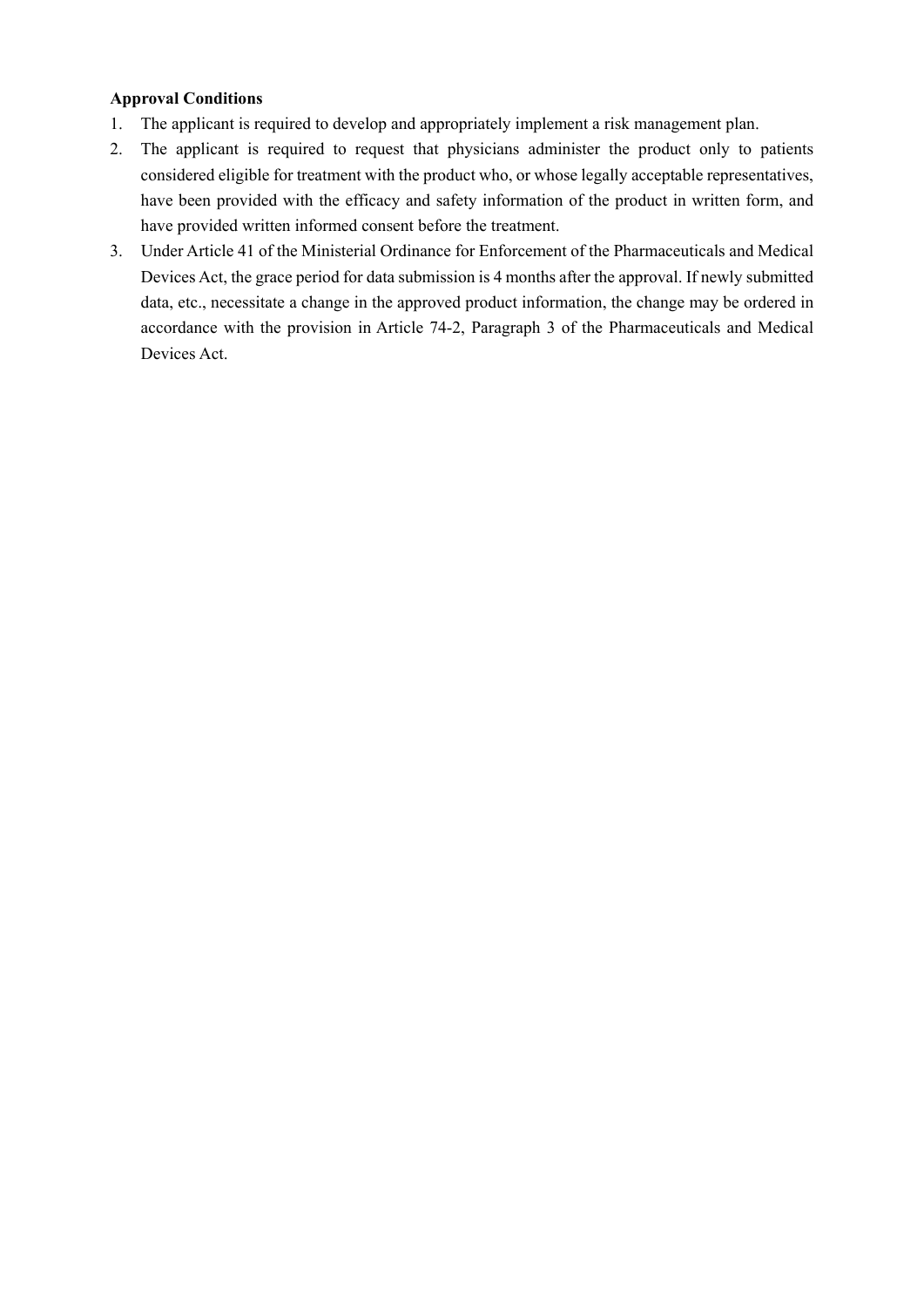**Approval Conditions**

1. The applicant is required to develop and appropriately implement a risk management plan.
2. The applicant is required to request that physicians administer the product only to patients considered eligible for treatment with the product who, or whose legally acceptable representatives, have been provided with the efficacy and safety information of the product in written form, and have provided written informed consent before the treatment.
3. Under Article 41 of the Ministerial Ordinance for Enforcement of the Pharmaceuticals and Medical Devices Act, the grace period for data submission is 4 months after the approval. If newly submitted data, etc., necessitate a change in the approved product information, the change may be ordered in accordance with the provision in Article 74-2, Paragraph 3 of the Pharmaceuticals and Medical Devices Act.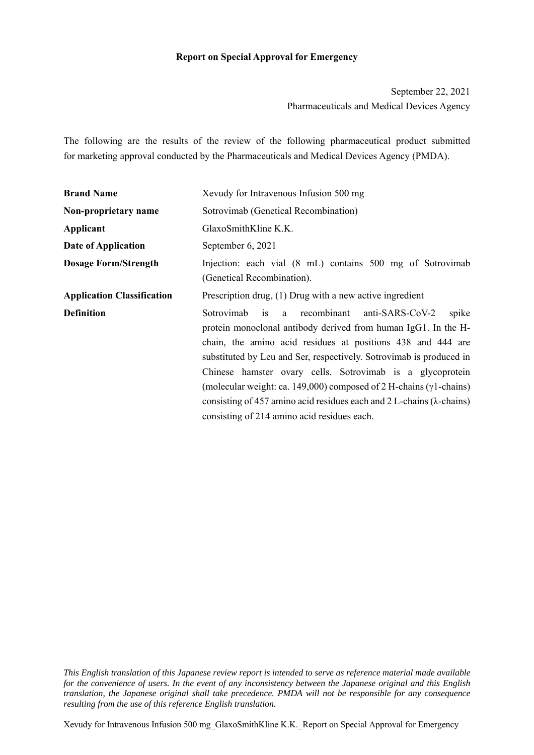**Report on Special Approval for Emergency**

September 22, 2021

Pharmaceuticals and Medical Devices Agency

The following are the results of the review of the following pharmaceutical product submitted for marketing approval conducted by the Pharmaceuticals and Medical Devices Agency (PMDA).

| | |
|---|---|
| **Brand Name** | Xevudy for Intravenous Infusion 500 mg |
| **Non-proprietary name** | Sotrovimab (Genetical Recombination) |
| **Applicant** | GlaxoSmithKline K.K. |
| **Date of Application** | September 6, 2021 |
| **Dosage Form/Strength** | Injection: each vial (8 mL) contains 500 mg of Sotrovimab (Genetical Recombination). |
| **Application Classification** | Prescription drug, (1) Drug with a new active ingredient |
| **Definition** | Sotrovimab is a recombinant anti-SARS-CoV-2 spike protein monoclonal antibody derived from human IgG1. In the H-chain, the amino acid residues at positions 438 and 444 are substituted by Leu and Ser, respectively. Sotrovimab is produced in Chinese hamster ovary cells. Sotrovimab is a glycoprotein (molecular weight: ca. 149,000) composed of 2 H-chains (γ1-chains) consisting of 457 amino acid residues each and 2 L-chains (λ-chains) consisting of 214 amino acid residues each. |

*This English translation of this Japanese review report is intended to serve as reference material made available for the convenience of users. In the event of any inconsistency between the Japanese original and this English translation, the Japanese original shall take precedence. PMDA will not be responsible for any consequence resulting from the use of this reference English translation.*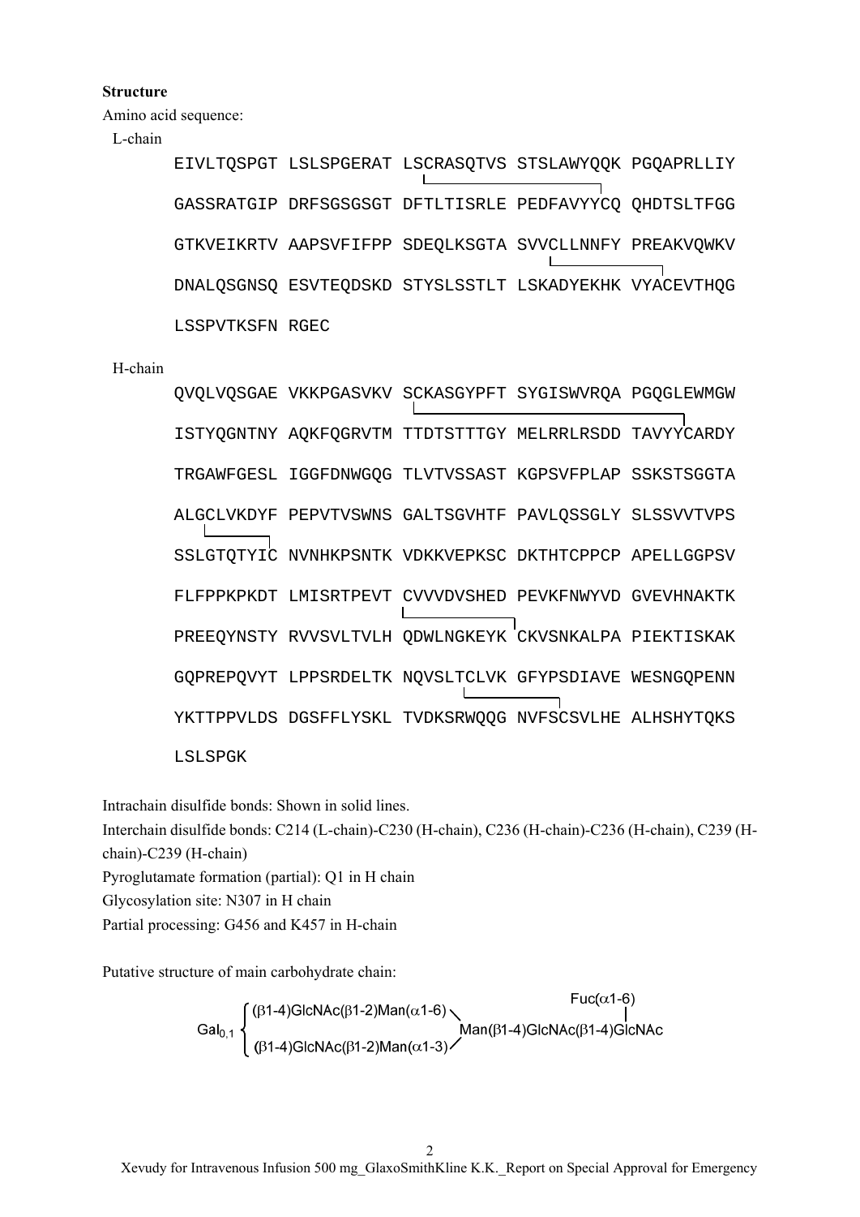**Structure**

Amino acid sequence:

L-chain

```
EIVLTQSPGT LSLSPGERAT LSCRASQTVS STSLAWYQQK PGQAPRLLIY
GASSRATGIP DRFSGSGSGT DFTLTISRLE PEDFAVYYCQ QHDTSLTFGG
GTKVEIKRTV AAPSVFIFPP SDEQLKSGTA SVVCLLNNFY PREAKVQWKV
DNALQSGNSQ ESVTEQDSKD STYSLSSTLT LSKADYEKHK VYACEVTHQG
LSSPVTKSFN RGEC
```

H-chain

```
QVQLVQSGAE VKKPGASVKV SCKASGYPFT SYGISWVRQA PGQGLEWMGW
ISTYQGNTNY AQKFQGRVTM TTDTSTTTGY MELRRLRSDD TAVYYCARDY
TRGAWFGESL IGGFDNWGQG TLVTVSSAST KGPSVFPLAP SSKSTSGGTA
ALGCLVKDYF PEPVTVSWNS GALTSGVHTF PAVLQSSGLY SLSSVVTVPS
SSLGTQTYIC NVNHKPSNTK VDKKVEPKSC DKTHTCPPCP APELLGGPSV
FLFPPKPKDT LMISRTPEVT CVVVDVSHED PEVKFNWYVD GVEVHNAKTK
PREEQYNSTY RVVSVLTVLH QDWLNGKEYK CKVSNKALPA PIEKTISKAK
GQPREPQVYT LPPSRDELTK NQVSLTCLVK GFYPSDIAVE WESNGQPENN
YKTTPPVLDS DGSFFLYSKL TVDKSRWQQG NVFSCSVLHE ALHSHYTQKS
LSLSPGK
```

Intrachain disulfide bonds: Shown in solid lines.

Interchain disulfide bonds: C214 (L-chain)-C230 (H-chain), C236 (H-chain)-C236 (H-chain), C239 (H-chain)-C239 (H-chain)

Pyroglutamate formation (partial): Q1 in H chain

Glycosylation site: N307 in H chain

Partial processing: G456 and K457 in H-chain

Putative structure of main carbohydrate chain:

$$\mathrm{Gal}_{0,1}\left\{\begin{array}{l}(\beta1\text{-}4)\mathrm{GlcNAc}(\beta1\text{-}2)\mathrm{Man}(\alpha1\text{-}6)\\(\beta1\text{-}4)\mathrm{GlcNAc}(\beta1\text{-}2)\mathrm{Man}(\alpha1\text{-}3)\end{array}\right\}\mathrm{Man}(\beta1\text{-}4)\mathrm{GlcNAc}(\beta1\text{-}4)\overset{\mathrm{Fuc}(\alpha1\text{-}6)}{\mathrm{GlcNAc}}$$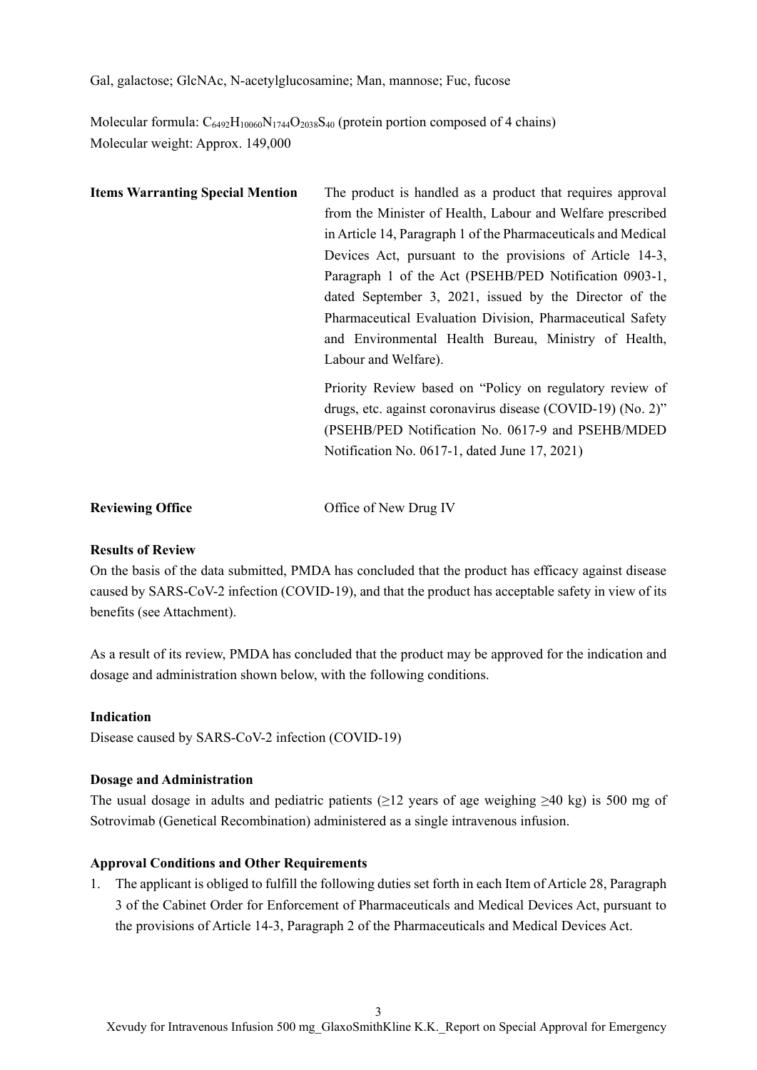Gal, galactose; GlcNAc, N-acetylglucosamine; Man, mannose; Fuc, fucose

Molecular formula: $C_{6492}H_{10060}N_{1744}O_{2038}S_{40}$ (protein portion composed of 4 chains)
Molecular weight: Approx. 149,000

**Items Warranting Special Mention**

The product is handled as a product that requires approval from the Minister of Health, Labour and Welfare prescribed in Article 14, Paragraph 1 of the Pharmaceuticals and Medical Devices Act, pursuant to the provisions of Article 14-3, Paragraph 1 of the Act (PSEHB/PED Notification 0903-1, dated September 3, 2021, issued by the Director of the Pharmaceutical Evaluation Division, Pharmaceutical Safety and Environmental Health Bureau, Ministry of Health, Labour and Welfare).

Priority Review based on "Policy on regulatory review of drugs, etc. against coronavirus disease (COVID-19) (No. 2)" (PSEHB/PED Notification No. 0617-9 and PSEHB/MDED Notification No. 0617-1, dated June 17, 2021)

**Reviewing Office** Office of New Drug IV

**Results of Review**

On the basis of the data submitted, PMDA has concluded that the product has efficacy against disease caused by SARS-CoV-2 infection (COVID-19), and that the product has acceptable safety in view of its benefits (see Attachment).

As a result of its review, PMDA has concluded that the product may be approved for the indication and dosage and administration shown below, with the following conditions.

**Indication**

Disease caused by SARS-CoV-2 infection (COVID-19)

**Dosage and Administration**

The usual dosage in adults and pediatric patients (≥12 years of age weighing ≥40 kg) is 500 mg of Sotrovimab (Genetical Recombination) administered as a single intravenous infusion.

**Approval Conditions and Other Requirements**

1. The applicant is obliged to fulfill the following duties set forth in each Item of Article 28, Paragraph 3 of the Cabinet Order for Enforcement of Pharmaceuticals and Medical Devices Act, pursuant to the provisions of Article 14-3, Paragraph 2 of the Pharmaceuticals and Medical Devices Act.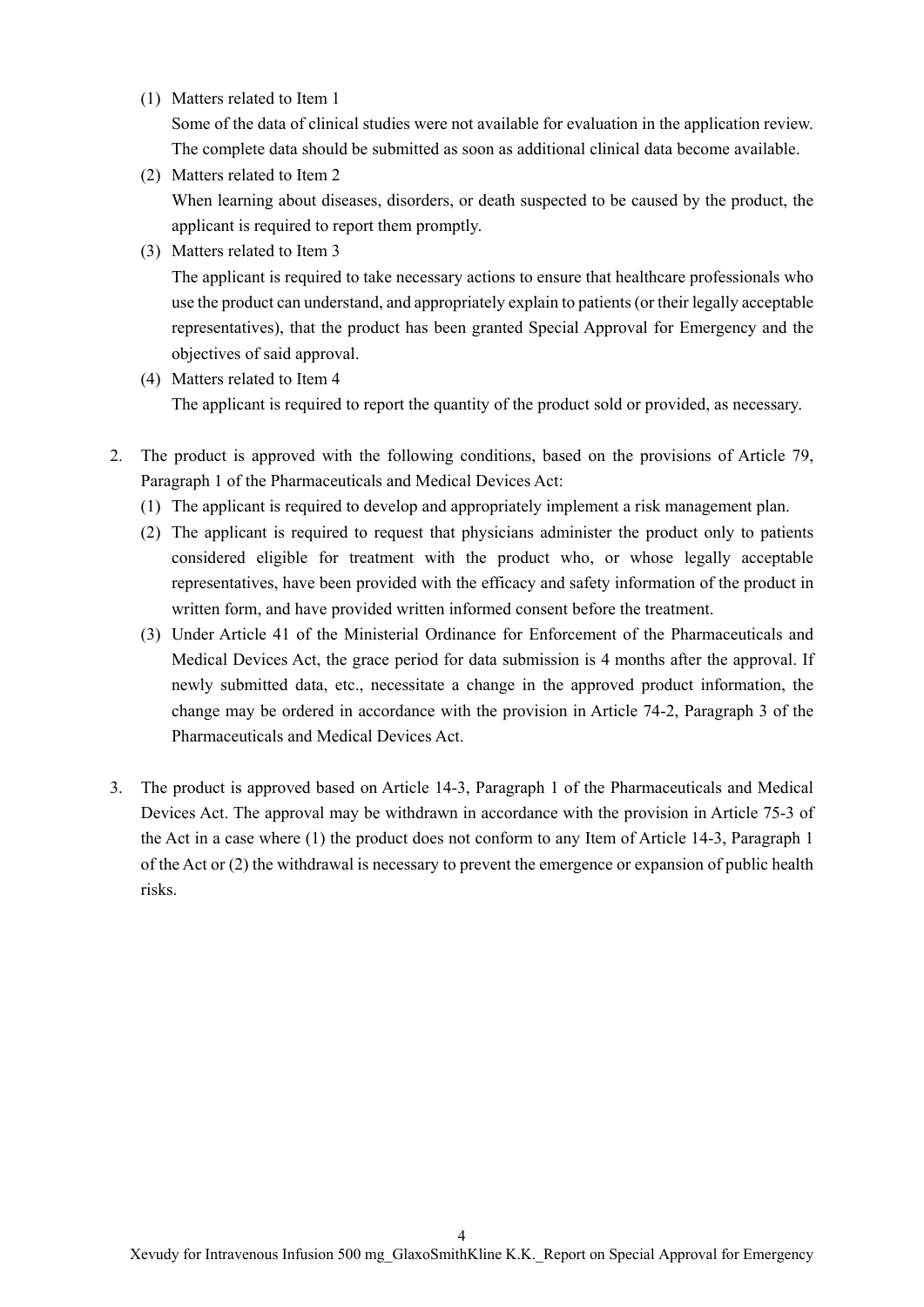(1) Matters related to Item 1

Some of the data of clinical studies were not available for evaluation in the application review. The complete data should be submitted as soon as additional clinical data become available.

(2) Matters related to Item 2

When learning about diseases, disorders, or death suspected to be caused by the product, the applicant is required to report them promptly.

(3) Matters related to Item 3

The applicant is required to take necessary actions to ensure that healthcare professionals who use the product can understand, and appropriately explain to patients (or their legally acceptable representatives), that the product has been granted Special Approval for Emergency and the objectives of said approval.

(4) Matters related to Item 4

The applicant is required to report the quantity of the product sold or provided, as necessary.

2. The product is approved with the following conditions, based on the provisions of Article 79, Paragraph 1 of the Pharmaceuticals and Medical Devices Act:
   (1) The applicant is required to develop and appropriately implement a risk management plan.
   (2) The applicant is required to request that physicians administer the product only to patients considered eligible for treatment with the product who, or whose legally acceptable representatives, have been provided with the efficacy and safety information of the product in written form, and have provided written informed consent before the treatment.
   (3) Under Article 41 of the Ministerial Ordinance for Enforcement of the Pharmaceuticals and Medical Devices Act, the grace period for data submission is 4 months after the approval. If newly submitted data, etc., necessitate a change in the approved product information, the change may be ordered in accordance with the provision in Article 74-2, Paragraph 3 of the Pharmaceuticals and Medical Devices Act.

3. The product is approved based on Article 14-3, Paragraph 1 of the Pharmaceuticals and Medical Devices Act. The approval may be withdrawn in accordance with the provision in Article 75-3 of the Act in a case where (1) the product does not conform to any Item of Article 14-3, Paragraph 1 of the Act or (2) the withdrawal is necessary to prevent the emergence or expansion of public health risks.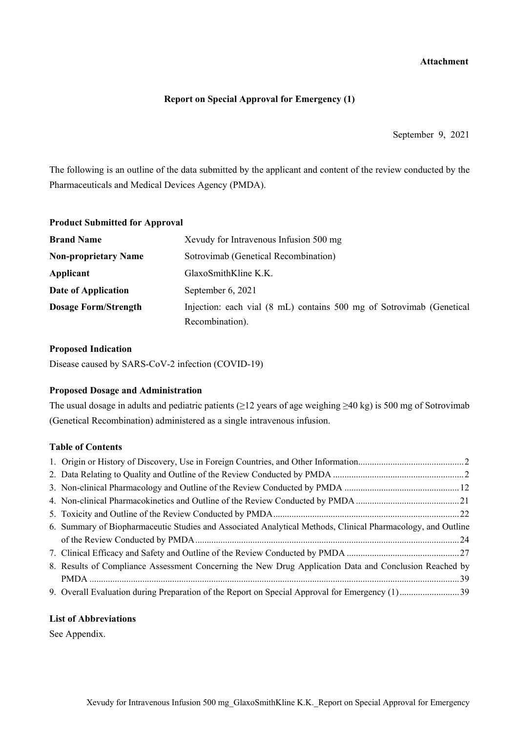**Attachment**

**Report on Special Approval for Emergency (1)**

September 9, 2021

The following is an outline of the data submitted by the applicant and content of the review conducted by the Pharmaceuticals and Medical Devices Agency (PMDA).

**Product Submitted for Approval**

| | |
|---|---|
| **Brand Name** | Xevudy for Intravenous Infusion 500 mg |
| **Non-proprietary Name** | Sotrovimab (Genetical Recombination) |
| **Applicant** | GlaxoSmithKline K.K. |
| **Date of Application** | September 6, 2021 |
| **Dosage Form/Strength** | Injection: each vial (8 mL) contains 500 mg of Sotrovimab (Genetical Recombination). |

**Proposed Indication**

Disease caused by SARS-CoV-2 infection (COVID-19)

**Proposed Dosage and Administration**

The usual dosage in adults and pediatric patients (≥12 years of age weighing ≥40 kg) is 500 mg of Sotrovimab (Genetical Recombination) administered as a single intravenous infusion.

**Table of Contents**

1. Origin or History of Discovery, Use in Foreign Countries, and Other Information.............................................2
2. Data Relating to Quality and Outline of the Review Conducted by PMDA .........................................................2
3. Non-clinical Pharmacology and Outline of the Review Conducted by PMDA .................................................12
4. Non-clinical Pharmacokinetics and Outline of the Review Conducted by PMDA ............................................21
5. Toxicity and Outline of the Review Conducted by PMDA................................................................................22
6. Summary of Biopharmaceutic Studies and Associated Analytical Methods, Clinical Pharmacology, and Outline of the Review Conducted by PMDA..................................................................................................................24
7. Clinical Efficacy and Safety and Outline of the Review Conducted by PMDA ................................................27
8. Results of Compliance Assessment Concerning the New Drug Application Data and Conclusion Reached by PMDA ...............................................................................................................................................................39
9. Overall Evaluation during Preparation of the Report on Special Approval for Emergency (1)..........................39

**List of Abbreviations**

See Appendix.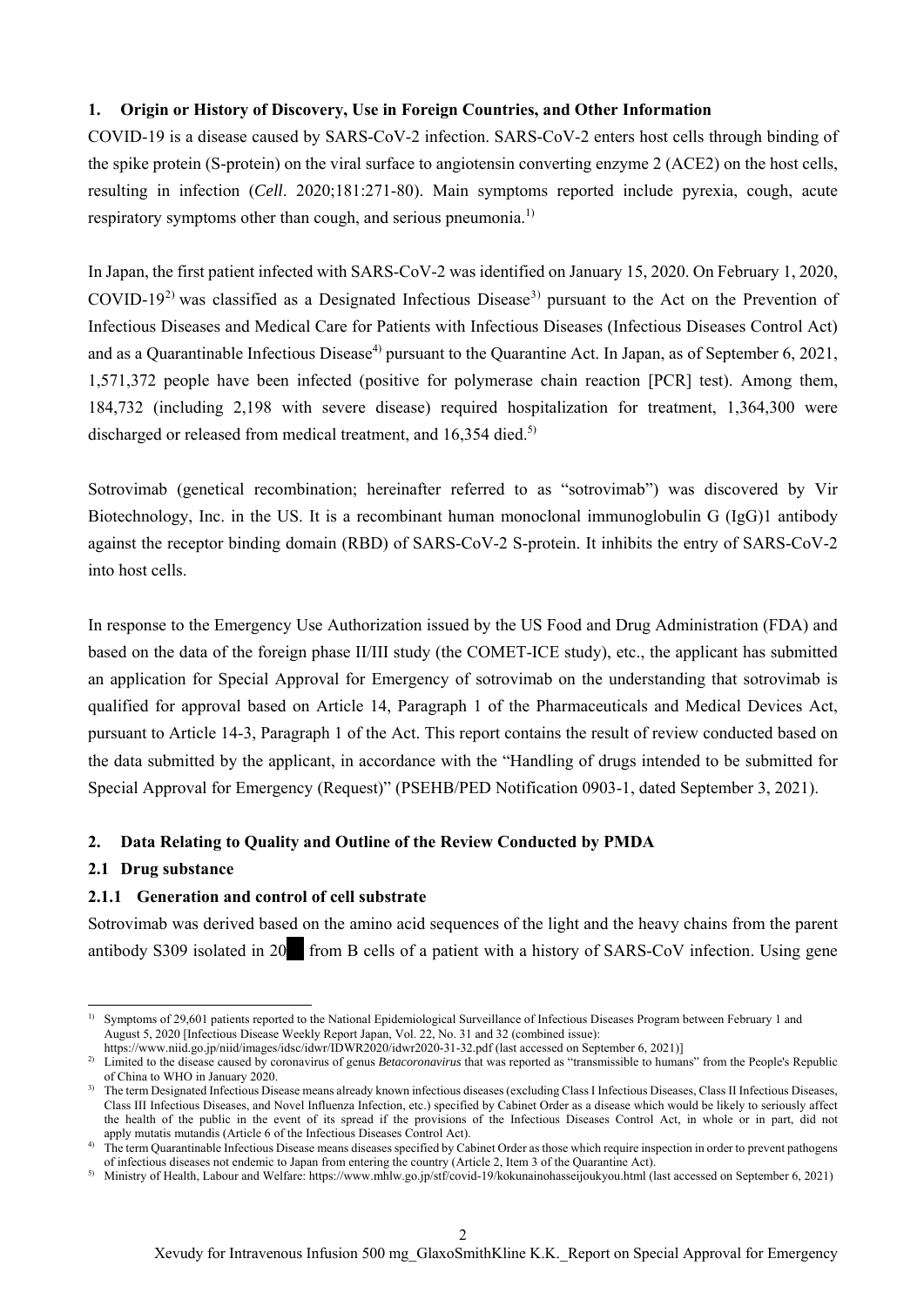## 1. Origin or History of Discovery, Use in Foreign Countries, and Other Information

COVID-19 is a disease caused by SARS-CoV-2 infection. SARS-CoV-2 enters host cells through binding of the spike protein (S-protein) on the viral surface to angiotensin converting enzyme 2 (ACE2) on the host cells, resulting in infection (*Cell*. 2020;181:271-80). Main symptoms reported include pyrexia, cough, acute respiratory symptoms other than cough, and serious pneumonia.[1]

In Japan, the first patient infected with SARS-CoV-2 was identified on January 15, 2020. On February 1, 2020, COVID-19[2] was classified as a Designated Infectious Disease[3] pursuant to the Act on the Prevention of Infectious Diseases and Medical Care for Patients with Infectious Diseases (Infectious Diseases Control Act) and as a Quarantinable Infectious Disease[4] pursuant to the Quarantine Act. In Japan, as of September 6, 2021, 1,571,372 people have been infected (positive for polymerase chain reaction [PCR] test). Among them, 184,732 (including 2,198 with severe disease) required hospitalization for treatment, 1,364,300 were discharged or released from medical treatment, and 16,354 died.[5]

Sotrovimab (genetical recombination; hereinafter referred to as "sotrovimab") was discovered by Vir Biotechnology, Inc. in the US. It is a recombinant human monoclonal immunoglobulin G (IgG)1 antibody against the receptor binding domain (RBD) of SARS-CoV-2 S-protein. It inhibits the entry of SARS-CoV-2 into host cells.

In response to the Emergency Use Authorization issued by the US Food and Drug Administration (FDA) and based on the data of the foreign phase II/III study (the COMET-ICE study), etc., the applicant has submitted an application for Special Approval for Emergency of sotrovimab on the understanding that sotrovimab is qualified for approval based on Article 14, Paragraph 1 of the Pharmaceuticals and Medical Devices Act, pursuant to Article 14-3, Paragraph 1 of the Act. This report contains the result of review conducted based on the data submitted by the applicant, in accordance with the "Handling of drugs intended to be submitted for Special Approval for Emergency (Request)" (PSEHB/PED Notification 0903-1, dated September 3, 2021).

## 2. Data Relating to Quality and Outline of the Review Conducted by PMDA

### 2.1 Drug substance

#### 2.1.1 Generation and control of cell substrate

Sotrovimab was derived based on the amino acid sequences of the light and the heavy chains from the parent antibody S309 isolated in 20█ from B cells of a patient with a history of SARS-CoV infection. Using gene

---

[1] Symptoms of 29,601 patients reported to the National Epidemiological Surveillance of Infectious Diseases Program between February 1 and August 5, 2020 [Infectious Disease Weekly Report Japan, Vol. 22, No. 31 and 32 (combined issue): https://www.niid.go.jp/niid/images/idsc/idwr/IDWR2020/idwr2020-31-32.pdf (last accessed on September 6, 2021)]

[2] Limited to the disease caused by coronavirus of genus *Betacoronavirus* that was reported as "transmissible to humans" from the People's Republic of China to WHO in January 2020.

[3] The term Designated Infectious Disease means already known infectious diseases (excluding Class I Infectious Diseases, Class II Infectious Diseases, Class III Infectious Diseases, and Novel Influenza Infection, etc.) specified by Cabinet Order as a disease which would be likely to seriously affect the health of the public in the event of its spread if the provisions of the Infectious Diseases Control Act, in whole or in part, did not apply mutatis mutandis (Article 6 of the Infectious Diseases Control Act).

[4] The term Quarantinable Infectious Disease means diseases specified by Cabinet Order as those which require inspection in order to prevent pathogens of infectious diseases not endemic to Japan from entering the country (Article 2, Item 3 of the Quarantine Act).

[5] Ministry of Health, Labour and Welfare: https://www.mhlw.go.jp/stf/covid-19/kokunainohasseijoukyou.html (last accessed on September 6, 2021)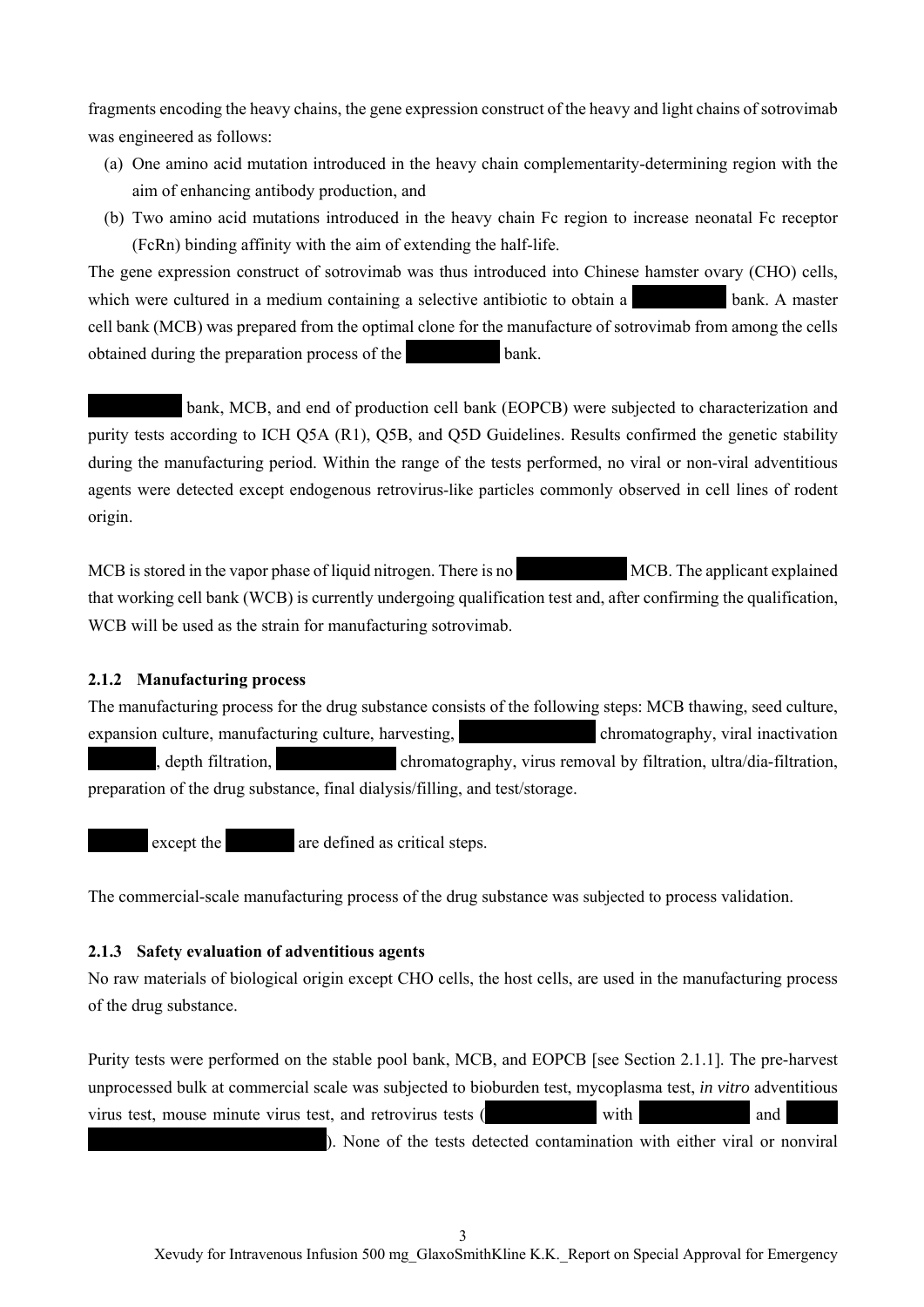fragments encoding the heavy chains, the gene expression construct of the heavy and light chains of sotrovimab was engineered as follows:

(a) One amino acid mutation introduced in the heavy chain complementarity-determining region with the aim of enhancing antibody production, and
(b) Two amino acid mutations introduced in the heavy chain Fc region to increase neonatal Fc receptor (FcRn) binding affinity with the aim of extending the half-life.

The gene expression construct of sotrovimab was thus introduced into Chinese hamster ovary (CHO) cells, which were cultured in a medium containing a selective antibiotic to obtain a ████ bank. A master cell bank (MCB) was prepared from the optimal clone for the manufacture of sotrovimab from among the cells obtained during the preparation process of the ████ bank.

████ bank, MCB, and end of production cell bank (EOPCB) were subjected to characterization and purity tests according to ICH Q5A (R1), Q5B, and Q5D Guidelines. Results confirmed the genetic stability during the manufacturing period. Within the range of the tests performed, no viral or non-viral adventitious agents were detected except endogenous retrovirus-like particles commonly observed in cell lines of rodent origin.

MCB is stored in the vapor phase of liquid nitrogen. There is no ████ MCB. The applicant explained that working cell bank (WCB) is currently undergoing qualification test and, after confirming the qualification, WCB will be used as the strain for manufacturing sotrovimab.

### 2.1.2 Manufacturing process

The manufacturing process for the drug substance consists of the following steps: MCB thawing, seed culture, expansion culture, manufacturing culture, harvesting, ████ chromatography, viral inactivation ████, depth filtration, ████ chromatography, virus removal by filtration, ultra/dia-filtration, preparation of the drug substance, final dialysis/filling, and test/storage.

████ except the ████ are defined as critical steps.

The commercial-scale manufacturing process of the drug substance was subjected to process validation.

### 2.1.3 Safety evaluation of adventitious agents

No raw materials of biological origin except CHO cells, the host cells, are used in the manufacturing process of the drug substance.

Purity tests were performed on the stable pool bank, MCB, and EOPCB [see Section 2.1.1]. The pre-harvest unprocessed bulk at commercial scale was subjected to bioburden test, mycoplasma test, *in vitro* adventitious virus test, mouse minute virus test, and retrovirus tests (████ with ████ and ████). None of the tests detected contamination with either viral or nonviral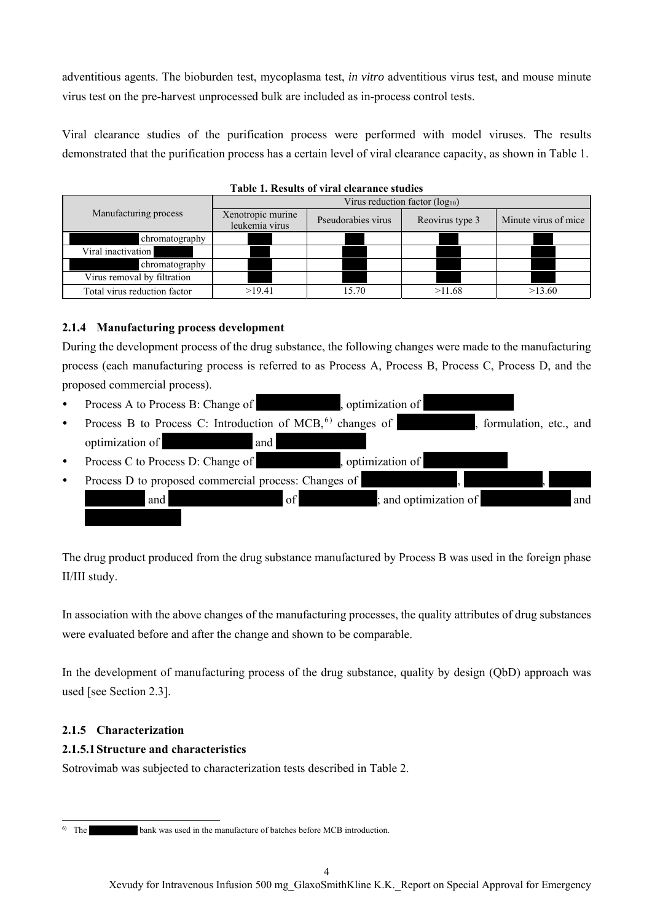adventitious agents. The bioburden test, mycoplasma test, *in vitro* adventitious virus test, and mouse minute virus test on the pre-harvest unprocessed bulk are included as in-process control tests.

Viral clearance studies of the purification process were performed with model viruses. The results demonstrated that the purification process has a certain level of viral clearance capacity, as shown in Table 1.

**Table 1. Results of viral clearance studies**

| Manufacturing process | Virus reduction factor ($log_{10}$) | | | |
|---|---|---|---|---|
| | Xenotropic murine leukemia virus | Pseudorabies virus | Reovirus type 3 | Minute virus of mice |
| chromatography | | | | |
| Viral inactivation | | | | |
| chromatography | | | | |
| Virus removal by filtration | | | | |
| Total virus reduction factor | >19.41 | 15.70 | >11.68 | >13.60 |

### 2.1.4 Manufacturing process development

During the development process of the drug substance, the following changes were made to the manufacturing process (each manufacturing process is referred to as Process A, Process B, Process C, Process D, and the proposed commercial process).

- Process A to Process B: Change of , optimization of
- Process B to Process C: Introduction of MCB,[6)] changes of , formulation, etc., and optimization of and
- Process C to Process D: Change of , optimization of
- Process D to proposed commercial process: Changes of , , and of ; and optimization of and

The drug product produced from the drug substance manufactured by Process B was used in the foreign phase II/III study.

In association with the above changes of the manufacturing processes, the quality attributes of drug substances were evaluated before and after the change and shown to be comparable.

In the development of manufacturing process of the drug substance, quality by design (QbD) approach was used [see Section 2.3].

### 2.1.5 Characterization

#### 2.1.5.1 Structure and characteristics

Sotrovimab was subjected to characterization tests described in Table 2.

6) The bank was used in the manufacture of batches before MCB introduction.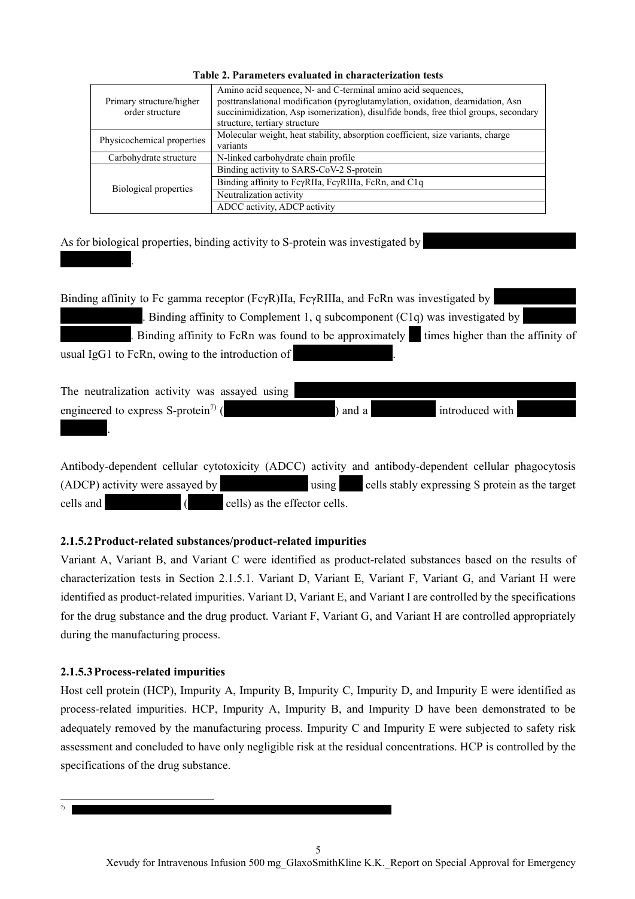**Table 2. Parameters evaluated in characterization tests**

| | |
|---|---|
| Primary structure/higher order structure | Amino acid sequence, N- and C-terminal amino acid sequences, posttranslational modification (pyroglutamylation, oxidation, deamidation, Asn succinimidization, Asp isomerization), disulfide bonds, free thiol groups, secondary structure, tertiary structure |
| Physicochemical properties | Molecular weight, heat stability, absorption coefficient, size variants, charge variants |
| Carbohydrate structure | N-linked carbohydrate chain profile |
| Biological properties | Binding activity to SARS-CoV-2 S-protein |
| | Binding affinity to FcγRIIa, FcγRIIIa, FcRn, and C1q |
| | Neutralization activity |
| | ADCC activity, ADCP activity |

As for biological properties, binding activity to S-protein was investigated by ██████████████.

Binding affinity to Fc gamma receptor (FcγR)IIa, FcγRIIIa, and FcRn was investigated by ██████████. Binding affinity to Complement 1, q subcomponent (C1q) was investigated by ██████████. Binding affinity to FcRn was found to be approximately ██ times higher than the affinity of usual IgG1 to FcRn, owing to the introduction of ██████████.

The neutralization activity was assayed using ██████████ engineered to express S-protein[7] (██████████) and a ██████████ introduced with ██████████.

Antibody-dependent cellular cytotoxicity (ADCC) activity and antibody-dependent cellular phagocytosis (ADCP) activity were assayed by ██████████ using ██ cells stably expressing S protein as the target cells and ██████████ (██ cells) as the effector cells.

### 2.1.5.2 Product-related substances/product-related impurities

Variant A, Variant B, and Variant C were identified as product-related substances based on the results of characterization tests in Section 2.1.5.1. Variant D, Variant E, Variant F, Variant G, and Variant H were identified as product-related impurities. Variant D, Variant E, and Variant I are controlled by the specifications for the drug substance and the drug product. Variant F, Variant G, and Variant H are controlled appropriately during the manufacturing process.

### 2.1.5.3 Process-related impurities

Host cell protein (HCP), Impurity A, Impurity B, Impurity C, Impurity D, and Impurity E were identified as process-related impurities. HCP, Impurity A, Impurity B, and Impurity D have been demonstrated to be adequately removed by the manufacturing process. Impurity C and Impurity E were subjected to safety risk assessment and concluded to have only negligible risk at the residual concentrations. HCP is controlled by the specifications of the drug substance.

[7] ██████████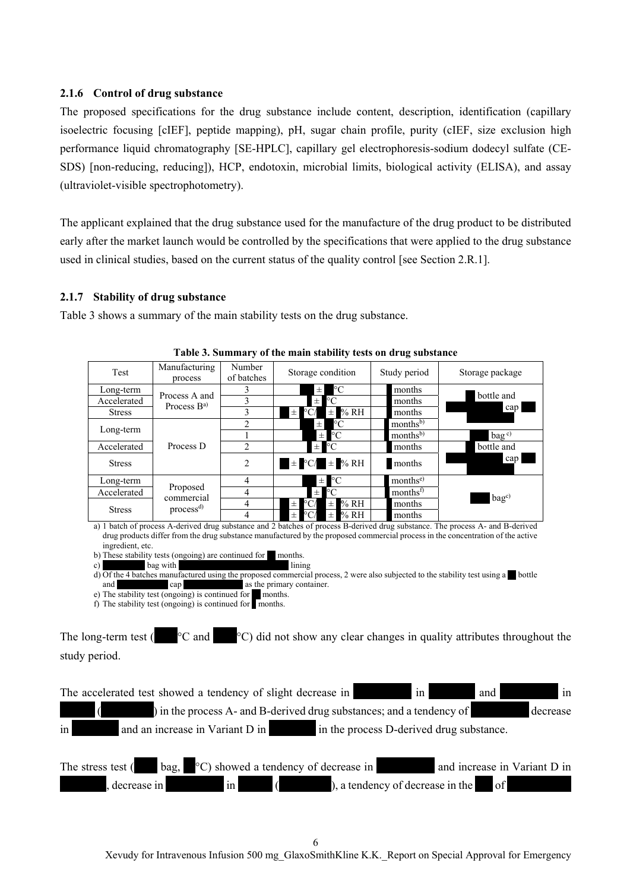### 2.1.6 Control of drug substance

The proposed specifications for the drug substance include content, description, identification (capillary isoelectric focusing [cIEF], peptide mapping), pH, sugar chain profile, purity (cIEF, size exclusion high performance liquid chromatography [SE-HPLC], capillary gel electrophoresis-sodium dodecyl sulfate (CE-SDS) [non-reducing, reducing]), HCP, endotoxin, microbial limits, biological activity (ELISA), and assay (ultraviolet-visible spectrophotometry).

The applicant explained that the drug substance used for the manufacture of the drug product to be distributed early after the market launch would be controlled by the specifications that were applied to the drug substance used in clinical studies, based on the current status of the quality control [see Section 2.R.1].

### 2.1.7 Stability of drug substance

Table 3 shows a summary of the main stability tests on the drug substance.

**Table 3. Summary of the main stability tests on drug substance**

| Test | Manufacturing process | Number of batches | Storage condition | Study period | Storage package |
|---|---|---|---|---|---|
| Long-term | Process A and Process B[a)] | 3 | ± °C | months | bottle and cap |
| Accelerated | | 3 | ± °C | months | |
| Stress | | 3 | ± °C/ ± % RH | months | |
| Long-term | Process D | 2 | ± °C | months[b)] | |
| | | 1 | ± °C | months[b)] | bag[c)] |
| Accelerated | | 2 | ± °C | months | bottle and cap |
| Stress | | 2 | ± °C/ ± % RH | months | |
| Long-term | Proposed commercial process[d)] | 4 | ± °C | months[e)] | bag[c)] |
| Accelerated | | 4 | ± °C | months[f)] | |
| Stress | | 4 | ± °C/ ± % RH | months | |
| | | 4 | ± °C/ ± % RH | months | |

a) 1 batch of process A-derived drug substance and 2 batches of process B-derived drug substance. The process A- and B-derived drug products differ from the drug substance manufactured by the proposed commercial process in the concentration of the active ingredient, etc.
b) These stability tests (ongoing) are continued for months.
c) bag with lining
d) Of the 4 batches manufactured using the proposed commercial process, 2 were also subjected to the stability test using a bottle and cap as the primary container.
e) The stability test (ongoing) is continued for months.
f) The stability test (ongoing) is continued for months.

The long-term test ( °C and °C) did not show any clear changes in quality attributes throughout the study period.

The accelerated test showed a tendency of slight decrease in in and in ( ) in the process A- and B-derived drug substances; and a tendency of decrease in and an increase in Variant D in in the process D-derived drug substance.

The stress test ( bag, °C) showed a tendency of decrease in and increase in Variant D in , decrease in in ( ), a tendency of decrease in the of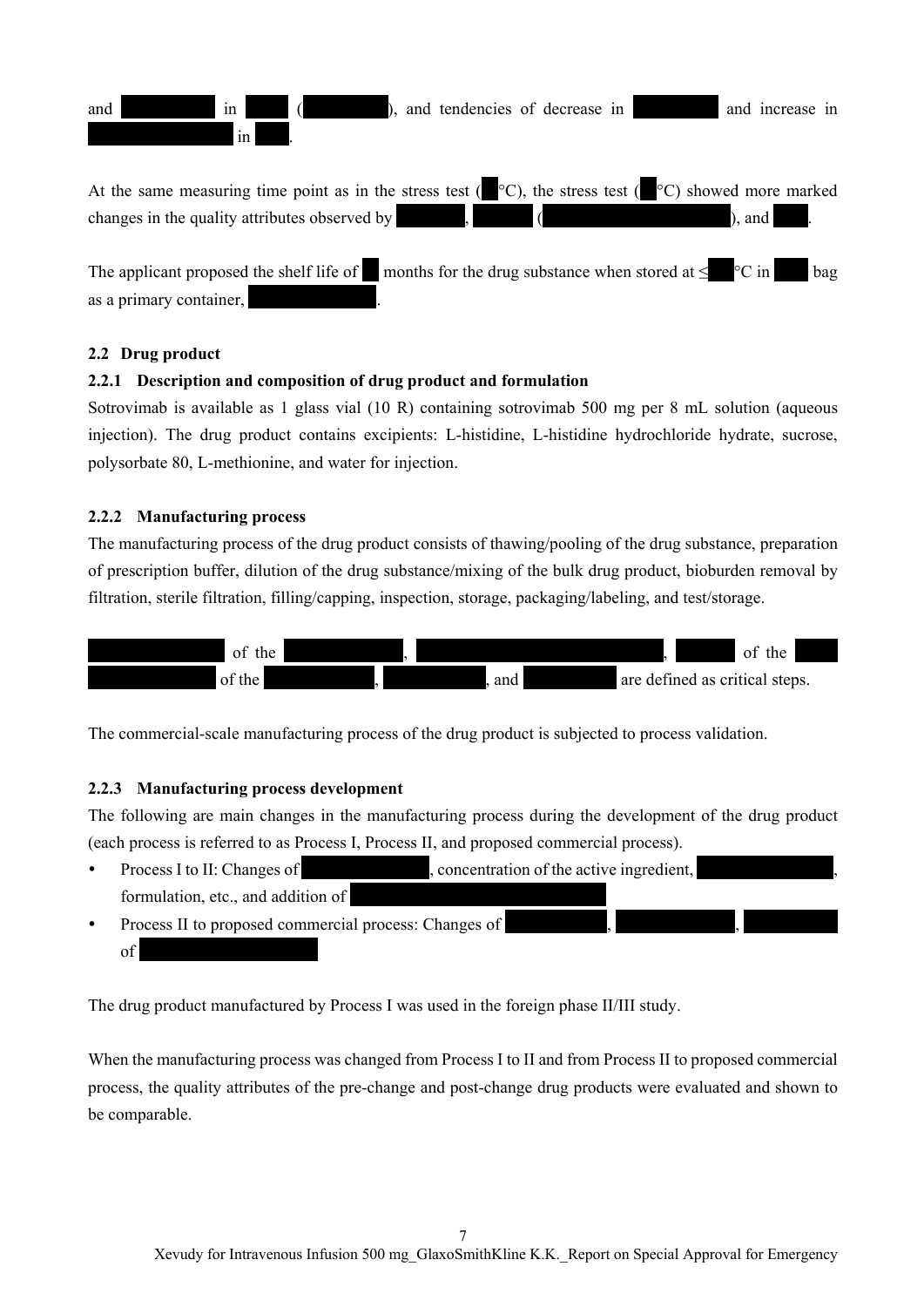and ███ in ███ (███), and tendencies of decrease in ███ and increase in ███ in ███.

At the same measuring time point as in the stress test (█°C), the stress test (█°C) showed more marked changes in the quality attributes observed by ███, ███ (███), and ███.

The applicant proposed the shelf life of █ months for the drug substance when stored at ≤█°C in ███ bag as a primary container, ███.

### 2.2 Drug product

#### 2.2.1 Description and composition of drug product and formulation

Sotrovimab is available as 1 glass vial (10 R) containing sotrovimab 500 mg per 8 mL solution (aqueous injection). The drug product contains excipients: L-histidine, L-histidine hydrochloride hydrate, sucrose, polysorbate 80, L-methionine, and water for injection.

#### 2.2.2 Manufacturing process

The manufacturing process of the drug product consists of thawing/pooling of the drug substance, preparation of prescription buffer, dilution of the drug substance/mixing of the bulk drug product, bioburden removal by filtration, sterile filtration, filling/capping, inspection, storage, packaging/labeling, and test/storage.

███ of the ███, ███, ███ of the ███ ███ of the ███, ███, and ███ are defined as critical steps.

The commercial-scale manufacturing process of the drug product is subjected to process validation.

#### 2.2.3 Manufacturing process development

The following are main changes in the manufacturing process during the development of the drug product (each process is referred to as Process I, Process II, and proposed commercial process).

- Process I to II: Changes of ███, concentration of the active ingredient, ███, formulation, etc., and addition of ███
- Process II to proposed commercial process: Changes of ███, ███, ███ of ███

The drug product manufactured by Process I was used in the foreign phase II/III study.

When the manufacturing process was changed from Process I to II and from Process II to proposed commercial process, the quality attributes of the pre-change and post-change drug products were evaluated and shown to be comparable.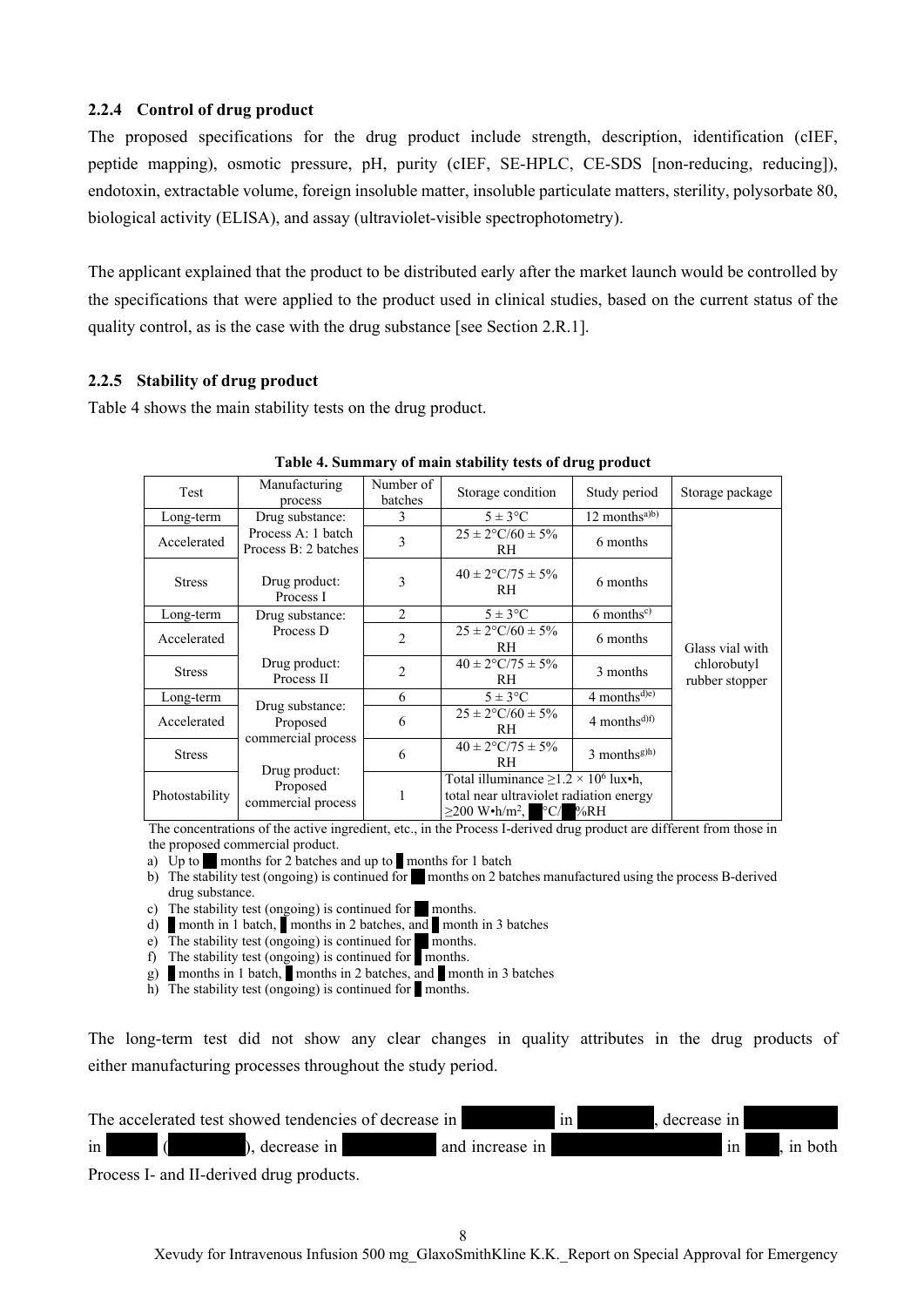### 2.2.4 Control of drug product

The proposed specifications for the drug product include strength, description, identification (cIEF, peptide mapping), osmotic pressure, pH, purity (cIEF, SE-HPLC, CE-SDS [non-reducing, reducing]), endotoxin, extractable volume, foreign insoluble matter, insoluble particulate matters, sterility, polysorbate 80, biological activity (ELISA), and assay (ultraviolet-visible spectrophotometry).

The applicant explained that the product to be distributed early after the market launch would be controlled by the specifications that were applied to the product used in clinical studies, based on the current status of the quality control, as is the case with the drug substance [see Section 2.R.1].

### 2.2.5 Stability of drug product

Table 4 shows the main stability tests on the drug product.

**Table 4. Summary of main stability tests of drug product**

| Test | Manufacturing process | Number of batches | Storage condition | Study period | Storage package |
|---|---|---|---|---|---|
| Long-term | Drug substance: Process A: 1 batch Process B: 2 batches | 3 | 5 ± 3°C | 12 months[a)b)] | Glass vial with chlorobutyl rubber stopper |
| Accelerated | | 3 | 25 ± 2°C/60 ± 5% RH | 6 months | |
| Stress | Drug product: Process I | 3 | 40 ± 2°C/75 ± 5% RH | 6 months | |
| Long-term | Drug substance: Process D | 2 | 5 ± 3°C | 6 months[c)] | |
| Accelerated | | 2 | 25 ± 2°C/60 ± 5% RH | 6 months | |
| Stress | Drug product: Process II | 2 | 40 ± 2°C/75 ± 5% RH | 3 months | |
| Long-term | Drug substance: Proposed commercial process | 6 | 5 ± 3°C | 4 months[d)e)] | |
| Accelerated | | 6 | 25 ± 2°C/60 ± 5% RH | 4 months[d)f)] | |
| Stress | Drug product: Proposed commercial process | 6 | 40 ± 2°C/75 ± 5% RH | 3 months[g)h)] | |
| Photostability | | 1 | Total illuminance ≥1.2 × $10^6$ lux•h, total near ultraviolet radiation energy ≥200 W•h/$m^2$, ██°C/██%RH | | |

The concentrations of the active ingredient, etc., in the Process I-derived drug product are different from those in the proposed commercial product.

a) Up to ██ months for 2 batches and up to █ months for 1 batch
b) The stability test (ongoing) is continued for ██ months on 2 batches manufactured using the process B-derived drug substance.
c) The stability test (ongoing) is continued for ██ months.
d) █ month in 1 batch, █ months in 2 batches, and █ month in 3 batches
e) The stability test (ongoing) is continued for ██ months.
f) The stability test (ongoing) is continued for █ months.
g) █ months in 1 batch, █ months in 2 batches, and █ month in 3 batches
h) The stability test (ongoing) is continued for █ months.

The long-term test did not show any clear changes in quality attributes in the drug products of either manufacturing processes throughout the study period.

The accelerated test showed tendencies of decrease in ██████ in █████, decrease in ██████ in ████ (█████), decrease in ██████ and increase in ███████████ in ███, in both Process I- and II-derived drug products.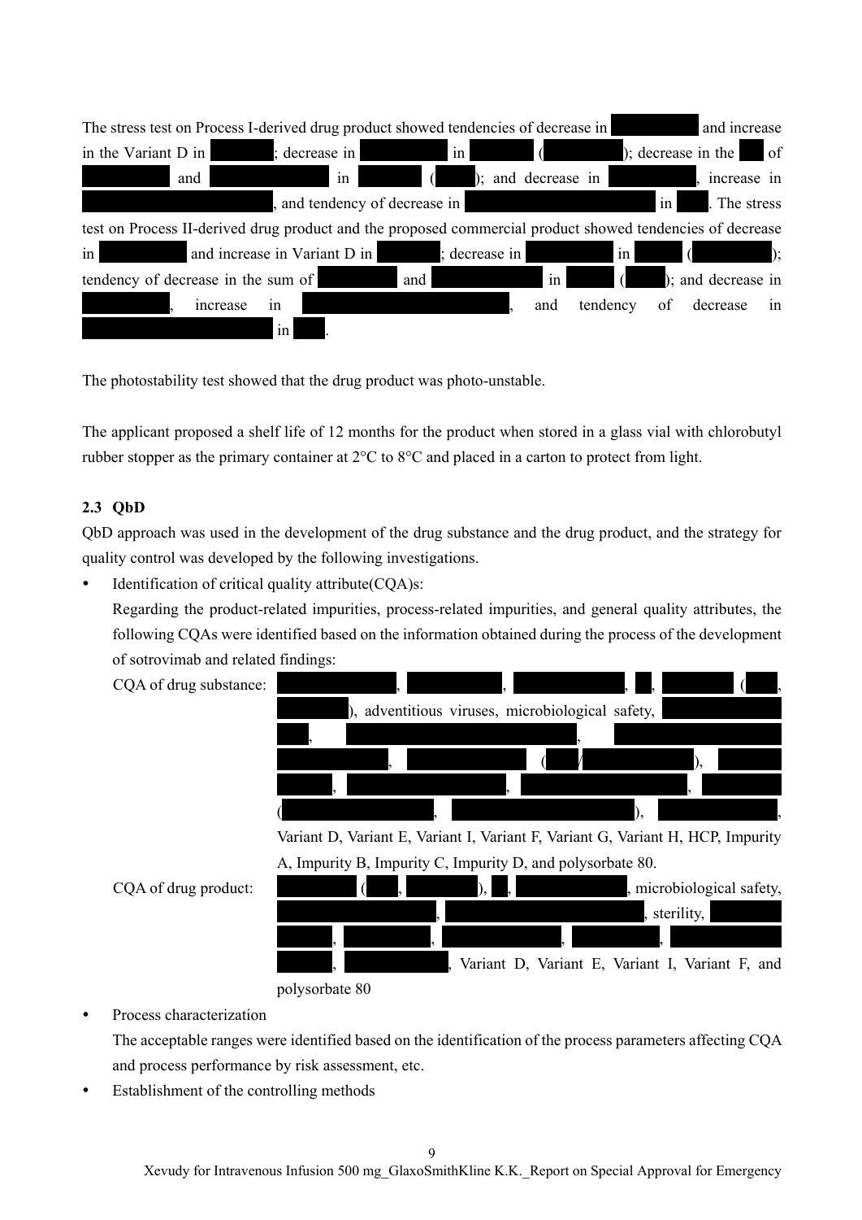The stress test on Process I-derived drug product showed tendencies of decrease in ████ and increase in the Variant D in ████; decrease in ████ in ████ (████); decrease in the ██ of ████ and ████ in ████ (████); and decrease in ████, increase in ████, and tendency of decrease in ████ in ████. The stress test on Process II-derived drug product and the proposed commercial product showed tendencies of decrease in ████ and increase in Variant D in ████; decrease in ████ in ████ (████); tendency of decrease in the sum of ████ and ████ in ████ (████); and decrease in ████, increase in ████, and tendency of decrease in ████ in ████.

The photostability test showed that the drug product was photo-unstable.

The applicant proposed a shelf life of 12 months for the product when stored in a glass vial with chlorobutyl rubber stopper as the primary container at 2°C to 8°C and placed in a carton to protect from light.

### 2.3 QbD

QbD approach was used in the development of the drug substance and the drug product, and the strategy for quality control was developed by the following investigations.

- Identification of critical quality attribute(CQA)s:
  Regarding the product-related impurities, process-related impurities, and general quality attributes, the following CQAs were identified based on the information obtained during the process of the development of sotrovimab and related findings:

  CQA of drug substance: ████, ████, ████, ██, ████ (████, ████), adventitious viruses, microbiological safety, ████, ████, ████, ████, ████ (████/████), ████, ████, ████, ████, ████ (████, ████), ████, Variant D, Variant E, Variant I, Variant F, Variant G, Variant H, HCP, Impurity A, Impurity B, Impurity C, Impurity D, and polysorbate 80.

  CQA of drug product: ████ (████, ████), ██, ████, microbiological safety, ████, ████, sterility, ████, ████, ████, ████, ████, ████, ████, ████, Variant D, Variant E, Variant I, Variant F, and polysorbate 80

- Process characterization
  The acceptable ranges were identified based on the identification of the process parameters affecting CQA and process performance by risk assessment, etc.
- Establishment of the controlling methods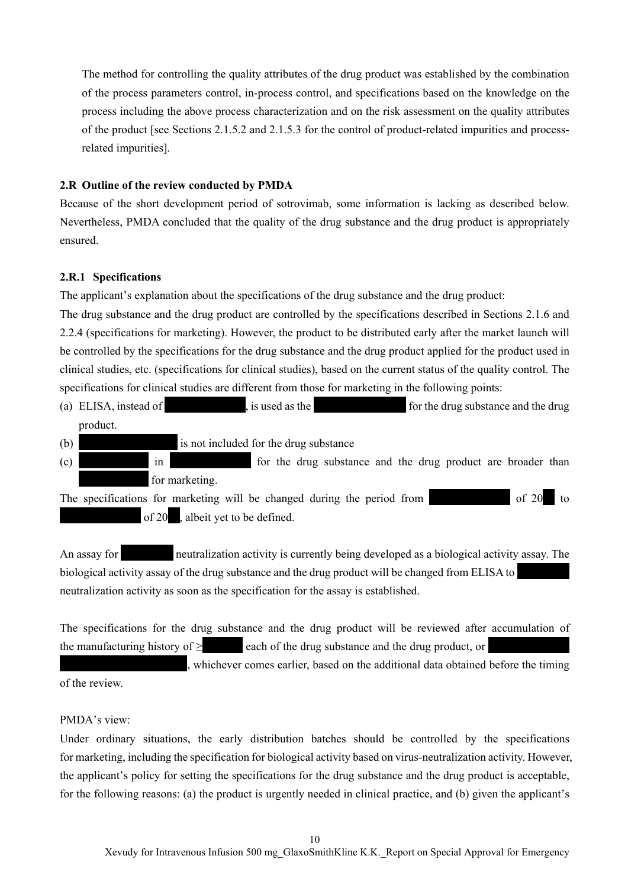The method for controlling the quality attributes of the drug product was established by the combination of the process parameters control, in-process control, and specifications based on the knowledge on the process including the above process characterization and on the risk assessment on the quality attributes of the product [see Sections 2.1.5.2 and 2.1.5.3 for the control of product-related impurities and process-related impurities].

### 2.R Outline of the review conducted by PMDA

Because of the short development period of sotrovimab, some information is lacking as described below. Nevertheless, PMDA concluded that the quality of the drug substance and the drug product is appropriately ensured.

#### 2.R.1 Specifications

The applicant's explanation about the specifications of the drug substance and the drug product:

The drug substance and the drug product are controlled by the specifications described in Sections 2.1.6 and 2.2.4 (specifications for marketing). However, the product to be distributed early after the market launch will be controlled by the specifications for the drug substance and the drug product applied for the product used in clinical studies, etc. (specifications for clinical studies), based on the current status of the quality control. The specifications for clinical studies are different from those for marketing in the following points:

(a) ELISA, instead of ████████, is used as the ██████████ for the drug substance and the drug product.

(b) ██████████ is not included for the drug substance

(c) ███████ in ████████ for the drug substance and the drug product are broader than ███████ for marketing.

The specifications for marketing will be changed during the period from ████████ of 20██ to ███████ of 20██, albeit yet to be defined.

An assay for █████ neutralization activity is currently being developed as a biological activity assay. The biological activity assay of the drug substance and the drug product will be changed from ELISA to █████ neutralization activity as soon as the specification for the assay is established.

The specifications for the drug substance and the drug product will be reviewed after accumulation of the manufacturing history of ≥████ each of the drug substance and the drug product, or ████████ ████████████, whichever comes earlier, based on the additional data obtained before the timing of the review.

PMDA's view:

Under ordinary situations, the early distribution batches should be controlled by the specifications for marketing, including the specification for biological activity based on virus-neutralization activity. However, the applicant's policy for setting the specifications for the drug substance and the drug product is acceptable, for the following reasons: (a) the product is urgently needed in clinical practice, and (b) given the applicant's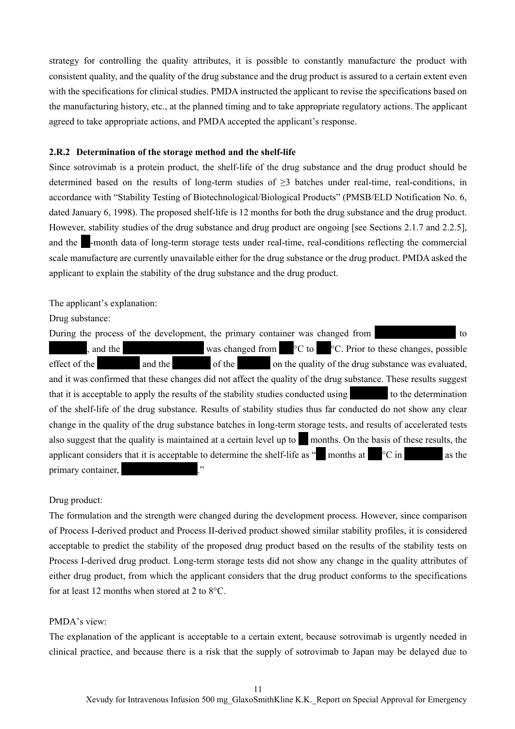strategy for controlling the quality attributes, it is possible to constantly manufacture the product with consistent quality, and the quality of the drug substance and the drug product is assured to a certain extent even with the specifications for clinical studies. PMDA instructed the applicant to revise the specifications based on the manufacturing history, etc., at the planned timing and to take appropriate regulatory actions. The applicant agreed to take appropriate actions, and PMDA accepted the applicant's response.

### 2.R.2 Determination of the storage method and the shelf-life

Since sotrovimab is a protein product, the shelf-life of the drug substance and the drug product should be determined based on the results of long-term studies of ≥3 batches under real-time, real-conditions, in accordance with "Stability Testing of Biotechnological/Biological Products" (PMSB/ELD Notification No. 6, dated January 6, 1998). The proposed shelf-life is 12 months for both the drug substance and the drug product. However, stability studies of the drug substance and drug product are ongoing [see Sections 2.1.7 and 2.2.5], and the ██-month data of long-term storage tests under real-time, real-conditions reflecting the commercial scale manufacture are currently unavailable either for the drug substance or the drug product. PMDA asked the applicant to explain the stability of the drug substance and the drug product.

The applicant's explanation:

Drug substance:

During the process of the development, the primary container was changed from ████████ to ████████, and the ████████ was changed from ██°C to ██°C. Prior to these changes, possible effect of the ████████ and the ████████ of the ████████ on the quality of the drug substance was evaluated, and it was confirmed that these changes did not affect the quality of the drug substance. These results suggest that it is acceptable to apply the results of the stability studies conducted using ████████ to the determination of the shelf-life of the drug substance. Results of stability studies thus far conducted do not show any clear change in the quality of the drug substance batches in long-term storage tests, and results of accelerated tests also suggest that the quality is maintained at a certain level up to ██ months. On the basis of these results, the applicant considers that it is acceptable to determine the shelf-life as "██ months at ██°C in ████████ as the primary container, ████████."

Drug product:

The formulation and the strength were changed during the development process. However, since comparison of Process I-derived product and Process II-derived product showed similar stability profiles, it is considered acceptable to predict the stability of the proposed drug product based on the results of the stability tests on Process I-derived drug product. Long-term storage tests did not show any change in the quality attributes of either drug product, from which the applicant considers that the drug product conforms to the specifications for at least 12 months when stored at 2 to 8°C.

PMDA's view:

The explanation of the applicant is acceptable to a certain extent, because sotrovimab is urgently needed in clinical practice, and because there is a risk that the supply of sotrovimab to Japan may be delayed due to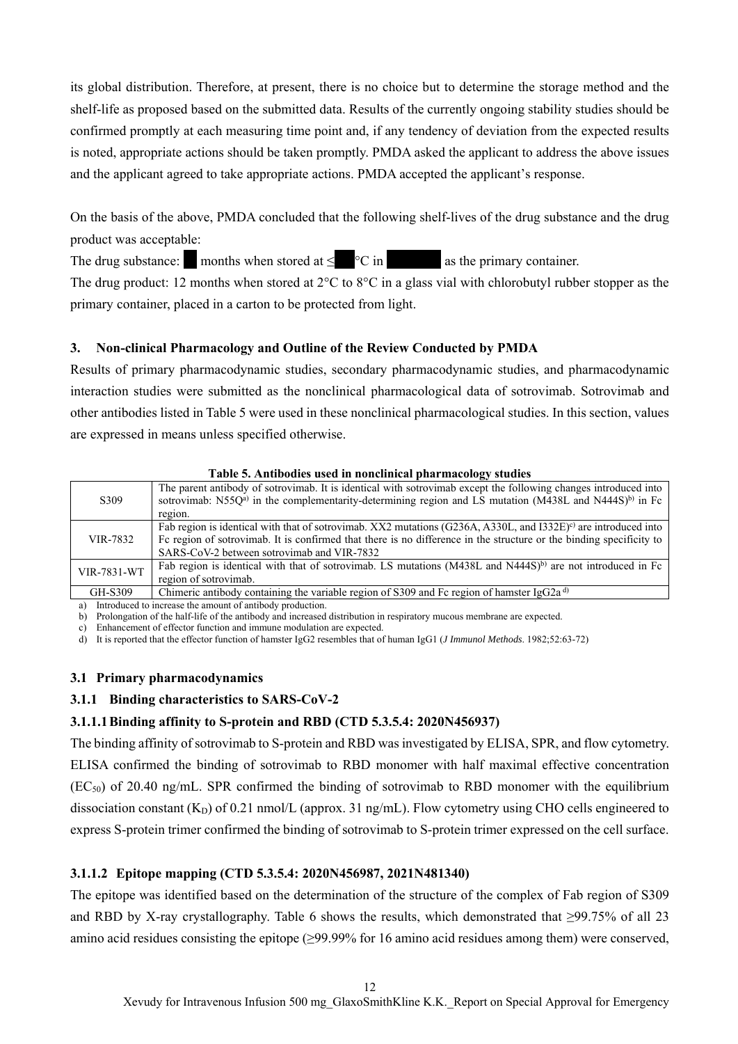its global distribution. Therefore, at present, there is no choice but to determine the storage method and the shelf-life as proposed based on the submitted data. Results of the currently ongoing stability studies should be confirmed promptly at each measuring time point and, if any tendency of deviation from the expected results is noted, appropriate actions should be taken promptly. PMDA asked the applicant to address the above issues and the applicant agreed to take appropriate actions. PMDA accepted the applicant's response.

On the basis of the above, PMDA concluded that the following shelf-lives of the drug substance and the drug product was acceptable:

The drug substance: ███ months when stored at ≤███°C in ███████ as the primary container.

The drug product: 12 months when stored at 2°C to 8°C in a glass vial with chlorobutyl rubber stopper as the primary container, placed in a carton to be protected from light.

## 3. Non-clinical Pharmacology and Outline of the Review Conducted by PMDA

Results of primary pharmacodynamic studies, secondary pharmacodynamic studies, and pharmacodynamic interaction studies were submitted as the nonclinical pharmacological data of sotrovimab. Sotrovimab and other antibodies listed in Table 5 were used in these nonclinical pharmacological studies. In this section, values are expressed in means unless specified otherwise.

**Table 5. Antibodies used in nonclinical pharmacology studies**

| | |
|---|---|
| S309 | The parent antibody of sotrovimab. It is identical with sotrovimab except the following changes introduced into sotrovimab: N55Q[a] in the complementarity-determining region and LS mutation (M438L and N444S)[b] in Fc region. |
| VIR-7832 | Fab region is identical with that of sotrovimab. XX2 mutations (G236A, A330L, and I332E)[c] are introduced into Fc region of sotrovimab. It is confirmed that there is no difference in the structure or the binding specificity to SARS-CoV-2 between sotrovimab and VIR-7832 |
| VIR-7831-WT | Fab region is identical with that of sotrovimab. LS mutations (M438L and N444S)[b] are not introduced in Fc region of sotrovimab. |
| GH-S309 | Chimeric antibody containing the variable region of S309 and Fc region of hamster IgG2a [d] |

a) Introduced to increase the amount of antibody production.
b) Prolongation of the half-life of the antibody and increased distribution in respiratory mucous membrane are expected.
c) Enhancement of effector function and immune modulation are expected.
d) It is reported that the effector function of hamster IgG2 resembles that of human IgG1 (*J Immunol Methods*. 1982;52:63-72)

### 3.1 Primary pharmacodynamics

#### 3.1.1 Binding characteristics to SARS-CoV-2

##### 3.1.1.1 Binding affinity to S-protein and RBD (CTD 5.3.5.4: 2020N456937)

The binding affinity of sotrovimab to S-protein and RBD was investigated by ELISA, SPR, and flow cytometry. ELISA confirmed the binding of sotrovimab to RBD monomer with half maximal effective concentration ($EC_{50}$) of 20.40 ng/mL. SPR confirmed the binding of sotrovimab to RBD monomer with the equilibrium dissociation constant ($K_D$) of 0.21 nmol/L (approx. 31 ng/mL). Flow cytometry using CHO cells engineered to express S-protein trimer confirmed the binding of sotrovimab to S-protein trimer expressed on the cell surface.

##### 3.1.1.2 Epitope mapping (CTD 5.3.5.4: 2020N456987, 2021N481340)

The epitope was identified based on the determination of the structure of the complex of Fab region of S309 and RBD by X-ray crystallography. Table 6 shows the results, which demonstrated that ≥99.75% of all 23 amino acid residues consisting the epitope (≥99.99% for 16 amino acid residues among them) were conserved,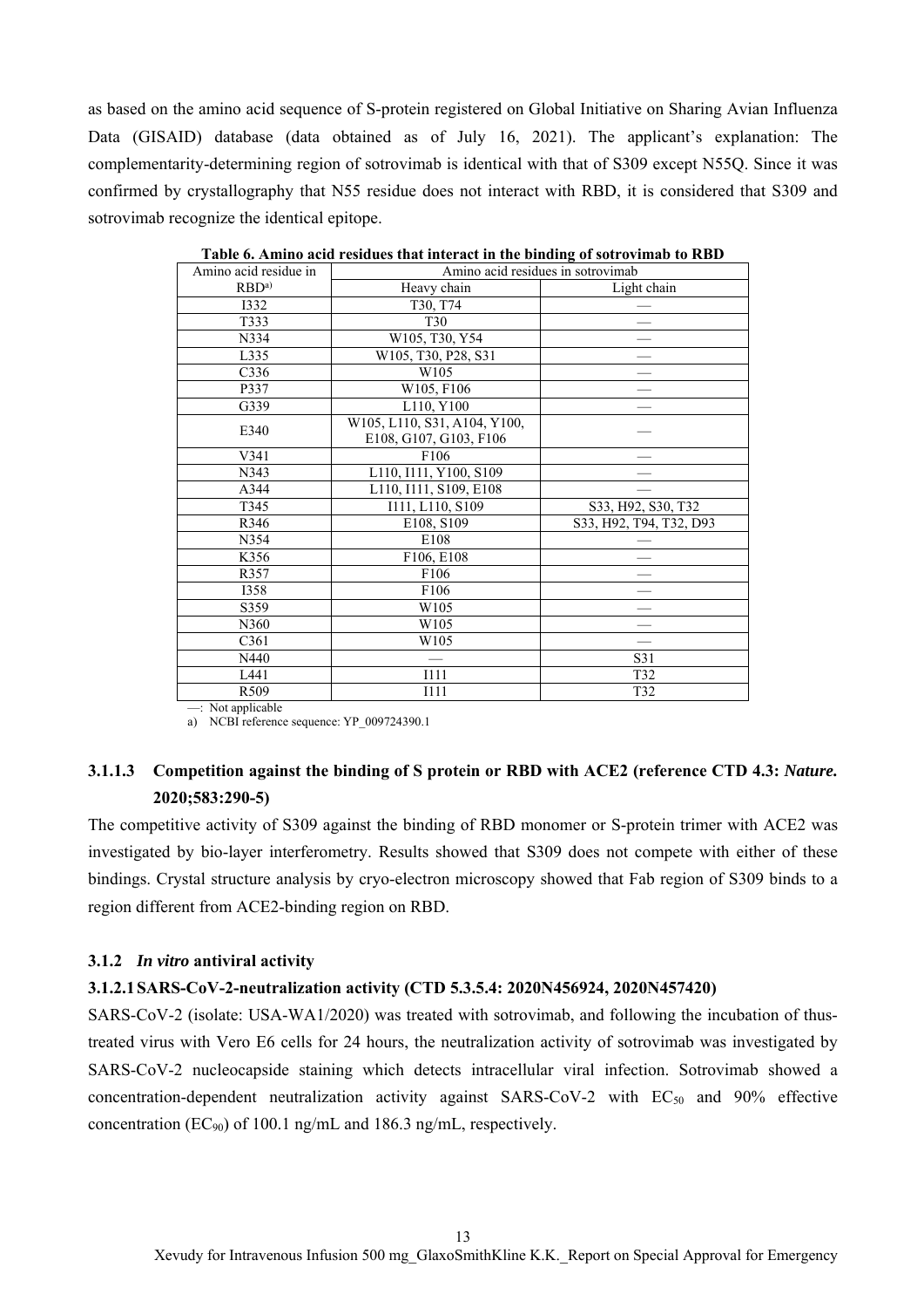as based on the amino acid sequence of S-protein registered on Global Initiative on Sharing Avian Influenza Data (GISAID) database (data obtained as of July 16, 2021). The applicant's explanation: The complementarity-determining region of sotrovimab is identical with that of S309 except N55Q. Since it was confirmed by crystallography that N55 residue does not interact with RBD, it is considered that S309 and sotrovimab recognize the identical epitope.

**Table 6. Amino acid residues that interact in the binding of sotrovimab to RBD**

| Amino acid residue in RBD[a)] | Amino acid residues in sotrovimab | |
|---|---|---|
| | Heavy chain | Light chain |
| I332 | T30, T74 | — |
| T333 | T30 | — |
| N334 | W105, T30, Y54 | — |
| L335 | W105, T30, P28, S31 | — |
| C336 | W105 | — |
| P337 | W105, F106 | — |
| G339 | L110, Y100 | — |
| E340 | W105, L110, S31, A104, Y100, E108, G107, G103, F106 | — |
| V341 | F106 | — |
| N343 | L110, I111, Y100, S109 | — |
| A344 | L110, I111, S109, E108 | — |
| T345 | I111, L110, S109 | S33, H92, S30, T32 |
| R346 | E108, S109 | S33, H92, T94, T32, D93 |
| N354 | E108 | — |
| K356 | F106, E108 | — |
| R357 | F106 | — |
| I358 | F106 | — |
| S359 | W105 | — |
| N360 | W105 | — |
| C361 | W105 | — |
| N440 | — | S31 |
| L441 | I111 | T32 |
| R509 | I111 | T32 |

—: Not applicable

a) NCBI reference sequence: YP_009724390.1

### 3.1.1.3 Competition against the binding of S protein or RBD with ACE2 (reference CTD 4.3: *Nature.* 2020;583:290-5)

The competitive activity of S309 against the binding of RBD monomer or S-protein trimer with ACE2 was investigated by bio-layer interferometry. Results showed that S309 does not compete with either of these bindings. Crystal structure analysis by cryo-electron microscopy showed that Fab region of S309 binds to a region different from ACE2-binding region on RBD.

### 3.1.2 *In vitro* antiviral activity

#### 3.1.2.1 SARS-CoV-2-neutralization activity (CTD 5.3.5.4: 2020N456924, 2020N457420)

SARS-CoV-2 (isolate: USA-WA1/2020) was treated with sotrovimab, and following the incubation of thus-treated virus with Vero E6 cells for 24 hours, the neutralization activity of sotrovimab was investigated by SARS-CoV-2 nucleocapside staining which detects intracellular viral infection. Sotrovimab showed a concentration-dependent neutralization activity against SARS-CoV-2 with $EC_{50}$ and 90% effective concentration ($EC_{90}$) of 100.1 ng/mL and 186.3 ng/mL, respectively.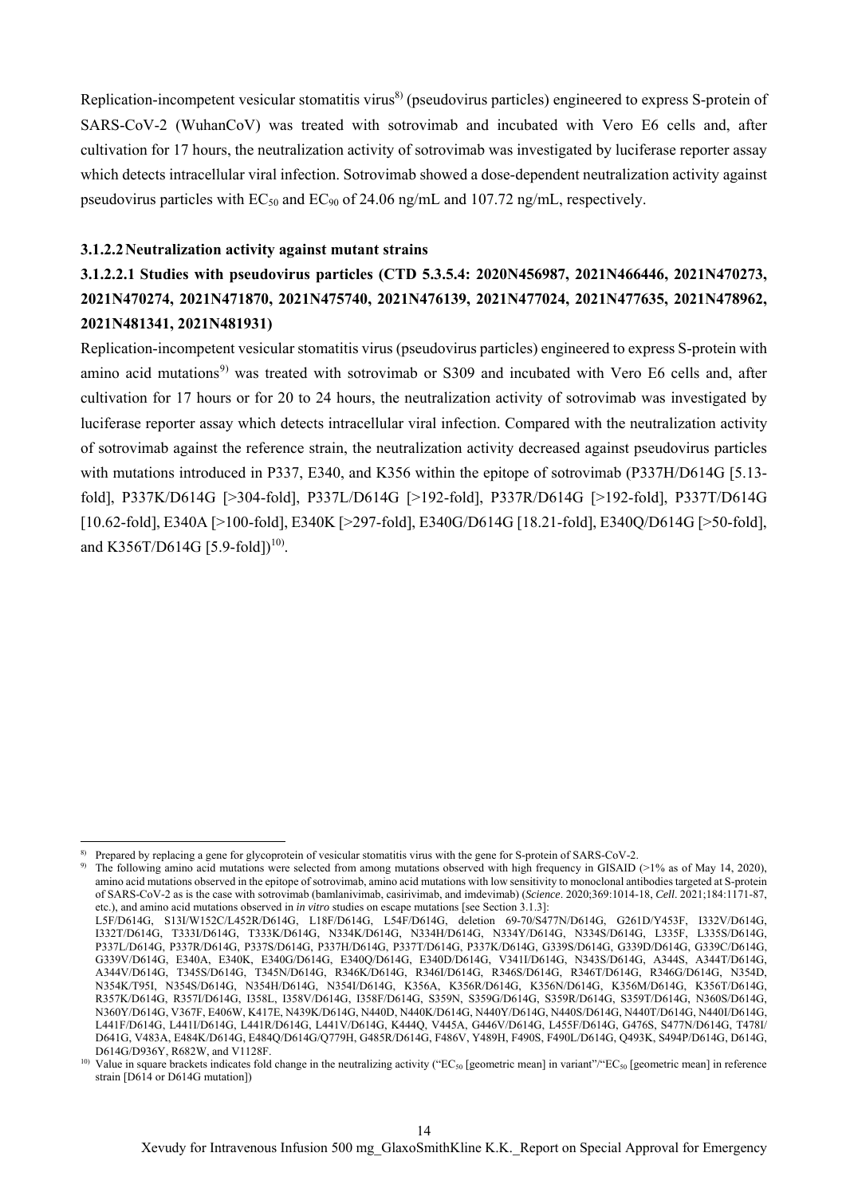Replication-incompetent vesicular stomatitis virus[8] (pseudovirus particles) engineered to express S-protein of SARS-CoV-2 (WuhanCoV) was treated with sotrovimab and incubated with Vero E6 cells and, after cultivation for 17 hours, the neutralization activity of sotrovimab was investigated by luciferase reporter assay which detects intracellular viral infection. Sotrovimab showed a dose-dependent neutralization activity against pseudovirus particles with $EC_{50}$ and $EC_{90}$ of 24.06 ng/mL and 107.72 ng/mL, respectively.

#### 3.1.2.2 Neutralization activity against mutant strains

##### 3.1.2.2.1 Studies with pseudovirus particles (CTD 5.3.5.4: 2020N456987, 2021N466446, 2021N470273, 2021N470274, 2021N471870, 2021N475740, 2021N476139, 2021N477024, 2021N477635, 2021N478962, 2021N481341, 2021N481931)

Replication-incompetent vesicular stomatitis virus (pseudovirus particles) engineered to express S-protein with amino acid mutations[9] was treated with sotrovimab or S309 and incubated with Vero E6 cells and, after cultivation for 17 hours or for 20 to 24 hours, the neutralization activity of sotrovimab was investigated by luciferase reporter assay which detects intracellular viral infection. Compared with the neutralization activity of sotrovimab against the reference strain, the neutralization activity decreased against pseudovirus particles with mutations introduced in P337, E340, and K356 within the epitope of sotrovimab (P337H/D614G [5.13-fold], P337K/D614G [>304-fold], P337L/D614G [>192-fold], P337R/D614G [>192-fold], P337T/D614G [10.62-fold], E340A [>100-fold], E340K [>297-fold], E340G/D614G [18.21-fold], E340Q/D614G [>50-fold], and K356T/D614G [5.9-fold])[10].

---

8) Prepared by replacing a gene for glycoprotein of vesicular stomatitis virus with the gene for S-protein of SARS-CoV-2.

9) The following amino acid mutations were selected from among mutations observed with high frequency in GISAID (>1% as of May 14, 2020), amino acid mutations observed in the epitope of sotrovimab, amino acid mutations with low sensitivity to monoclonal antibodies targeted at S-protein of SARS-CoV-2 as is the case with sotrovimab (bamlanivimab, casirivimab, and imdevimab) (*Science*. 2020;369:1014-18, *Cell*. 2021;184:1171-87, etc.), and amino acid mutations observed in *in vitro* studies on escape mutations [see Section 3.1.3]:
L5F/D614G, S13I/W152C/L452R/D614G, L18F/D614G, L54F/D614G, deletion 69-70/S477N/D614G, G261D/Y453F, I332V/D614G, I332T/D614G, T333I/D614G, T333K/D614G, N334K/D614G, N334H/D614G, N334Y/D614G, N334S/D614G, L335F, L335S/D614G, P337L/D614G, P337R/D614G, P337S/D614G, P337H/D614G, P337T/D614G, P337K/D614G, G339S/D614G, G339D/D614G, G339C/D614G, G339V/D614G, E340A, E340K, E340G/D614G, E340Q/D614G, E340D/D614G, V341I/D614G, N343S/D614G, A344S, A344T/D614G, A344V/D614G, T345S/D614G, T345N/D614G, R346K/D614G, R346I/D614G, R346S/D614G, R346T/D614G, R346G/D614G, N354D, N354K/T95I, N354S/D614G, N354H/D614G, N354I/D614G, K356A, K356R/D614G, K356N/D614G, K356M/D614G, K356T/D614G, R357K/D614G, R357I/D614G, I358L, I358V/D614G, I358F/D614G, S359N, S359G/D614G, S359R/D614G, S359T/D614G, N360S/D614G, N360Y/D614G, V367F, E406W, K417E, N439K/D614G, N440D, N440K/D614G, N440Y/D614G, N440S/D614G, N440T/D614G, N440I/D614G, L441F/D614G, L441I/D614G, L441R/D614G, L441V/D614G, K444Q, V445A, G446V/D614G, L455F/D614G, G476S, S477N/D614G, T478I/D641G, V483A, E484K/D614G, E484Q/D614G/Q779H, G485R/D614G, F486V, Y489H, F490S, F490L/D614G, Q493K, S494P/D614G, D614G, D614G/D936Y, R682W, and V1128F.

10) Value in square brackets indicates fold change in the neutralizing activity ("$EC_{50}$ [geometric mean] in variant"/"$EC_{50}$ [geometric mean] in reference strain [D614 or D614G mutation])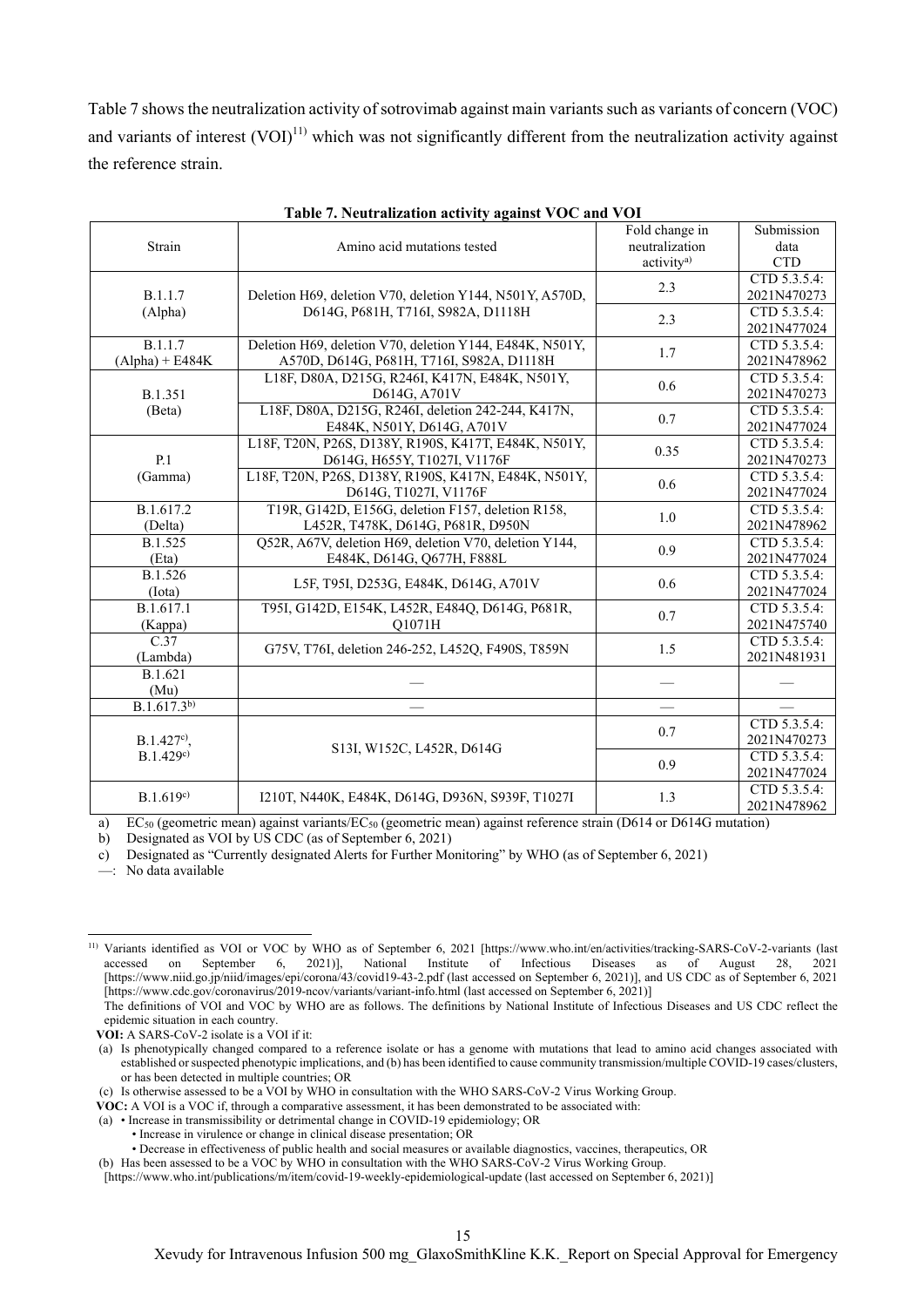Table 7 shows the neutralization activity of sotrovimab against main variants such as variants of concern (VOC) and variants of interest (VOI)[11] which was not significantly different from the neutralization activity against the reference strain.

**Table 7. Neutralization activity against VOC and VOI**

| Strain | Amino acid mutations tested | Fold change in neutralization activity[a)] | Submission data CTD |
|---|---|---|---|
| B.1.1.7 (Alpha) | Deletion H69, deletion V70, deletion Y144, N501Y, A570D, D614G, P681H, T716I, S982A, D1118H | 2.3 | CTD 5.3.5.4: 2021N470273 |
| | | 2.3 | CTD 5.3.5.4: 2021N477024 |
| B.1.1.7 (Alpha) + E484K | Deletion H69, deletion V70, deletion Y144, E484K, N501Y, A570D, D614G, P681H, T716I, S982A, D1118H | 1.7 | CTD 5.3.5.4: 2021N478962 |
| B.1.351 (Beta) | L18F, D80A, D215G, R246I, K417N, E484K, N501Y, D614G, A701V | 0.6 | CTD 5.3.5.4: 2021N470273 |
| | L18F, D80A, D215G, R246I, deletion 242-244, K417N, E484K, N501Y, D614G, A701V | 0.7 | CTD 5.3.5.4: 2021N477024 |
| P.1 (Gamma) | L18F, T20N, P26S, D138Y, R190S, K417T, E484K, N501Y, D614G, H655Y, T1027I, V1176F | 0.35 | CTD 5.3.5.4: 2021N470273 |
| | L18F, T20N, P26S, D138Y, R190S, K417N, E484K, N501Y, D614G, T1027I, V1176F | 0.6 | CTD 5.3.5.4: 2021N477024 |
| B.1.617.2 (Delta) | T19R, G142D, E156G, deletion F157, deletion R158, L452R, T478K, D614G, P681R, D950N | 1.0 | CTD 5.3.5.4: 2021N478962 |
| B.1.525 (Eta) | Q52R, A67V, deletion H69, deletion V70, deletion Y144, E484K, D614G, Q677H, F888L | 0.9 | CTD 5.3.5.4: 2021N477024 |
| B.1.526 (Iota) | L5F, T95I, D253G, E484K, D614G, A701V | 0.6 | CTD 5.3.5.4: 2021N477024 |
| B.1.617.1 (Kappa) | T95I, G142D, E154K, L452R, E484Q, D614G, P681R, Q1071H | 0.7 | CTD 5.3.5.4: 2021N475740 |
| C.37 (Lambda) | G75V, T76I, deletion 246-252, L452Q, F490S, T859N | 1.5 | CTD 5.3.5.4: 2021N481931 |
| B.1.621 (Mu) | — | — | — |
| B.1.617.3[b)] | — | — | — |
| B.1.427[c)], B.1.429[c)] | S13I, W152C, L452R, D614G | 0.7 | CTD 5.3.5.4: 2021N470273 |
| | | 0.9 | CTD 5.3.5.4: 2021N477024 |
| B.1.619[c)] | I210T, N440K, E484K, D614G, D936N, S939F, T1027I | 1.3 | CTD 5.3.5.4: 2021N478962 |

a) $EC_{50}$ (geometric mean) against variants/$EC_{50}$ (geometric mean) against reference strain (D614 or D614G mutation)

b) Designated as VOI by US CDC (as of September 6, 2021)

c) Designated as "Currently designated Alerts for Further Monitoring" by WHO (as of September 6, 2021)

—: No data available

---

[11] Variants identified as VOI or VOC by WHO as of September 6, 2021 [https://www.who.int/en/activities/tracking-SARS-CoV-2-variants (last accessed on September 6, 2021)], National Institute of Infectious Diseases as of August 28, 2021 [https://www.niid.go.jp/niid/images/epi/corona/43/covid19-43-2.pdf (last accessed on September 6, 2021)], and US CDC as of September 6, 2021 [https://www.cdc.gov/coronavirus/2019-ncov/variants/variant-info.html (last accessed on September 6, 2021)]

The definitions of VOI and VOC by WHO are as follows. The definitions by National Institute of Infectious Diseases and US CDC reflect the epidemic situation in each country.

**VOI:** A SARS-CoV-2 isolate is a VOI if it:

(a) Is phenotypically changed compared to a reference isolate or has a genome with mutations that lead to amino acid changes associated with established or suspected phenotypic implications, and (b) has been identified to cause community transmission/multiple COVID-19 cases/clusters, or has been detected in multiple countries; OR

(c) Is otherwise assessed to be a VOI by WHO in consultation with the WHO SARS-CoV-2 Virus Working Group.

**VOC:** A VOI is a VOC if, through a comparative assessment, it has been demonstrated to be associated with:

(a) • Increase in transmissibility or detrimental change in COVID-19 epidemiology; OR

• Increase in virulence or change in clinical disease presentation; OR

• Decrease in effectiveness of public health and social measures or available diagnostics, vaccines, therapeutics, OR

(b) Has been assessed to be a VOC by WHO in consultation with the WHO SARS-CoV-2 Virus Working Group.

[https://www.who.int/publications/m/item/covid-19-weekly-epidemiological-update (last accessed on September 6, 2021)]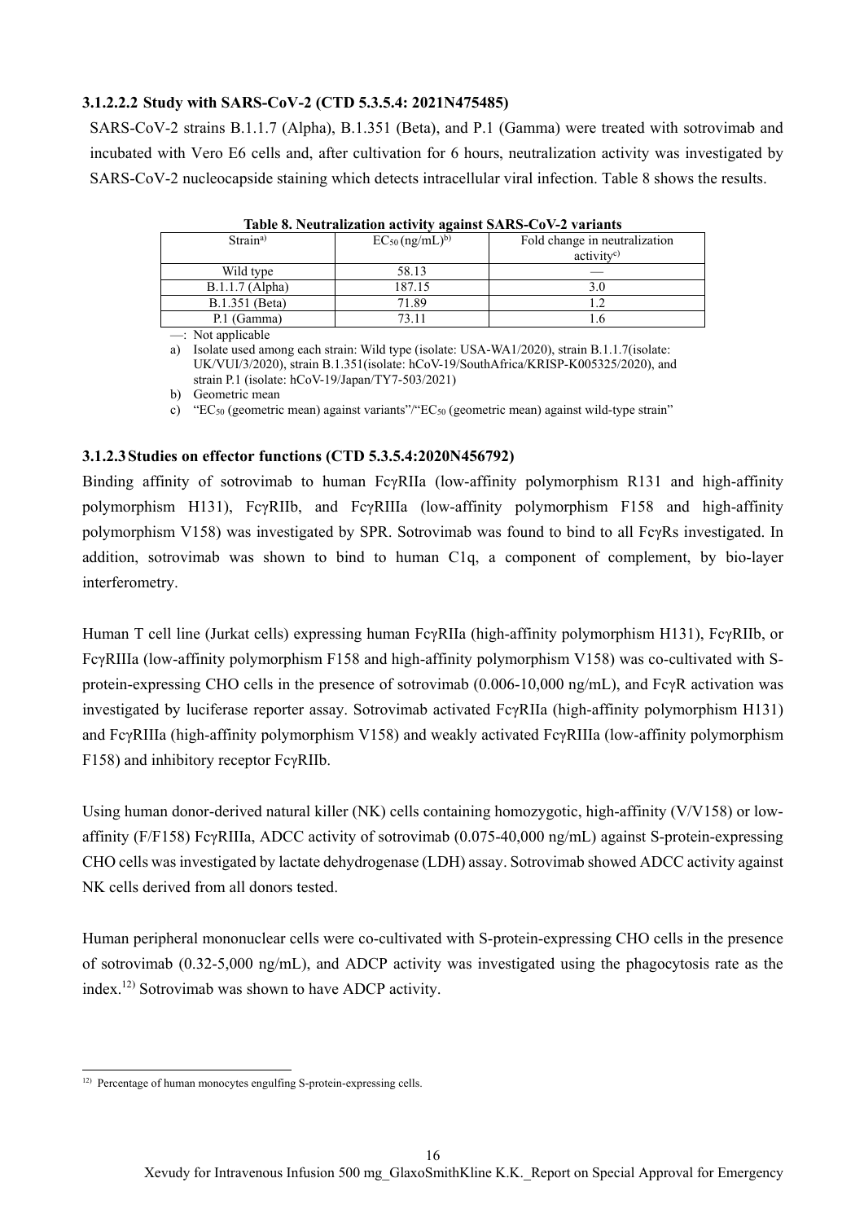#### 3.1.2.2.2 Study with SARS-CoV-2 (CTD 5.3.5.4: 2021N475485)

SARS-CoV-2 strains B.1.1.7 (Alpha), B.1.351 (Beta), and P.1 (Gamma) were treated with sotrovimab and incubated with Vero E6 cells and, after cultivation for 6 hours, neutralization activity was investigated by SARS-CoV-2 nucleocapside staining which detects intracellular viral infection. Table 8 shows the results.

**Table 8. Neutralization activity against SARS-CoV-2 variants**

| Strain[a)] | $EC_{50}$ (ng/mL)[b)] | Fold change in neutralization activity[c)] |
|---|---|---|
| Wild type | 58.13 | — |
| B.1.1.7 (Alpha) | 187.15 | 3.0 |
| B.1.351 (Beta) | 71.89 | 1.2 |
| P.1 (Gamma) | 73.11 | 1.6 |

—: Not applicable

a) Isolate used among each strain: Wild type (isolate: USA-WA1/2020), strain B.1.1.7(isolate: UK/VUI/3/2020), strain B.1.351(isolate: hCoV-19/SouthAfrica/KRISP-K005325/2020), and strain P.1 (isolate: hCoV-19/Japan/TY7-503/2021)

b) Geometric mean

c) "$EC_{50}$ (geometric mean) against variants"/"$EC_{50}$ (geometric mean) against wild-type strain"

### 3.1.2.3 Studies on effector functions (CTD 5.3.5.4:2020N456792)

Binding affinity of sotrovimab to human FcγRIIa (low-affinity polymorphism R131 and high-affinity polymorphism H131), FcγRIIb, and FcγRIIIa (low-affinity polymorphism F158 and high-affinity polymorphism V158) was investigated by SPR. Sotrovimab was found to bind to all FcγRs investigated. In addition, sotrovimab was shown to bind to human C1q, a component of complement, by bio-layer interferometry.

Human T cell line (Jurkat cells) expressing human FcγRIIa (high-affinity polymorphism H131), FcγRIIb, or FcγRIIIa (low-affinity polymorphism F158 and high-affinity polymorphism V158) was co-cultivated with S-protein-expressing CHO cells in the presence of sotrovimab (0.006-10,000 ng/mL), and FcγR activation was investigated by luciferase reporter assay. Sotrovimab activated FcγRIIa (high-affinity polymorphism H131) and FcγRIIIa (high-affinity polymorphism V158) and weakly activated FcγRIIIa (low-affinity polymorphism F158) and inhibitory receptor FcγRIIb.

Using human donor-derived natural killer (NK) cells containing homozygotic, high-affinity (V/V158) or low-affinity (F/F158) FcγRIIIa, ADCC activity of sotrovimab (0.075-40,000 ng/mL) against S-protein-expressing CHO cells was investigated by lactate dehydrogenase (LDH) assay. Sotrovimab showed ADCC activity against NK cells derived from all donors tested.

Human peripheral mononuclear cells were co-cultivated with S-protein-expressing CHO cells in the presence of sotrovimab (0.32-5,000 ng/mL), and ADCP activity was investigated using the phagocytosis rate as the index.[12)] Sotrovimab was shown to have ADCP activity.

12) Percentage of human monocytes engulfing S-protein-expressing cells.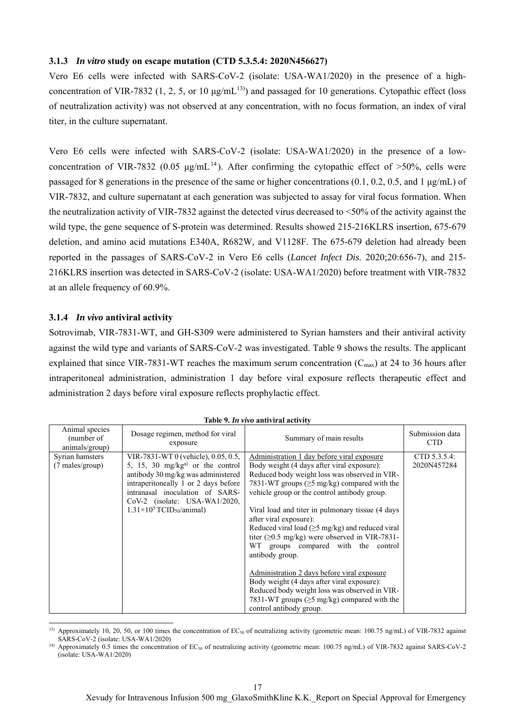### 3.1.3 *In vitro* study on escape mutation (CTD 5.3.5.4: 2020N456627)

Vero E6 cells were infected with SARS-CoV-2 (isolate: USA-WA1/2020) in the presence of a high-concentration of VIR-7832 (1, 2, 5, or 10 μg/mL[13]) and passaged for 10 generations. Cytopathic effect (loss of neutralization activity) was not observed at any concentration, with no focus formation, an index of viral titer, in the culture supernatant.

Vero E6 cells were infected with SARS-CoV-2 (isolate: USA-WA1/2020) in the presence of a low-concentration of VIR-7832 (0.05 μg/mL[14]). After confirming the cytopathic effect of >50%, cells were passaged for 8 generations in the presence of the same or higher concentrations (0.1, 0.2, 0.5, and 1 μg/mL) of VIR-7832, and culture supernatant at each generation was subjected to assay for viral focus formation. When the neutralization activity of VIR-7832 against the detected virus decreased to <50% of the activity against the wild type, the gene sequence of S-protein was determined. Results showed 215-216KLRS insertion, 675-679 deletion, and amino acid mutations E340A, R682W, and V1128F. The 675-679 deletion had already been reported in the passages of SARS-CoV-2 in Vero E6 cells (*Lancet Infect Dis*. 2020;20:656-7), and 215-216KLRS insertion was detected in SARS-CoV-2 (isolate: USA-WA1/2020) before treatment with VIR-7832 at an allele frequency of 60.9%.

### 3.1.4 *In vivo* antiviral activity

Sotrovimab, VIR-7831-WT, and GH-S309 were administered to Syrian hamsters and their antiviral activity against the wild type and variants of SARS-CoV-2 was investigated. Table 9 shows the results. The applicant explained that since VIR-7831-WT reaches the maximum serum concentration ($C_{max}$) at 24 to 36 hours after intraperitoneal administration, administration 1 day before viral exposure reflects therapeutic effect and administration 2 days before viral exposure reflects prophylactic effect.

**Table 9.** ***In vivo* antiviral activity**

| Animal species (number of animals/group) | Dosage regimen, method for viral exposure | Summary of main results | Submission data CTD |
|---|---|---|---|
| Syrian hamsters (7 males/group) | VIR-7831-WT 0 (vehicle), 0.05, 0.5, 5, 15, 30 mg/kg[a)] or the control antibody 30 mg/kg was administered intraperitoneally 1 or 2 days before intranasal inoculation of SARS-CoV-2 (isolate: USA-WA1/2020, $1.31 \times 10^5$ $TCID_{50}$/animal) | Administration 1 day before viral exposure<br>Body weight (4 days after viral exposure):<br>Reduced body weight loss was observed in VIR-7831-WT groups (≥5 mg/kg) compared with the vehicle group or the control antibody group.<br><br>Viral load and titer in pulmonary tissue (4 days after viral exposure):<br>Reduced viral load (≥5 mg/kg) and reduced viral titer (≥0.5 mg/kg) were observed in VIR-7831-WT groups compared with the control antibody group.<br><br>Administration 2 days before viral exposure<br>Body weight (4 days after viral exposure):<br>Reduced body weight loss was observed in VIR-7831-WT groups (≥5 mg/kg) compared with the control antibody group. | CTD 5.3.5.4: 2020N457284 |

[13] Approximately 10, 20, 50, or 100 times the concentration of $EC_{50}$ of neutralizing activity (geometric mean: 100.75 ng/mL) of VIR-7832 against SARS-CoV-2 (isolate: USA-WA1/2020)

[14] Approximately 0.5 times the concentration of $EC_{50}$ of neutralizing activity (geometric mean: 100.75 ng/mL) of VIR-7832 against SARS-CoV-2 (isolate: USA-WA1/2020)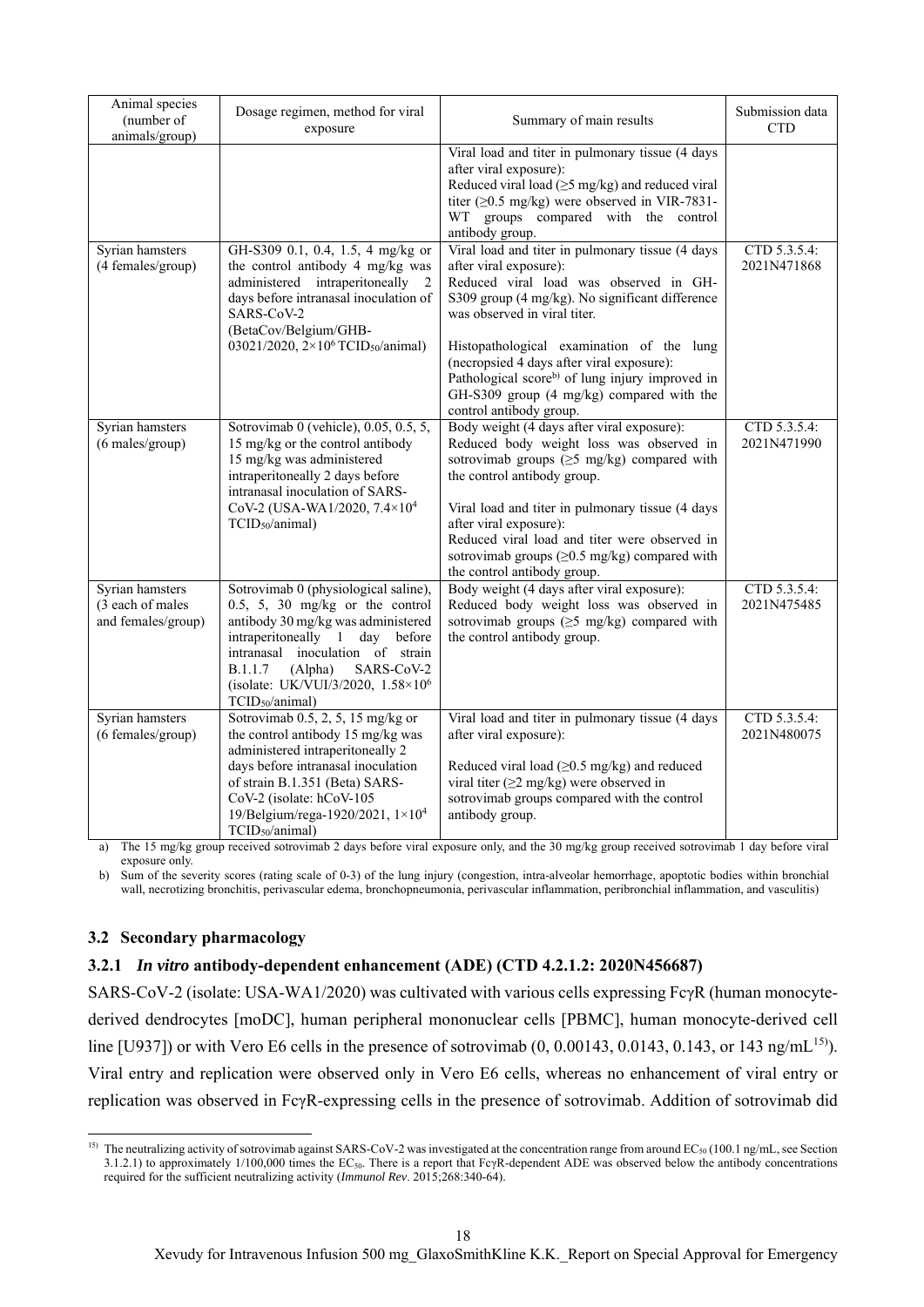| Animal species (number of animals/group) | Dosage regimen, method for viral exposure | Summary of main results | Submission data CTD |
|---|---|---|---|
| | | Viral load and titer in pulmonary tissue (4 days after viral exposure):<br>Reduced viral load (≥5 mg/kg) and reduced viral titer (≥0.5 mg/kg) were observed in VIR-7831-WT groups compared with the control antibody group. | |
| Syrian hamsters (4 females/group) | GH-S309 0.1, 0.4, 1.5, 4 mg/kg or the control antibody 4 mg/kg was administered intraperitoneally 2 days before intranasal inoculation of SARS-CoV-2 (BetaCov/Belgium/GHB-03021/2020, $2\times10^6$ $TCID_{50}$/animal) | Viral load and titer in pulmonary tissue (4 days after viral exposure):<br>Reduced viral load was observed in GH-S309 group (4 mg/kg). No significant difference was observed in viral titer.<br><br>Histopathological examination of the lung (necropsied 4 days after viral exposure):<br>Pathological score[b)] of lung injury improved in GH-S309 group (4 mg/kg) compared with the control antibody group. | CTD 5.3.5.4: 2021N471868 |
| Syrian hamsters (6 males/group) | Sotrovimab 0 (vehicle), 0.05, 0.5, 5, 15 mg/kg or the control antibody 15 mg/kg was administered intraperitoneally 2 days before intranasal inoculation of SARS-CoV-2 (USA-WA1/2020, $7.4\times10^4$ $TCID_{50}$/animal) | Body weight (4 days after viral exposure):<br>Reduced body weight loss was observed in sotrovimab groups (≥5 mg/kg) compared with the control antibody group.<br><br>Viral load and titer in pulmonary tissue (4 days after viral exposure):<br>Reduced viral load and titer were observed in sotrovimab groups (≥0.5 mg/kg) compared with the control antibody group. | CTD 5.3.5.4: 2021N471990 |
| Syrian hamsters (3 each of males and females/group) | Sotrovimab 0 (physiological saline), 0.5, 5, 30 mg/kg or the control antibody 30 mg/kg was administered intraperitoneally 1 day before intranasal inoculation of strain B.1.1.7 (Alpha) SARS-CoV-2 (isolate: UK/VUI/3/2020, $1.58\times10^6$ $TCID_{50}$/animal) | Body weight (4 days after viral exposure):<br>Reduced body weight loss was observed in sotrovimab groups (≥5 mg/kg) compared with the control antibody group. | CTD 5.3.5.4: 2021N475485 |
| Syrian hamsters (6 females/group) | Sotrovimab 0.5, 2, 5, 15 mg/kg or the control antibody 15 mg/kg was administered intraperitoneally 2 days before intranasal inoculation of strain B.1.351 (Beta) SARS-CoV-2 (isolate: hCoV-105 19/Belgium/rega-1920/2021, $1\times10^4$ $TCID_{50}$/animal) | Viral load and titer in pulmonary tissue (4 days after viral exposure):<br><br>Reduced viral load (≥0.5 mg/kg) and reduced viral titer (≥2 mg/kg) were observed in sotrovimab groups compared with the control antibody group. | CTD 5.3.5.4: 2021N480075 |

a) The 15 mg/kg group received sotrovimab 2 days before viral exposure only, and the 30 mg/kg group received sotrovimab 1 day before viral exposure only.

b) Sum of the severity scores (rating scale of 0-3) of the lung injury (congestion, intra-alveolar hemorrhage, apoptotic bodies within bronchial wall, necrotizing bronchitis, perivascular edema, bronchopneumonia, perivascular inflammation, peribronchial inflammation, and vasculitis)

### 3.2 Secondary pharmacology

#### 3.2.1 *In vitro* antibody-dependent enhancement (ADE) (CTD 4.2.1.2: 2020N456687)

SARS-CoV-2 (isolate: USA-WA1/2020) was cultivated with various cells expressing FcγR (human monocyte-derived dendrocytes [moDC], human peripheral mononuclear cells [PBMC], human monocyte-derived cell line [U937]) or with Vero E6 cells in the presence of sotrovimab (0, 0.00143, 0.0143, 0.143, or 143 ng/mL[15)]). Viral entry and replication were observed only in Vero E6 cells, whereas no enhancement of viral entry or replication was observed in FcγR-expressing cells in the presence of sotrovimab. Addition of sotrovimab did

15) The neutralizing activity of sotrovimab against SARS-CoV-2 was investigated at the concentration range from around $EC_{50}$ (100.1 ng/mL, see Section 3.1.2.1) to approximately 1/100,000 times the $EC_{50}$. There is a report that FcγR-dependent ADE was observed below the antibody concentrations required for the sufficient neutralizing activity (*Immunol Rev*. 2015;268:340-64).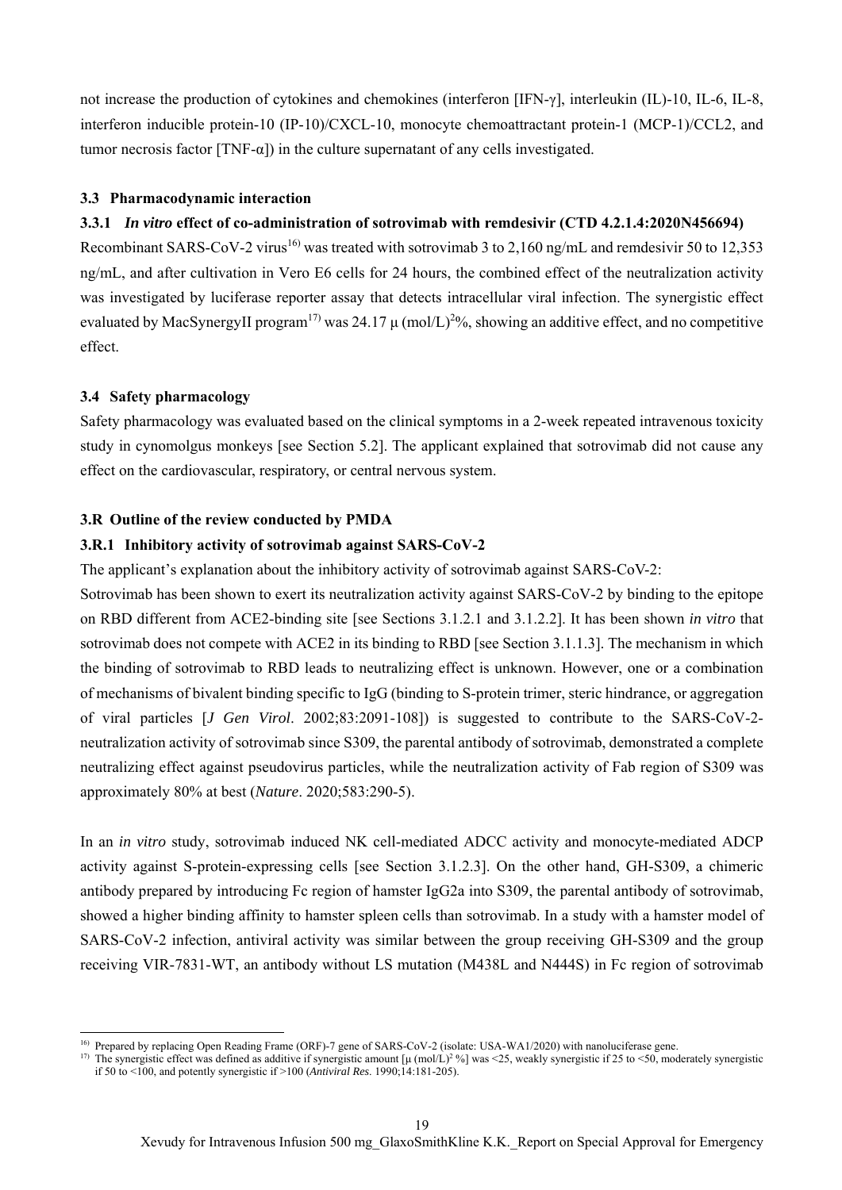not increase the production of cytokines and chemokines (interferon [IFN-γ], interleukin (IL)-10, IL-6, IL-8, interferon inducible protein-10 (IP-10)/CXCL-10, monocyte chemoattractant protein-1 (MCP-1)/CCL2, and tumor necrosis factor [TNF-α]) in the culture supernatant of any cells investigated.

### 3.3 Pharmacodynamic interaction

#### 3.3.1 *In vitro* effect of co-administration of sotrovimab with remdesivir (CTD 4.2.1.4:2020N456694)

Recombinant SARS-CoV-2 virus[16] was treated with sotrovimab 3 to 2,160 ng/mL and remdesivir 50 to 12,353 ng/mL, and after cultivation in Vero E6 cells for 24 hours, the combined effect of the neutralization activity was investigated by luciferase reporter assay that detects intracellular viral infection. The synergistic effect evaluated by MacSynergyII program[17] was 24.17 μ $(mol/L)^2$%, showing an additive effect, and no competitive effect.

### 3.4 Safety pharmacology

Safety pharmacology was evaluated based on the clinical symptoms in a 2-week repeated intravenous toxicity study in cynomolgus monkeys [see Section 5.2]. The applicant explained that sotrovimab did not cause any effect on the cardiovascular, respiratory, or central nervous system.

### 3.R Outline of the review conducted by PMDA

#### 3.R.1 Inhibitory activity of sotrovimab against SARS-CoV-2

The applicant's explanation about the inhibitory activity of sotrovimab against SARS-CoV-2:

Sotrovimab has been shown to exert its neutralization activity against SARS-CoV-2 by binding to the epitope on RBD different from ACE2-binding site [see Sections 3.1.2.1 and 3.1.2.2]. It has been shown *in vitro* that sotrovimab does not compete with ACE2 in its binding to RBD [see Section 3.1.1.3]. The mechanism in which the binding of sotrovimab to RBD leads to neutralizing effect is unknown. However, one or a combination of mechanisms of bivalent binding specific to IgG (binding to S-protein trimer, steric hindrance, or aggregation of viral particles [*J Gen Virol*. 2002;83:2091-108]) is suggested to contribute to the SARS-CoV-2-neutralization activity of sotrovimab since S309, the parental antibody of sotrovimab, demonstrated a complete neutralizing effect against pseudovirus particles, while the neutralization activity of Fab region of S309 was approximately 80% at best (*Nature*. 2020;583:290-5).

In an *in vitro* study, sotrovimab induced NK cell-mediated ADCC activity and monocyte-mediated ADCP activity against S-protein-expressing cells [see Section 3.1.2.3]. On the other hand, GH-S309, a chimeric antibody prepared by introducing Fc region of hamster IgG2a into S309, the parental antibody of sotrovimab, showed a higher binding affinity to hamster spleen cells than sotrovimab. In a study with a hamster model of SARS-CoV-2 infection, antiviral activity was similar between the group receiving GH-S309 and the group receiving VIR-7831-WT, an antibody without LS mutation (M438L and N444S) in Fc region of sotrovimab

---

[16] Prepared by replacing Open Reading Frame (ORF)-7 gene of SARS-CoV-2 (isolate: USA-WA1/2020) with nanoluciferase gene.

[17] The synergistic effect was defined as additive if synergistic amount [μ $(mol/L)^2$ %] was <25, weakly synergistic if 25 to <50, moderately synergistic if 50 to <100, and potently synergistic if >100 (*Antiviral Res*. 1990;14:181-205).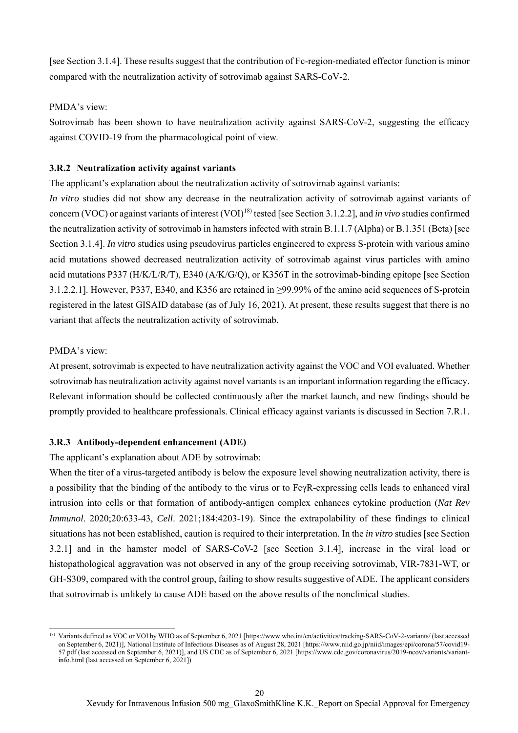[see Section 3.1.4]. These results suggest that the contribution of Fc-region-mediated effector function is minor compared with the neutralization activity of sotrovimab against SARS-CoV-2.

PMDA's view:

Sotrovimab has been shown to have neutralization activity against SARS-CoV-2, suggesting the efficacy against COVID-19 from the pharmacological point of view.

### 3.R.2 Neutralization activity against variants

The applicant's explanation about the neutralization activity of sotrovimab against variants:

*In vitro* studies did not show any decrease in the neutralization activity of sotrovimab against variants of concern (VOC) or against variants of interest (VOI)[18] tested [see Section 3.1.2.2], and *in vivo* studies confirmed the neutralization activity of sotrovimab in hamsters infected with strain B.1.1.7 (Alpha) or B.1.351 (Beta) [see Section 3.1.4]. *In vitro* studies using pseudovirus particles engineered to express S-protein with various amino acid mutations showed decreased neutralization activity of sotrovimab against virus particles with amino acid mutations P337 (H/K/L/R/T), E340 (A/K/G/Q), or K356T in the sotrovimab-binding epitope [see Section 3.1.2.2.1]. However, P337, E340, and K356 are retained in ≥99.99% of the amino acid sequences of S-protein registered in the latest GISAID database (as of July 16, 2021). At present, these results suggest that there is no variant that affects the neutralization activity of sotrovimab.

PMDA's view:

At present, sotrovimab is expected to have neutralization activity against the VOC and VOI evaluated. Whether sotrovimab has neutralization activity against novel variants is an important information regarding the efficacy. Relevant information should be collected continuously after the market launch, and new findings should be promptly provided to healthcare professionals. Clinical efficacy against variants is discussed in Section 7.R.1.

### 3.R.3 Antibody-dependent enhancement (ADE)

The applicant's explanation about ADE by sotrovimab:

When the titer of a virus-targeted antibody is below the exposure level showing neutralization activity, there is a possibility that the binding of the antibody to the virus or to FcγR-expressing cells leads to enhanced viral intrusion into cells or that formation of antibody-antigen complex enhances cytokine production (*Nat Rev Immunol*. 2020;20:633-43, *Cell*. 2021;184:4203-19). Since the extrapolability of these findings to clinical situations has not been established, caution is required to their interpretation. In the *in vitro* studies [see Section 3.2.1] and in the hamster model of SARS-CoV-2 [see Section 3.1.4], increase in the viral load or histopathological aggravation was not observed in any of the group receiving sotrovimab, VIR-7831-WT, or GH-S309, compared with the control group, failing to show results suggestive of ADE. The applicant considers that sotrovimab is unlikely to cause ADE based on the above results of the nonclinical studies.

---

[18] Variants defined as VOC or VOI by WHO as of September 6, 2021 [https://www.who.int/en/activities/tracking-SARS-CoV-2-variants/ (last accessed on September 6, 2021)], National Institute of Infectious Diseases as of August 28, 2021 [https://www.niid.go.jp/niid/images/epi/corona/57/covid19-57.pdf (last accessed on September 6, 2021)], and US CDC as of September 6, 2021 [https://www.cdc.gov/coronavirus/2019-ncov/variants/variant-info.html (last accessed on September 6, 2021])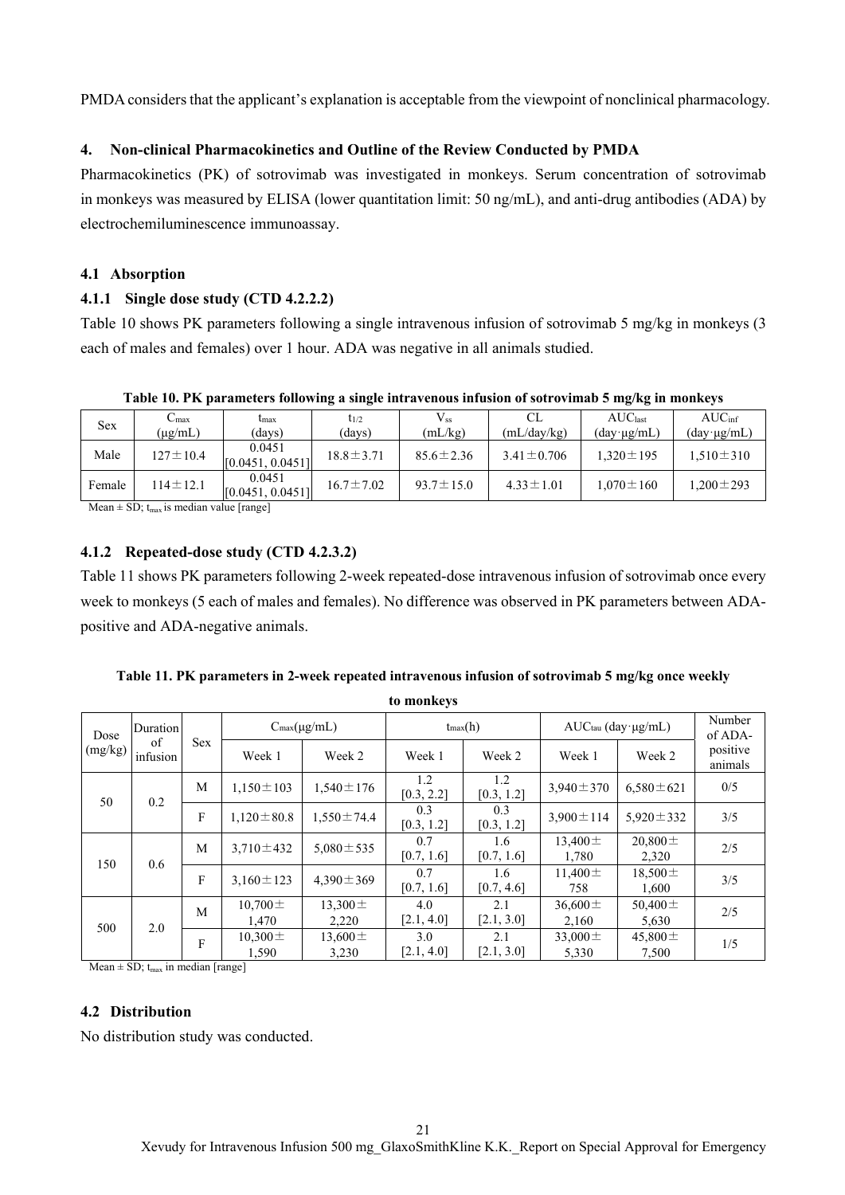PMDA considers that the applicant's explanation is acceptable from the viewpoint of nonclinical pharmacology.

### 4. Non-clinical Pharmacokinetics and Outline of the Review Conducted by PMDA

Pharmacokinetics (PK) of sotrovimab was investigated in monkeys. Serum concentration of sotrovimab in monkeys was measured by ELISA (lower quantitation limit: 50 ng/mL), and anti-drug antibodies (ADA) by electrochemiluminescence immunoassay.

#### 4.1 Absorption

#### 4.1.1 Single dose study (CTD 4.2.2.2)

Table 10 shows PK parameters following a single intravenous infusion of sotrovimab 5 mg/kg in monkeys (3 each of males and females) over 1 hour. ADA was negative in all animals studied.

**Table 10. PK parameters following a single intravenous infusion of sotrovimab 5 mg/kg in monkeys**

| Sex | $C_{max}$ (μg/mL) | $t_{max}$ (days) | $t_{1/2}$ (days) | $V_{ss}$ (mL/kg) | CL (mL/day/kg) | $AUC_{last}$ (day·μg/mL) | $AUC_{inf}$ (day·μg/mL) |
|---|---|---|---|---|---|---|---|
| Male | 127±10.4 | 0.0451 [0.0451, 0.0451] | 18.8±3.71 | 85.6±2.36 | 3.41±0.706 | 1,320±195 | 1,510±310 |
| Female | 114±12.1 | 0.0451 [0.0451, 0.0451] | 16.7±7.02 | 93.7±15.0 | 4.33±1.01 | 1,070±160 | 1,200±293 |

Mean ± SD; $t_{max}$ is median value [range]

#### 4.1.2 Repeated-dose study (CTD 4.2.3.2)

Table 11 shows PK parameters following 2-week repeated-dose intravenous infusion of sotrovimab once every week to monkeys (5 each of males and females). No difference was observed in PK parameters between ADA-positive and ADA-negative animals.

**Table 11. PK parameters in 2-week repeated intravenous infusion of sotrovimab 5 mg/kg once weekly to monkeys**

| Dose (mg/kg) | Duration of infusion | Sex | $C_{max}$(μg/mL) | | $t_{max}$(h) | | $AUC_{tau}$ (day·μg/mL) | | Number of ADA-positive animals |
|---|---|---|---|---|---|---|---|---|---|
| | | | Week 1 | Week 2 | Week 1 | Week 2 | Week 1 | Week 2 | |
| 50 | 0.2 | M | 1,150±103 | 1,540±176 | 1.2 [0.3, 2.2] | 1.2 [0.3, 1.2] | 3,940±370 | 6,580±621 | 0/5 |
| | | F | 1,120±80.8 | 1,550±74.4 | 0.3 [0.3, 1.2] | 0.3 [0.3, 1.2] | 3,900±114 | 5,920±332 | 3/5 |
| 150 | 0.6 | M | 3,710±432 | 5,080±535 | 0.7 [0.7, 1.6] | 1.6 [0.7, 1.6] | 13,400±1,780 | 20,800±2,320 | 2/5 |
| | | F | 3,160±123 | 4,390±369 | 0.7 [0.7, 1.6] | 1.6 [0.7, 4.6] | 11,400±758 | 18,500±1,600 | 3/5 |
| 500 | 2.0 | M | 10,700±1,470 | 13,300±2,220 | 4.0 [2.1, 4.0] | 2.1 [2.1, 3.0] | 36,600±2,160 | 50,400±5,630 | 2/5 |
| | | F | 10,300±1,590 | 13,600±3,230 | 3.0 [2.1, 4.0] | 2.1 [2.1, 3.0] | 33,000±5,330 | 45,800±7,500 | 1/5 |

Mean ± SD; $t_{max}$ in median [range]

#### 4.2 Distribution

No distribution study was conducted.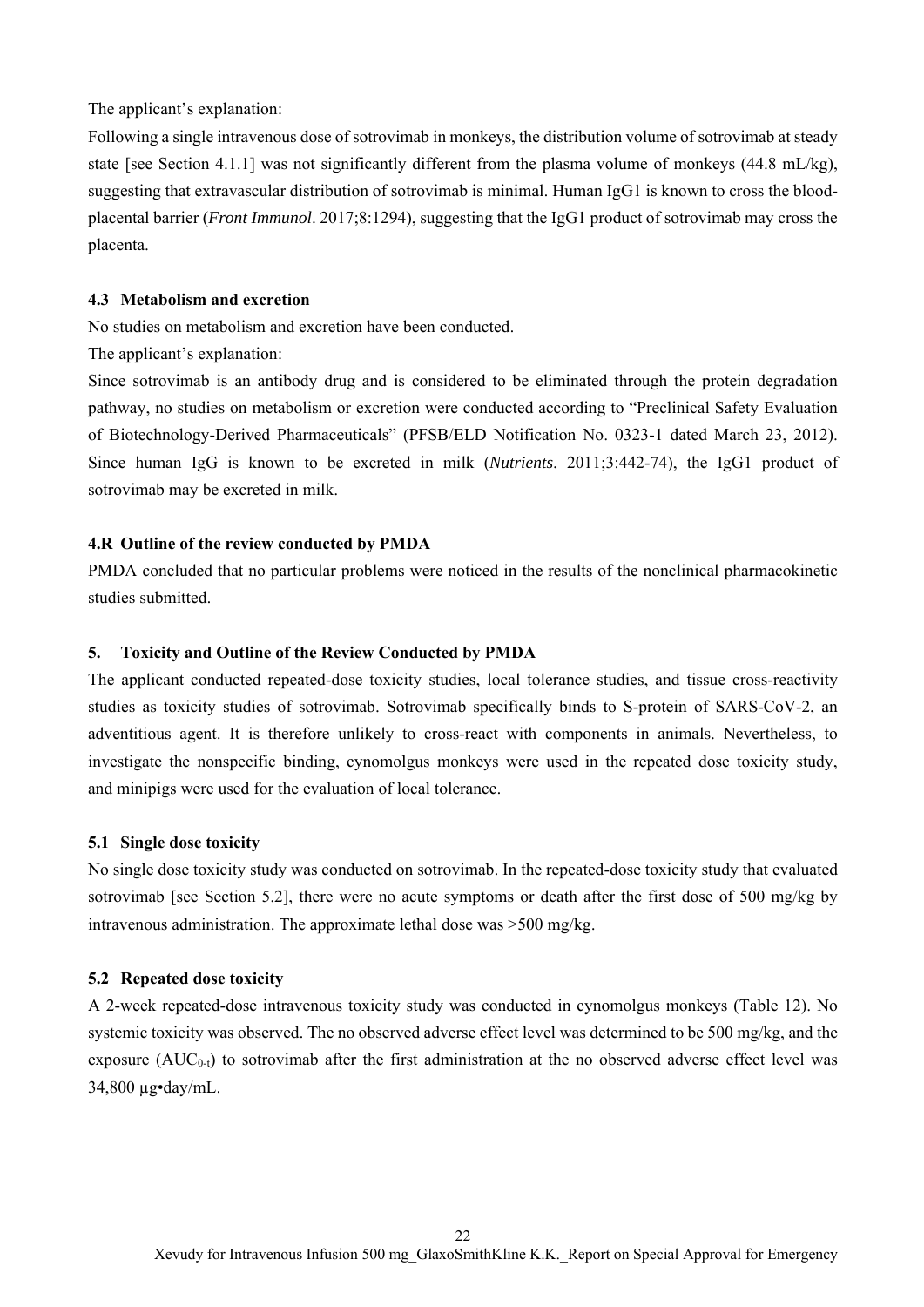The applicant's explanation:

Following a single intravenous dose of sotrovimab in monkeys, the distribution volume of sotrovimab at steady state [see Section 4.1.1] was not significantly different from the plasma volume of monkeys (44.8 mL/kg), suggesting that extravascular distribution of sotrovimab is minimal. Human IgG1 is known to cross the blood-placental barrier (*Front Immunol*. 2017;8:1294), suggesting that the IgG1 product of sotrovimab may cross the placenta.

### 4.3 Metabolism and excretion

No studies on metabolism and excretion have been conducted.

The applicant's explanation:

Since sotrovimab is an antibody drug and is considered to be eliminated through the protein degradation pathway, no studies on metabolism or excretion were conducted according to "Preclinical Safety Evaluation of Biotechnology-Derived Pharmaceuticals" (PFSB/ELD Notification No. 0323-1 dated March 23, 2012). Since human IgG is known to be excreted in milk (*Nutrients*. 2011;3:442-74), the IgG1 product of sotrovimab may be excreted in milk.

### 4.R Outline of the review conducted by PMDA

PMDA concluded that no particular problems were noticed in the results of the nonclinical pharmacokinetic studies submitted.

## 5. Toxicity and Outline of the Review Conducted by PMDA

The applicant conducted repeated-dose toxicity studies, local tolerance studies, and tissue cross-reactivity studies as toxicity studies of sotrovimab. Sotrovimab specifically binds to S-protein of SARS-CoV-2, an adventitious agent. It is therefore unlikely to cross-react with components in animals. Nevertheless, to investigate the nonspecific binding, cynomolgus monkeys were used in the repeated dose toxicity study, and minipigs were used for the evaluation of local tolerance.

### 5.1 Single dose toxicity

No single dose toxicity study was conducted on sotrovimab. In the repeated-dose toxicity study that evaluated sotrovimab [see Section 5.2], there were no acute symptoms or death after the first dose of 500 mg/kg by intravenous administration. The approximate lethal dose was >500 mg/kg.

### 5.2 Repeated dose toxicity

A 2-week repeated-dose intravenous toxicity study was conducted in cynomolgus monkeys (Table 12). No systemic toxicity was observed. The no observed adverse effect level was determined to be 500 mg/kg, and the exposure ($AUC_{0-t}$) to sotrovimab after the first administration at the no observed adverse effect level was 34,800 µg•day/mL.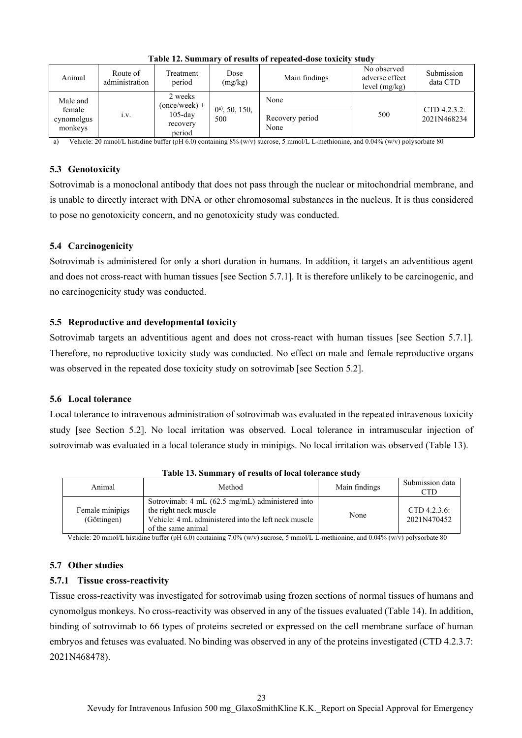**Table 12. Summary of results of repeated-dose toxicity study**

| Animal | Route of administration | Treatment period | Dose (mg/kg) | Main findings | No observed adverse effect level (mg/kg) | Submission data CTD |
|---|---|---|---|---|---|---|
| Male and female cynomolgus monkeys | i.v. | 2 weeks (once/week) + 105-day recovery period | 0[a)], 50, 150, 500 | None<br>Recovery period<br>None | 500 | CTD 4.2.3.2: 2021N468234 |

a) Vehicle: 20 mmol/L histidine buffer (pH 6.0) containing 8% (w/v) sucrose, 5 mmol/L L-methionine, and 0.04% (w/v) polysorbate 80

### 5.3 Genotoxicity

Sotrovimab is a monoclonal antibody that does not pass through the nuclear or mitochondrial membrane, and is unable to directly interact with DNA or other chromosomal substances in the nucleus. It is thus considered to pose no genotoxicity concern, and no genotoxicity study was conducted.

### 5.4 Carcinogenicity

Sotrovimab is administered for only a short duration in humans. In addition, it targets an adventitious agent and does not cross-react with human tissues [see Section 5.7.1]. It is therefore unlikely to be carcinogenic, and no carcinogenicity study was conducted.

### 5.5 Reproductive and developmental toxicity

Sotrovimab targets an adventitious agent and does not cross-react with human tissues [see Section 5.7.1]. Therefore, no reproductive toxicity study was conducted. No effect on male and female reproductive organs was observed in the repeated dose toxicity study on sotrovimab [see Section 5.2].

### 5.6 Local tolerance

Local tolerance to intravenous administration of sotrovimab was evaluated in the repeated intravenous toxicity study [see Section 5.2]. No local irritation was observed. Local tolerance in intramuscular injection of sotrovimab was evaluated in a local tolerance study in minipigs. No local irritation was observed (Table 13).

**Table 13. Summary of results of local tolerance study**

| Animal | Method | Main findings | Submission data CTD |
|---|---|---|---|
| Female minipigs (Göttingen) | Sotrovimab: 4 mL (62.5 mg/mL) administered into the right neck muscle<br>Vehicle: 4 mL administered into the left neck muscle of the same animal | None | CTD 4.2.3.6: 2021N470452 |

Vehicle: 20 mmol/L histidine buffer (pH 6.0) containing 7.0% (w/v) sucrose, 5 mmol/L L-methionine, and 0.04% (w/v) polysorbate 80

### 5.7 Other studies

#### 5.7.1 Tissue cross-reactivity

Tissue cross-reactivity was investigated for sotrovimab using frozen sections of normal tissues of humans and cynomolgus monkeys. No cross-reactivity was observed in any of the tissues evaluated (Table 14). In addition, binding of sotrovimab to 66 types of proteins secreted or expressed on the cell membrane surface of human embryos and fetuses was evaluated. No binding was observed in any of the proteins investigated (CTD 4.2.3.7: 2021N468478).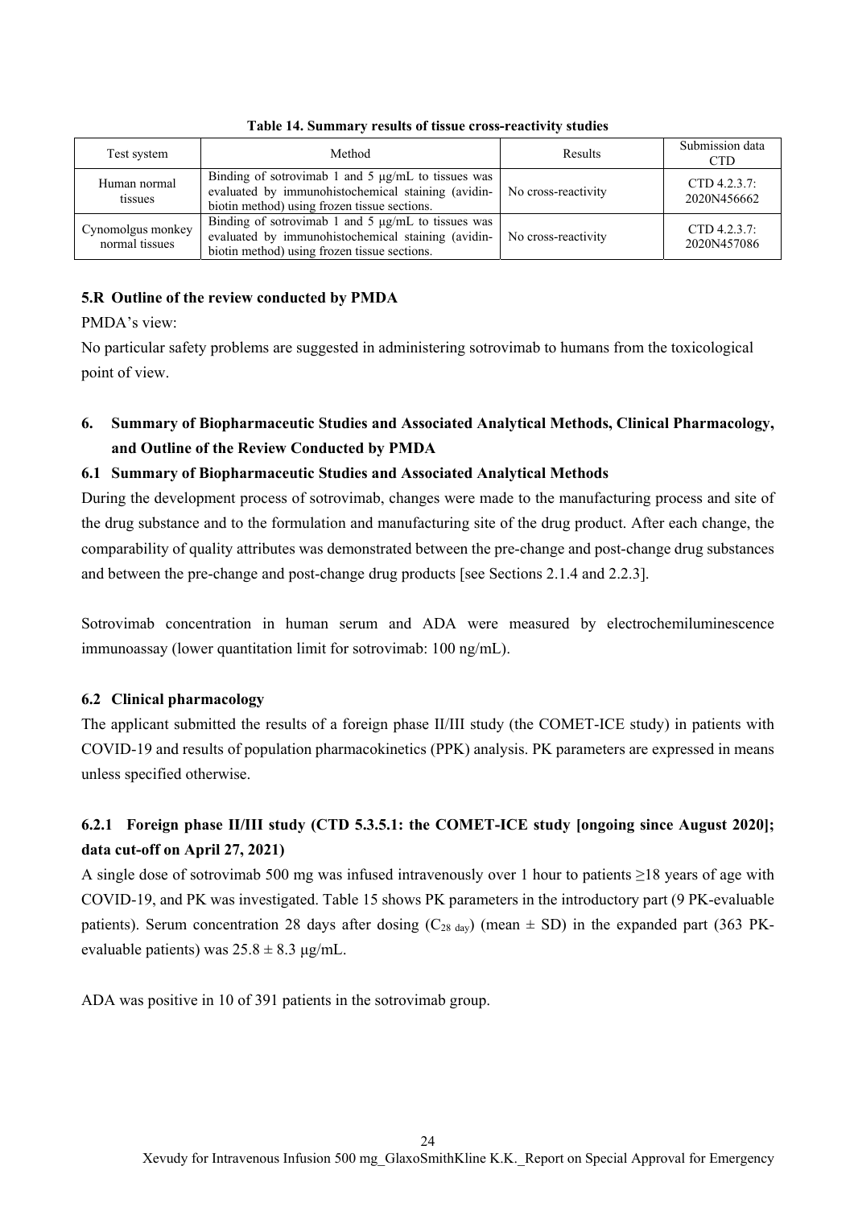**Table 14. Summary results of tissue cross-reactivity studies**

| Test system | Method | Results | Submission data CTD |
|---|---|---|---|
| Human normal tissues | Binding of sotrovimab 1 and 5 μg/mL to tissues was evaluated by immunohistochemical staining (avidin-biotin method) using frozen tissue sections. | No cross-reactivity | CTD 4.2.3.7: 2020N456662 |
| Cynomolgus monkey normal tissues | Binding of sotrovimab 1 and 5 μg/mL to tissues was evaluated by immunohistochemical staining (avidin-biotin method) using frozen tissue sections. | No cross-reactivity | CTD 4.2.3.7: 2020N457086 |

### 5.R Outline of the review conducted by PMDA

PMDA's view:

No particular safety problems are suggested in administering sotrovimab to humans from the toxicological point of view.

## 6. Summary of Biopharmaceutic Studies and Associated Analytical Methods, Clinical Pharmacology, and Outline of the Review Conducted by PMDA

### 6.1 Summary of Biopharmaceutic Studies and Associated Analytical Methods

During the development process of sotrovimab, changes were made to the manufacturing process and site of the drug substance and to the formulation and manufacturing site of the drug product. After each change, the comparability of quality attributes was demonstrated between the pre-change and post-change drug substances and between the pre-change and post-change drug products [see Sections 2.1.4 and 2.2.3].

Sotrovimab concentration in human serum and ADA were measured by electrochemiluminescence immunoassay (lower quantitation limit for sotrovimab: 100 ng/mL).

### 6.2 Clinical pharmacology

The applicant submitted the results of a foreign phase II/III study (the COMET-ICE study) in patients with COVID-19 and results of population pharmacokinetics (PPK) analysis. PK parameters are expressed in means unless specified otherwise.

#### 6.2.1 Foreign phase II/III study (CTD 5.3.5.1: the COMET-ICE study [ongoing since August 2020]; data cut-off on April 27, 2021)

A single dose of sotrovimab 500 mg was infused intravenously over 1 hour to patients ≥18 years of age with COVID-19, and PK was investigated. Table 15 shows PK parameters in the introductory part (9 PK-evaluable patients). Serum concentration 28 days after dosing ($C_{28\ day}$) (mean ± SD) in the expanded part (363 PK-evaluable patients) was 25.8 ± 8.3 μg/mL.

ADA was positive in 10 of 391 patients in the sotrovimab group.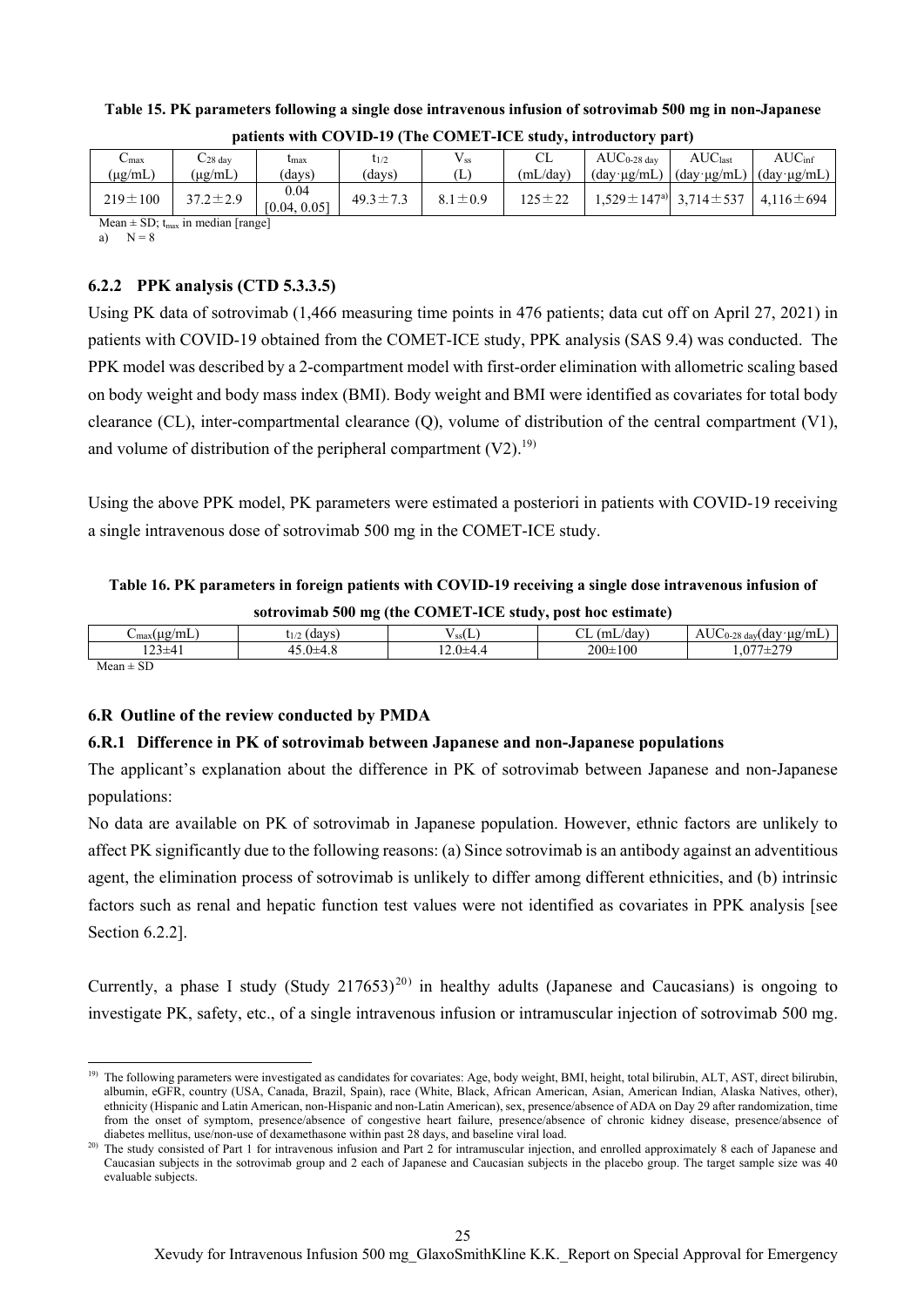**Table 15. PK parameters following a single dose intravenous infusion of sotrovimab 500 mg in non-Japanese patients with COVID-19 (The COMET-ICE study, introductory part)**

| $C_{max}$ (μg/mL) | $C_{28\ day}$ (μg/mL) | $t_{max}$ (days) | $t_{1/2}$ (days) | $V_{ss}$ (L) | CL (mL/day) | $AUC_{0\text{-}28\ day}$ (day·μg/mL) | $AUC_{last}$ (day·μg/mL) | $AUC_{inf}$ (day·μg/mL) |
|---|---|---|---|---|---|---|---|---|
| 219 ± 100 | 37.2 ± 2.9 | 0.04 [0.04, 0.05] | 49.3 ± 7.3 | 8.1 ± 0.9 | 125 ± 22 | 1,529 ± 147[a] | 3,714 ± 537 | 4,116 ± 694 |

Mean ± SD; $t_{max}$ in median [range]

a) N = 8

### 6.2.2 PPK analysis (CTD 5.3.3.5)

Using PK data of sotrovimab (1,466 measuring time points in 476 patients; data cut off on April 27, 2021) in patients with COVID-19 obtained from the COMET-ICE study, PPK analysis (SAS 9.4) was conducted. The PPK model was described by a 2-compartment model with first-order elimination with allometric scaling based on body weight and body mass index (BMI). Body weight and BMI were identified as covariates for total body clearance (CL), inter-compartmental clearance (Q), volume of distribution of the central compartment (V1), and volume of distribution of the peripheral compartment (V2).[19]

Using the above PPK model, PK parameters were estimated a posteriori in patients with COVID-19 receiving a single intravenous dose of sotrovimab 500 mg in the COMET-ICE study.

**Table 16. PK parameters in foreign patients with COVID-19 receiving a single dose intravenous infusion of sotrovimab 500 mg (the COMET-ICE study, post hoc estimate)**

| $C_{max}$(μg/mL) | $t_{1/2}$ (days) | $V_{ss}$(L) | CL (mL/day) | $AUC_{0\text{-}28\ day}$(day·μg/mL) |
|---|---|---|---|---|
| 123±41 | 45.0±4.8 | 12.0±4.4 | 200±100 | 1,077±279 |

Mean ± SD

## 6.R Outline of the review conducted by PMDA

### 6.R.1 Difference in PK of sotrovimab between Japanese and non-Japanese populations

The applicant's explanation about the difference in PK of sotrovimab between Japanese and non-Japanese populations:

No data are available on PK of sotrovimab in Japanese population. However, ethnic factors are unlikely to affect PK significantly due to the following reasons: (a) Since sotrovimab is an antibody against an adventitious agent, the elimination process of sotrovimab is unlikely to differ among different ethnicities, and (b) intrinsic factors such as renal and hepatic function test values were not identified as covariates in PPK analysis [see Section 6.2.2].

Currently, a phase I study (Study 217653)[20] in healthy adults (Japanese and Caucasians) is ongoing to investigate PK, safety, etc., of a single intravenous infusion or intramuscular injection of sotrovimab 500 mg.

---

[19] The following parameters were investigated as candidates for covariates: Age, body weight, BMI, height, total bilirubin, ALT, AST, direct bilirubin, albumin, eGFR, country (USA, Canada, Brazil, Spain), race (White, Black, African American, Asian, American Indian, Alaska Natives, other), ethnicity (Hispanic and Latin American, non-Hispanic and non-Latin American), sex, presence/absence of ADA on Day 29 after randomization, time from the onset of symptom, presence/absence of congestive heart failure, presence/absence of chronic kidney disease, presence/absence of diabetes mellitus, use/non-use of dexamethasone within past 28 days, and baseline viral load.

[20] The study consisted of Part 1 for intravenous infusion and Part 2 for intramuscular injection, and enrolled approximately 8 each of Japanese and Caucasian subjects in the sotrovimab group and 2 each of Japanese and Caucasian subjects in the placebo group. The target sample size was 40 evaluable subjects.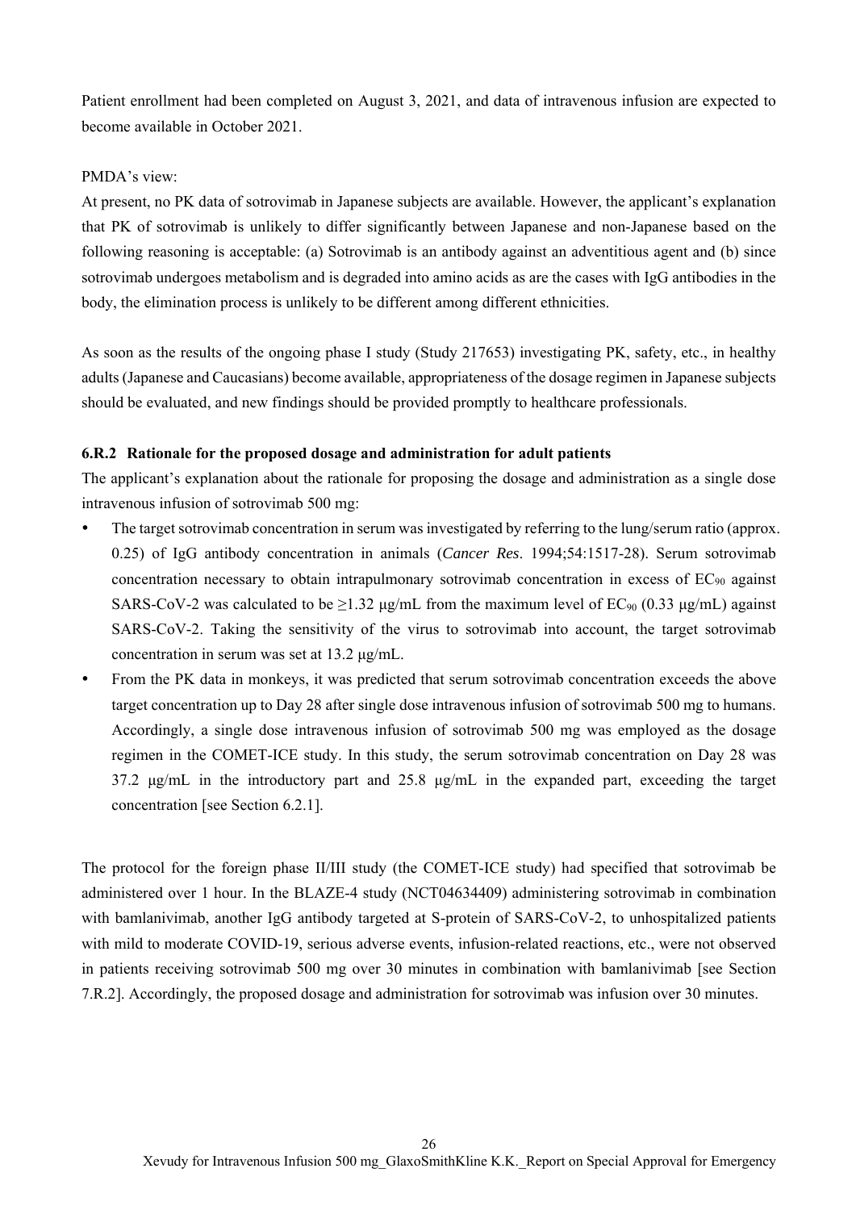Patient enrollment had been completed on August 3, 2021, and data of intravenous infusion are expected to become available in October 2021.

PMDA's view:

At present, no PK data of sotrovimab in Japanese subjects are available. However, the applicant's explanation that PK of sotrovimab is unlikely to differ significantly between Japanese and non-Japanese based on the following reasoning is acceptable: (a) Sotrovimab is an antibody against an adventitious agent and (b) since sotrovimab undergoes metabolism and is degraded into amino acids as are the cases with IgG antibodies in the body, the elimination process is unlikely to be different among different ethnicities.

As soon as the results of the ongoing phase I study (Study 217653) investigating PK, safety, etc., in healthy adults (Japanese and Caucasians) become available, appropriateness of the dosage regimen in Japanese subjects should be evaluated, and new findings should be provided promptly to healthcare professionals.

### 6.R.2 Rationale for the proposed dosage and administration for adult patients

The applicant's explanation about the rationale for proposing the dosage and administration as a single dose intravenous infusion of sotrovimab 500 mg:

- The target sotrovimab concentration in serum was investigated by referring to the lung/serum ratio (approx. 0.25) of IgG antibody concentration in animals (*Cancer Res*. 1994;54:1517-28). Serum sotrovimab concentration necessary to obtain intrapulmonary sotrovimab concentration in excess of $EC_{90}$ against SARS-CoV-2 was calculated to be ≥1.32 μg/mL from the maximum level of $EC_{90}$ (0.33 μg/mL) against SARS-CoV-2. Taking the sensitivity of the virus to sotrovimab into account, the target sotrovimab concentration in serum was set at 13.2 μg/mL.
- From the PK data in monkeys, it was predicted that serum sotrovimab concentration exceeds the above target concentration up to Day 28 after single dose intravenous infusion of sotrovimab 500 mg to humans. Accordingly, a single dose intravenous infusion of sotrovimab 500 mg was employed as the dosage regimen in the COMET-ICE study. In this study, the serum sotrovimab concentration on Day 28 was 37.2 μg/mL in the introductory part and 25.8 μg/mL in the expanded part, exceeding the target concentration [see Section 6.2.1].

The protocol for the foreign phase II/III study (the COMET-ICE study) had specified that sotrovimab be administered over 1 hour. In the BLAZE-4 study (NCT04634409) administering sotrovimab in combination with bamlanivimab, another IgG antibody targeted at S-protein of SARS-CoV-2, to unhospitalized patients with mild to moderate COVID-19, serious adverse events, infusion-related reactions, etc., were not observed in patients receiving sotrovimab 500 mg over 30 minutes in combination with bamlanivimab [see Section 7.R.2]. Accordingly, the proposed dosage and administration for sotrovimab was infusion over 30 minutes.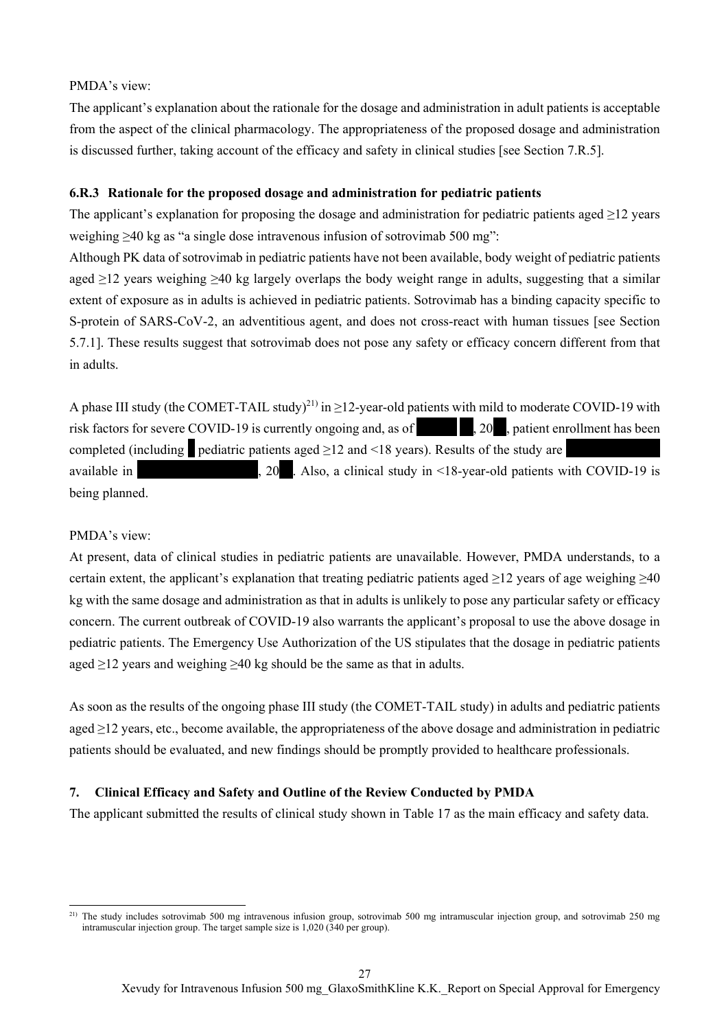PMDA's view:

The applicant's explanation about the rationale for the dosage and administration in adult patients is acceptable from the aspect of the clinical pharmacology. The appropriateness of the proposed dosage and administration is discussed further, taking account of the efficacy and safety in clinical studies [see Section 7.R.5].

### 6.R.3 Rationale for the proposed dosage and administration for pediatric patients

The applicant's explanation for proposing the dosage and administration for pediatric patients aged ≥12 years weighing ≥40 kg as "a single dose intravenous infusion of sotrovimab 500 mg":

Although PK data of sotrovimab in pediatric patients have not been available, body weight of pediatric patients aged ≥12 years weighing ≥40 kg largely overlaps the body weight range in adults, suggesting that a similar extent of exposure as in adults is achieved in pediatric patients. Sotrovimab has a binding capacity specific to S-protein of SARS-CoV-2, an adventitious agent, and does not cross-react with human tissues [see Section 5.7.1]. These results suggest that sotrovimab does not pose any safety or efficacy concern different from that in adults.

A phase III study (the COMET-TAIL study)[21] in ≥12-year-old patients with mild to moderate COVID-19 with risk factors for severe COVID-19 is currently ongoing and, as of ████ ██, 20██, patient enrollment has been completed (including █ pediatric patients aged ≥12 and <18 years). Results of the study are ████████ available in ██████████, 20██. Also, a clinical study in <18-year-old patients with COVID-19 is being planned.

PMDA's view:

At present, data of clinical studies in pediatric patients are unavailable. However, PMDA understands, to a certain extent, the applicant's explanation that treating pediatric patients aged ≥12 years of age weighing ≥40 kg with the same dosage and administration as that in adults is unlikely to pose any particular safety or efficacy concern. The current outbreak of COVID-19 also warrants the applicant's proposal to use the above dosage in pediatric patients. The Emergency Use Authorization of the US stipulates that the dosage in pediatric patients aged ≥12 years and weighing ≥40 kg should be the same as that in adults.

As soon as the results of the ongoing phase III study (the COMET-TAIL study) in adults and pediatric patients aged ≥12 years, etc., become available, the appropriateness of the above dosage and administration in pediatric patients should be evaluated, and new findings should be promptly provided to healthcare professionals.

## 7. Clinical Efficacy and Safety and Outline of the Review Conducted by PMDA

The applicant submitted the results of clinical study shown in Table 17 as the main efficacy and safety data.

---

[21] The study includes sotrovimab 500 mg intravenous infusion group, sotrovimab 500 mg intramuscular injection group, and sotrovimab 250 mg intramuscular injection group. The target sample size is 1,020 (340 per group).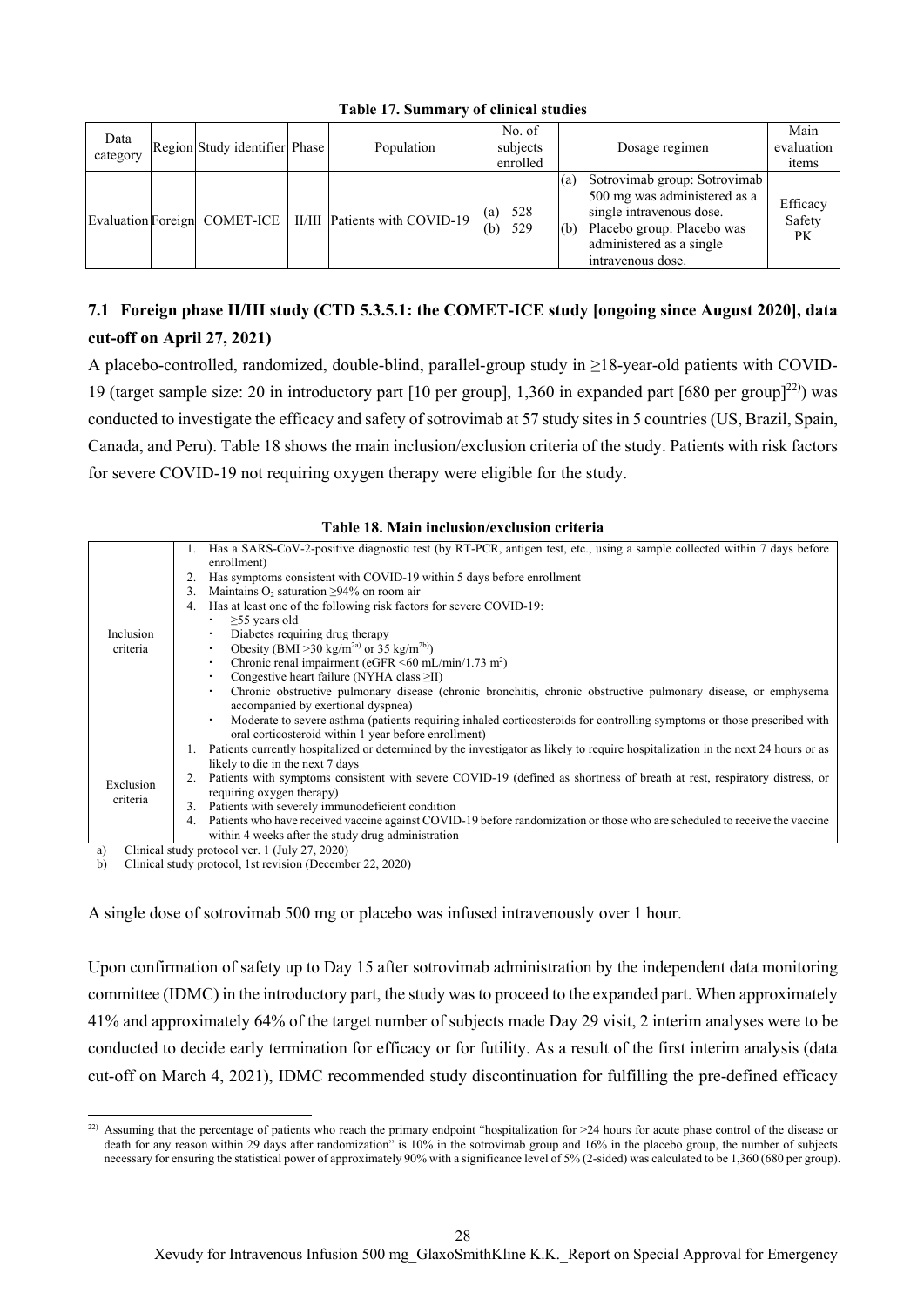**Table 17. Summary of clinical studies**

| Data category | Region | Study identifier | Phase | Population | No. of subjects enrolled | Dosage regimen | Main evaluation items |
|---|---|---|---|---|---|---|---|
| Evaluation | Foreign | COMET-ICE | II/III | Patients with COVID-19 | (a) 528<br>(b) 529 | (a) Sotrovimab group: Sotrovimab 500 mg was administered as a single intravenous dose.<br>(b) Placebo group: Placebo was administered as a single intravenous dose. | Efficacy<br>Safety<br>PK |

## 7.1 Foreign phase II/III study (CTD 5.3.5.1: the COMET-ICE study [ongoing since August 2020], data cut-off on April 27, 2021)

A placebo-controlled, randomized, double-blind, parallel-group study in ≥18-year-old patients with COVID-19 (target sample size: 20 in introductory part [10 per group], 1,360 in expanded part [680 per group][22]) was conducted to investigate the efficacy and safety of sotrovimab at 57 study sites in 5 countries (US, Brazil, Spain, Canada, and Peru). Table 18 shows the main inclusion/exclusion criteria of the study. Patients with risk factors for severe COVID-19 not requiring oxygen therapy were eligible for the study.

**Table 18. Main inclusion/exclusion criteria**

| | |
|---|---|
| Inclusion criteria | 1. Has a SARS-CoV-2-positive diagnostic test (by RT-PCR, antigen test, etc., using a sample collected within 7 days before enrollment)<br>2. Has symptoms consistent with COVID-19 within 5 days before enrollment<br>3. Maintains $O_2$ saturation ≥94% on room air<br>4. Has at least one of the following risk factors for severe COVID-19:<br>・ ≥55 years old<br>・ Diabetes requiring drug therapy<br>・ Obesity (BMI >30 kg/m$^{2}$ [a] or 35 kg/m$^{2}$ [b])<br>・ Chronic renal impairment (eGFR <60 mL/min/1.73 m$^2$)<br>・ Congestive heart failure (NYHA class ≥II)<br>・ Chronic obstructive pulmonary disease (chronic bronchitis, chronic obstructive pulmonary disease, or emphysema accompanied by exertional dyspnea)<br>・ Moderate to severe asthma (patients requiring inhaled corticosteroids for controlling symptoms or those prescribed with oral corticosteroid within 1 year before enrollment) |
| Exclusion criteria | 1. Patients currently hospitalized or determined by the investigator as likely to require hospitalization in the next 24 hours or as likely to die in the next 7 days<br>2. Patients with symptoms consistent with severe COVID-19 (defined as shortness of breath at rest, respiratory distress, or requiring oxygen therapy)<br>3. Patients with severely immunodeficient condition<br>4. Patients who have received vaccine against COVID-19 before randomization or those who are scheduled to receive the vaccine within 4 weeks after the study drug administration |

a) Clinical study protocol ver. 1 (July 27, 2020)
b) Clinical study protocol, 1st revision (December 22, 2020)

A single dose of sotrovimab 500 mg or placebo was infused intravenously over 1 hour.

Upon confirmation of safety up to Day 15 after sotrovimab administration by the independent data monitoring committee (IDMC) in the introductory part, the study was to proceed to the expanded part. When approximately 41% and approximately 64% of the target number of subjects made Day 29 visit, 2 interim analyses were to be conducted to decide early termination for efficacy or for futility. As a result of the first interim analysis (data cut-off on March 4, 2021), IDMC recommended study discontinuation for fulfilling the pre-defined efficacy

[22] Assuming that the percentage of patients who reach the primary endpoint "hospitalization for >24 hours for acute phase control of the disease or death for any reason within 29 days after randomization" is 10% in the sotrovimab group and 16% in the placebo group, the number of subjects necessary for ensuring the statistical power of approximately 90% with a significance level of 5% (2-sided) was calculated to be 1,360 (680 per group).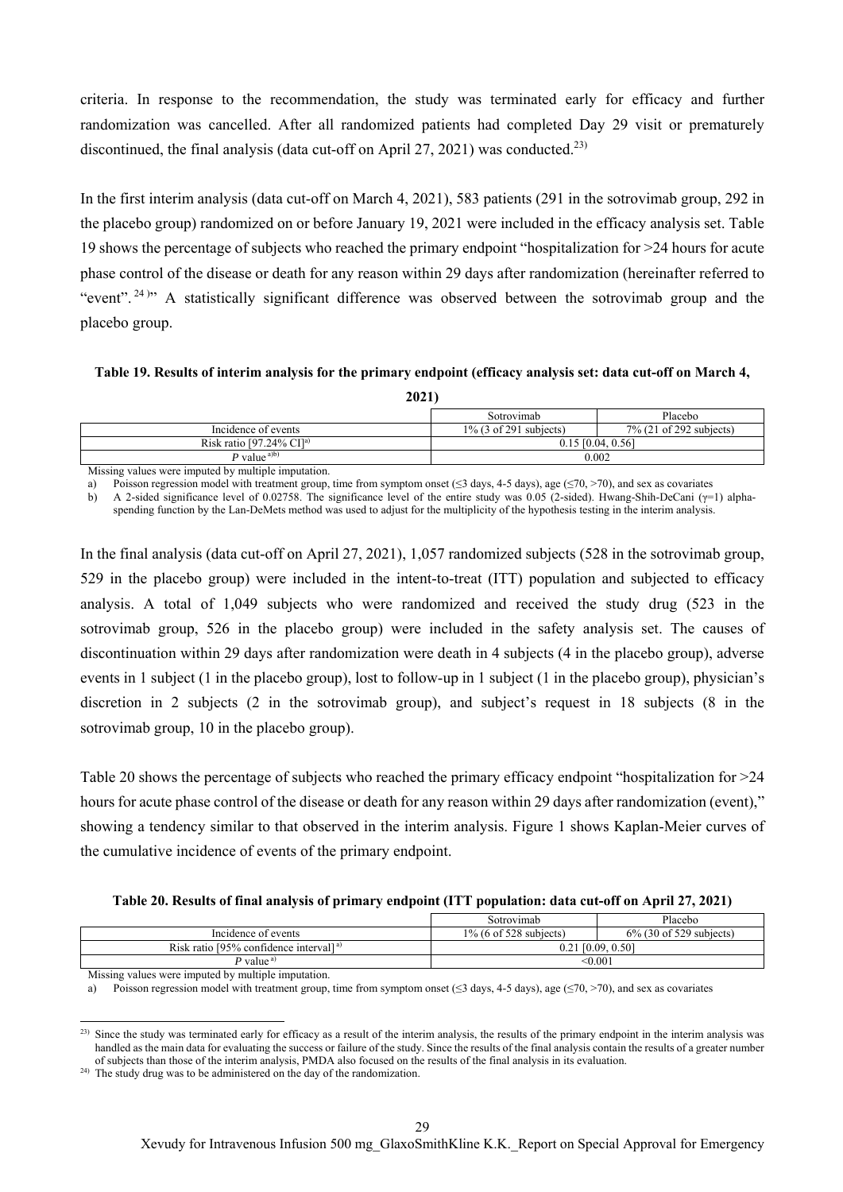criteria. In response to the recommendation, the study was terminated early for efficacy and further randomization was cancelled. After all randomized patients had completed Day 29 visit or prematurely discontinued, the final analysis (data cut-off on April 27, 2021) was conducted.[23)]

In the first interim analysis (data cut-off on March 4, 2021), 583 patients (291 in the sotrovimab group, 292 in the placebo group) randomized on or before January 19, 2021 were included in the efficacy analysis set. Table 19 shows the percentage of subjects who reached the primary endpoint "hospitalization for >24 hours for acute phase control of the disease or death for any reason within 29 days after randomization (hereinafter referred to "event". [24)]" A statistically significant difference was observed between the sotrovimab group and the placebo group.

**Table 19. Results of interim analysis for the primary endpoint (efficacy analysis set: data cut-off on March 4, 2021)**

| | Sotrovimab | Placebo |
|---|---|---|
| Incidence of events | 1% (3 of 291 subjects) | 7% (21 of 292 subjects) |
| Risk ratio [97.24% CI][a)] | 0.15 [0.04, 0.56] | |
| *P* value [a)b)] | 0.002 | |

Missing values were imputed by multiple imputation.

a) Poisson regression model with treatment group, time from symptom onset (≤3 days, 4-5 days), age (≤70, >70), and sex as covariates

b) A 2-sided significance level of 0.02758. The significance level of the entire study was 0.05 (2-sided). Hwang-Shih-DeCani ($\gamma$=1) alpha-spending function by the Lan-DeMets method was used to adjust for the multiplicity of the hypothesis testing in the interim analysis.

In the final analysis (data cut-off on April 27, 2021), 1,057 randomized subjects (528 in the sotrovimab group, 529 in the placebo group) were included in the intent-to-treat (ITT) population and subjected to efficacy analysis. A total of 1,049 subjects who were randomized and received the study drug (523 in the sotrovimab group, 526 in the placebo group) were included in the safety analysis set. The causes of discontinuation within 29 days after randomization were death in 4 subjects (4 in the placebo group), adverse events in 1 subject (1 in the placebo group), lost to follow-up in 1 subject (1 in the placebo group), physician's discretion in 2 subjects (2 in the sotrovimab group), and subject's request in 18 subjects (8 in the sotrovimab group, 10 in the placebo group).

Table 20 shows the percentage of subjects who reached the primary efficacy endpoint "hospitalization for >24 hours for acute phase control of the disease or death for any reason within 29 days after randomization (event)," showing a tendency similar to that observed in the interim analysis. Figure 1 shows Kaplan-Meier curves of the cumulative incidence of events of the primary endpoint.

**Table 20. Results of final analysis of primary endpoint (ITT population: data cut-off on April 27, 2021)**

| | Sotrovimab | Placebo |
|---|---|---|
| Incidence of events | 1% (6 of 528 subjects) | 6% (30 of 529 subjects) |
| Risk ratio [95% confidence interval] [a)] | 0.21 [0.09, 0.50] | |
| *P* value [a)] | <0.001 | |

Missing values were imputed by multiple imputation.

a) Poisson regression model with treatment group, time from symptom onset (≤3 days, 4-5 days), age (≤70, >70), and sex as covariates

23) Since the study was terminated early for efficacy as a result of the interim analysis, the results of the primary endpoint in the interim analysis was handled as the main data for evaluating the success or failure of the study. Since the results of the final analysis contain the results of a greater number of subjects than those of the interim analysis, PMDA also focused on the results of the final analysis in its evaluation.

24) The study drug was to be administered on the day of the randomization.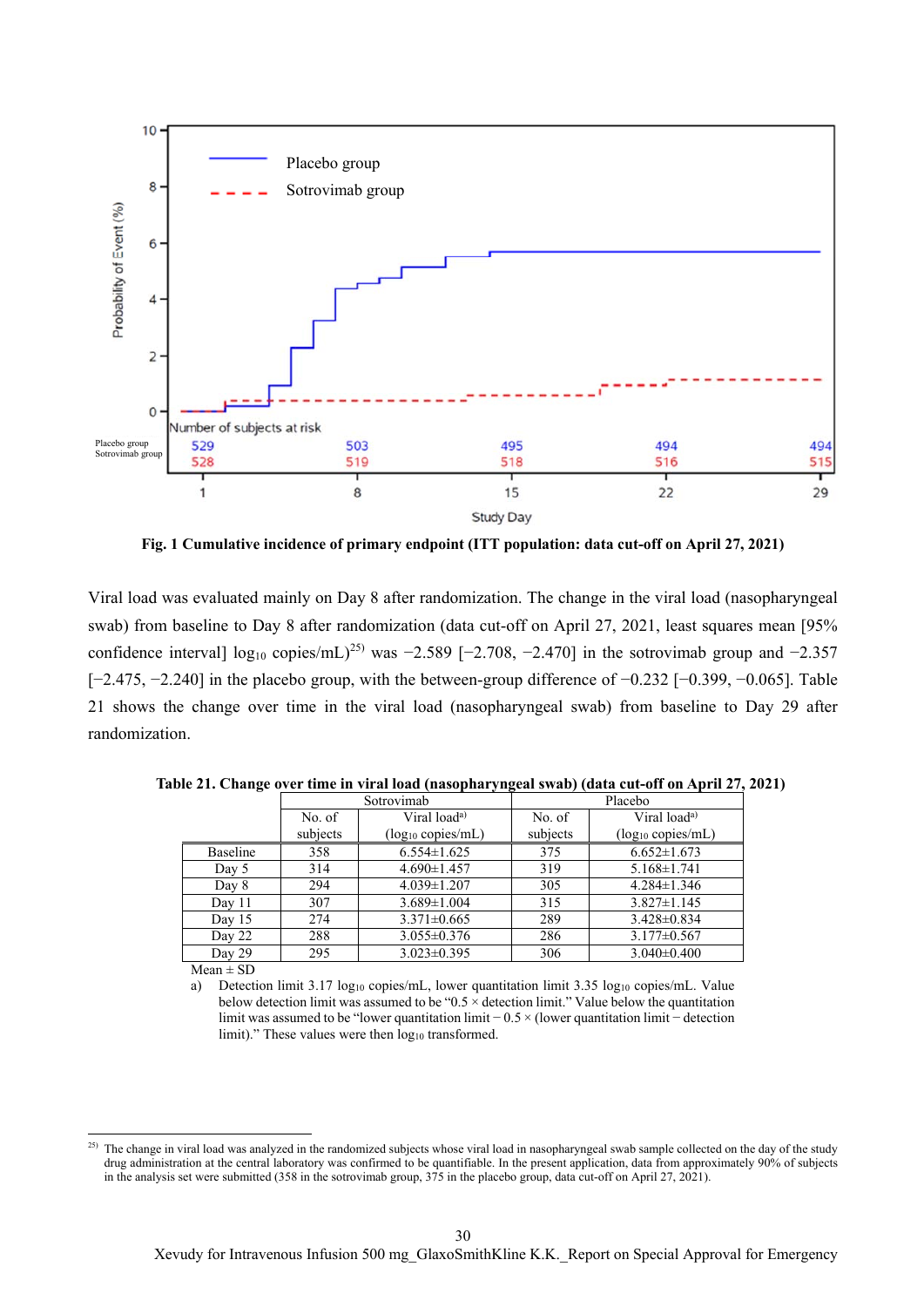Fig. 1 Cumulative incidence of primary endpoint (ITT population: data cut-off on April 27, 2021)

Viral load was evaluated mainly on Day 8 after randomization. The change in the viral load (nasopharyngeal swab) from baseline to Day 8 after randomization (data cut-off on April 27, 2021, least squares mean [95% confidence interval] $\log_{10}$ copies/mL)[25] was −2.589 [−2.708, −2.470] in the sotrovimab group and −2.357 [−2.475, −2.240] in the placebo group, with the between-group difference of −0.232 [−0.399, −0.065]. Table 21 shows the change over time in the viral load (nasopharyngeal swab) from baseline to Day 29 after randomization.

**Table 21. Change over time in viral load (nasopharyngeal swab) (data cut-off on April 27, 2021)**

| | Sotrovimab | | Placebo | |
|---|---|---|---|---|
| | No. of subjects | Viral load[a)] ($\log_{10}$ copies/mL) | No. of subjects | Viral load[a)] ($\log_{10}$ copies/mL) |
| Baseline | 358 | 6.554±1.625 | 375 | 6.652±1.673 |
| Day 5 | 314 | 4.690±1.457 | 319 | 5.168±1.741 |
| Day 8 | 294 | 4.039±1.207 | 305 | 4.284±1.346 |
| Day 11 | 307 | 3.689±1.004 | 315 | 3.827±1.145 |
| Day 15 | 274 | 3.371±0.665 | 289 | 3.428±0.834 |
| Day 22 | 288 | 3.055±0.376 | 286 | 3.177±0.567 |
| Day 29 | 295 | 3.023±0.395 | 306 | 3.040±0.400 |

Mean ± SD

a) Detection limit 3.17 $\log_{10}$ copies/mL, lower quantitation limit 3.35 $\log_{10}$ copies/mL. Value below detection limit was assumed to be "0.5 × detection limit." Value below the quantitation limit was assumed to be "lower quantitation limit − 0.5 × (lower quantitation limit − detection limit)." These values were then $\log_{10}$ transformed.

---

[25] The change in viral load was analyzed in the randomized subjects whose viral load in nasopharyngeal swab sample collected on the day of the study drug administration at the central laboratory was confirmed to be quantifiable. In the present application, data from approximately 90% of subjects in the analysis set were submitted (358 in the sotrovimab group, 375 in the placebo group, data cut-off on April 27, 2021).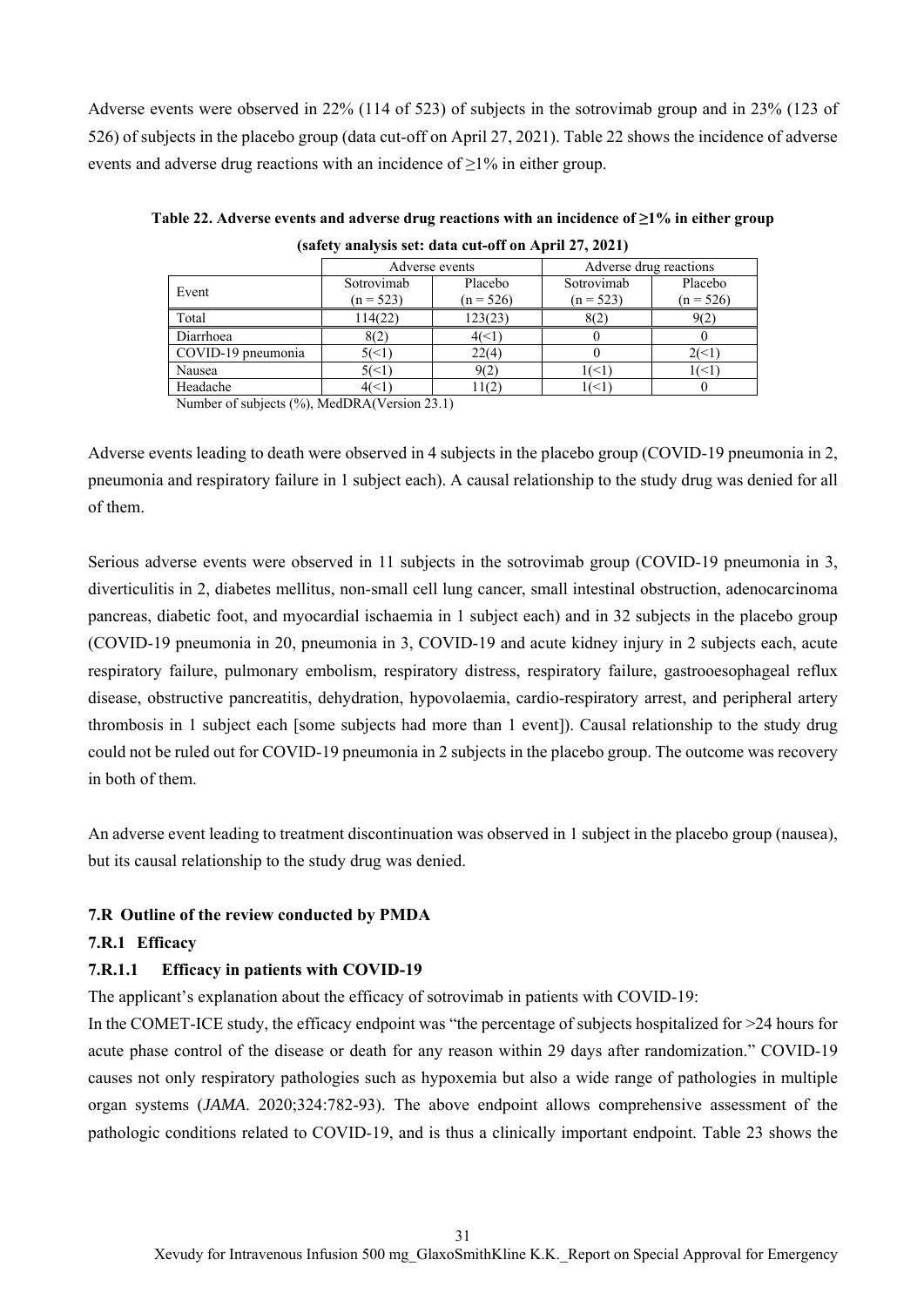Adverse events were observed in 22% (114 of 523) of subjects in the sotrovimab group and in 23% (123 of 526) of subjects in the placebo group (data cut-off on April 27, 2021). Table 22 shows the incidence of adverse events and adverse drug reactions with an incidence of ≥1% in either group.

**Table 22. Adverse events and adverse drug reactions with an incidence of ≥1% in either group (safety analysis set: data cut-off on April 27, 2021)**

| Event | Adverse events | | Adverse drug reactions | |
|---|---|---|---|---|
| | Sotrovimab (n = 523) | Placebo (n = 526) | Sotrovimab (n = 523) | Placebo (n = 526) |
| Total | 114(22) | 123(23) | 8(2) | 9(2) |
| Diarrhoea | 8(2) | 4(<1) | 0 | 0 |
| COVID-19 pneumonia | 5(<1) | 22(4) | 0 | 2(<1) |
| Nausea | 5(<1) | 9(2) | 1(<1) | 1(<1) |
| Headache | 4(<1) | 11(2) | 1(<1) | 0 |

Number of subjects (%), MedDRA(Version 23.1)

Adverse events leading to death were observed in 4 subjects in the placebo group (COVID-19 pneumonia in 2, pneumonia and respiratory failure in 1 subject each). A causal relationship to the study drug was denied for all of them.

Serious adverse events were observed in 11 subjects in the sotrovimab group (COVID-19 pneumonia in 3, diverticulitis in 2, diabetes mellitus, non-small cell lung cancer, small intestinal obstruction, adenocarcinoma pancreas, diabetic foot, and myocardial ischaemia in 1 subject each) and in 32 subjects in the placebo group (COVID-19 pneumonia in 20, pneumonia in 3, COVID-19 and acute kidney injury in 2 subjects each, acute respiratory failure, pulmonary embolism, respiratory distress, respiratory failure, gastrooesophageal reflux disease, obstructive pancreatitis, dehydration, hypovolaemia, cardio-respiratory arrest, and peripheral artery thrombosis in 1 subject each [some subjects had more than 1 event]). Causal relationship to the study drug could not be ruled out for COVID-19 pneumonia in 2 subjects in the placebo group. The outcome was recovery in both of them.

An adverse event leading to treatment discontinuation was observed in 1 subject in the placebo group (nausea), but its causal relationship to the study drug was denied.

## 7.R Outline of the review conducted by PMDA

### 7.R.1 Efficacy

#### 7.R.1.1 Efficacy in patients with COVID-19

The applicant's explanation about the efficacy of sotrovimab in patients with COVID-19:

In the COMET-ICE study, the efficacy endpoint was "the percentage of subjects hospitalized for >24 hours for acute phase control of the disease or death for any reason within 29 days after randomization." COVID-19 causes not only respiratory pathologies such as hypoxemia but also a wide range of pathologies in multiple organ systems (*JAMA*. 2020;324:782-93). The above endpoint allows comprehensive assessment of the pathologic conditions related to COVID-19, and is thus a clinically important endpoint. Table 23 shows the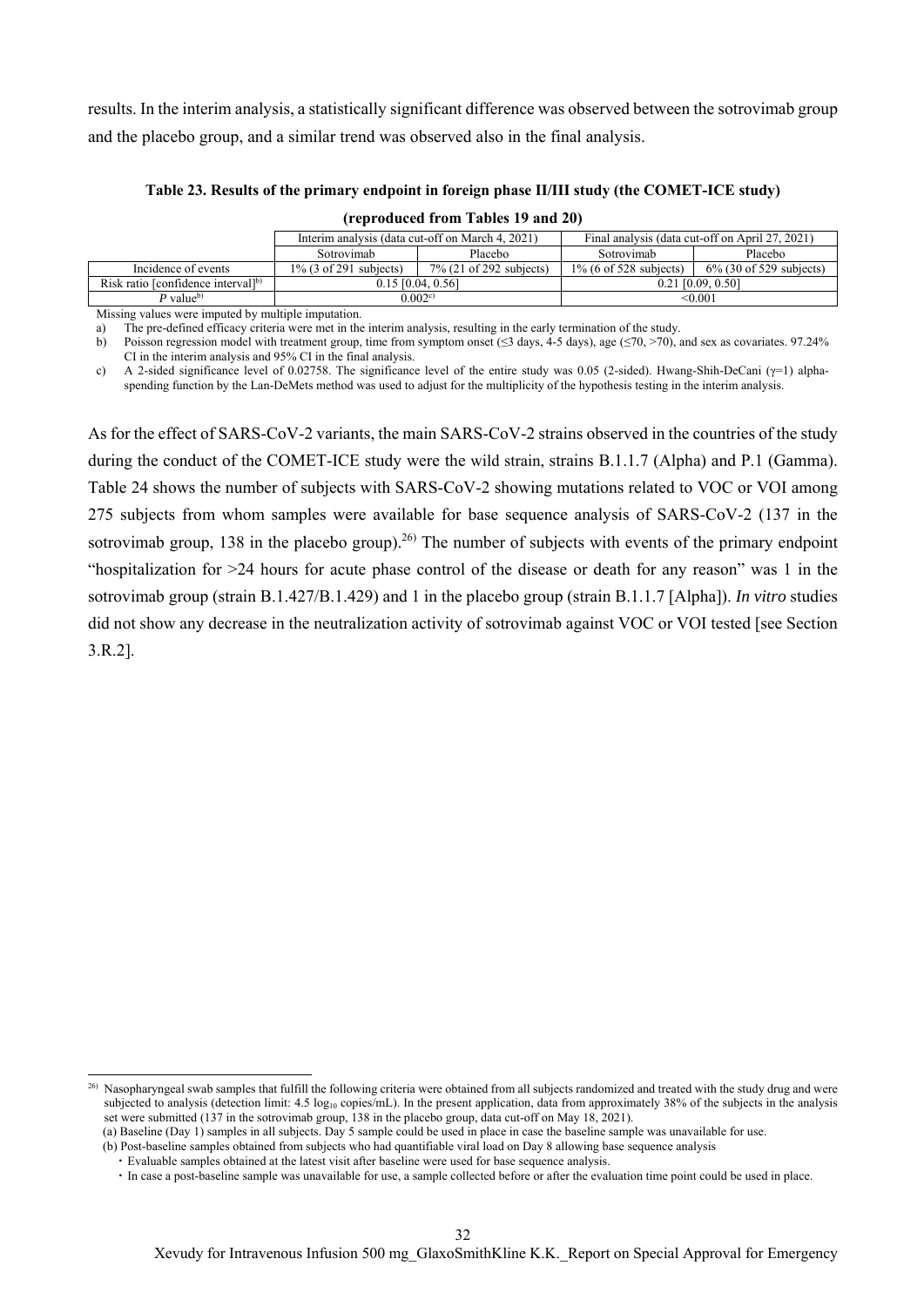results. In the interim analysis, a statistically significant difference was observed between the sotrovimab group and the placebo group, and a similar trend was observed also in the final analysis.

**Table 23. Results of the primary endpoint in foreign phase II/III study (the COMET-ICE study) (reproduced from Tables 19 and 20)**

| | Interim analysis (data cut-off on March 4, 2021) | | Final analysis (data cut-off on April 27, 2021) | |
|---|---|---|---|---|
| | Sotrovimab | Placebo | Sotrovimab | Placebo |
| Incidence of events | 1% (3 of 291 subjects) | 7% (21 of 292 subjects) | 1% (6 of 528 subjects) | 6% (30 of 529 subjects) |
| Risk ratio [confidence interval][b)] | 0.15 [0.04, 0.56] | | 0.21 [0.09, 0.50] | |
| *P* value[b)] | 0.002[c)] | | <0.001 | |

Missing values were imputed by multiple imputation.
a) The pre-defined efficacy criteria were met in the interim analysis, resulting in the early termination of the study.
b) Poisson regression model with treatment group, time from symptom onset (≤3 days, 4-5 days), age (≤70, >70), and sex as covariates. 97.24% CI in the interim analysis and 95% CI in the final analysis.
c) A 2-sided significance level of 0.02758. The significance level of the entire study was 0.05 (2-sided). Hwang-Shih-DeCani (γ=1) alpha-spending function by the Lan-DeMets method was used to adjust for the multiplicity of the hypothesis testing in the interim analysis.

As for the effect of SARS-CoV-2 variants, the main SARS-CoV-2 strains observed in the countries of the study during the conduct of the COMET-ICE study were the wild strain, strains B.1.1.7 (Alpha) and P.1 (Gamma). Table 24 shows the number of subjects with SARS-CoV-2 showing mutations related to VOC or VOI among 275 subjects from whom samples were available for base sequence analysis of SARS-CoV-2 (137 in the sotrovimab group, 138 in the placebo group).[26)] The number of subjects with events of the primary endpoint "hospitalization for >24 hours for acute phase control of the disease or death for any reason" was 1 in the sotrovimab group (strain B.1.427/B.1.429) and 1 in the placebo group (strain B.1.1.7 [Alpha]). *In vitro* studies did not show any decrease in the neutralization activity of sotrovimab against VOC or VOI tested [see Section 3.R.2].

26) Nasopharyngeal swab samples that fulfill the following criteria were obtained from all subjects randomized and treated with the study drug and were subjected to analysis (detection limit: 4.5 $\log_{10}$ copies/mL). In the present application, data from approximately 38% of the subjects in the analysis set were submitted (137 in the sotrovimab group, 138 in the placebo group, data cut-off on May 18, 2021).
(a) Baseline (Day 1) samples in all subjects. Day 5 sample could be used in place in case the baseline sample was unavailable for use.
(b) Post-baseline samples obtained from subjects who had quantifiable viral load on Day 8 allowing base sequence analysis
・Evaluable samples obtained at the latest visit after baseline were used for base sequence analysis.
・In case a post-baseline sample was unavailable for use, a sample collected before or after the evaluation time point could be used in place.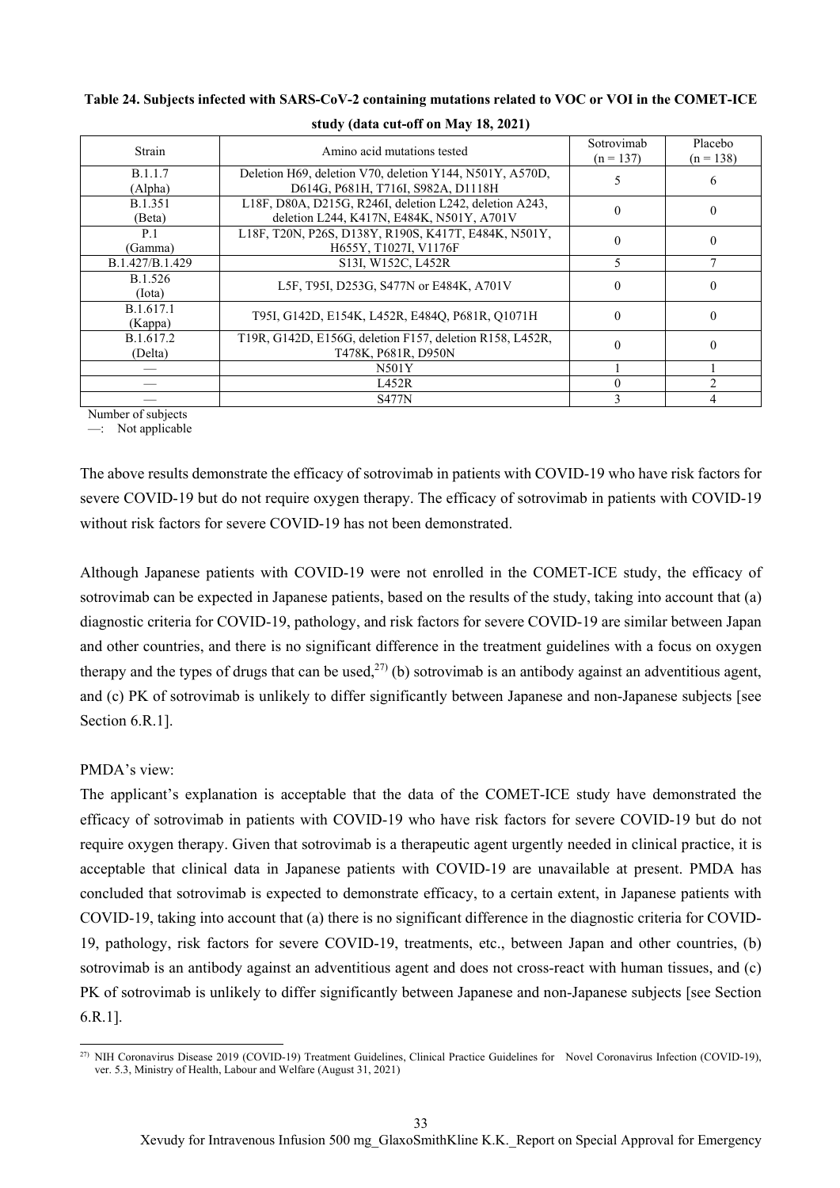**Table 24. Subjects infected with SARS-CoV-2 containing mutations related to VOC or VOI in the COMET-ICE study (data cut-off on May 18, 2021)**

| Strain | Amino acid mutations tested | Sotrovimab (n = 137) | Placebo (n = 138) |
|---|---|---|---|
| B.1.1.7 (Alpha) | Deletion H69, deletion V70, deletion Y144, N501Y, A570D, D614G, P681H, T716I, S982A, D1118H | 5 | 6 |
| B.1.351 (Beta) | L18F, D80A, D215G, R246I, deletion L242, deletion A243, deletion L244, K417N, E484K, N501Y, A701V | 0 | 0 |
| P.1 (Gamma) | L18F, T20N, P26S, D138Y, R190S, K417T, E484K, N501Y, H655Y, T1027I, V1176F | 0 | 0 |
| B.1.427/B.1.429 | S13I, W152C, L452R | 5 | 7 |
| B.1.526 (Iota) | L5F, T95I, D253G, S477N or E484K, A701V | 0 | 0 |
| B.1.617.1 (Kappa) | T95I, G142D, E154K, L452R, E484Q, P681R, Q1071H | 0 | 0 |
| B.1.617.2 (Delta) | T19R, G142D, E156G, deletion F157, deletion R158, L452R, T478K, P681R, D950N | 0 | 0 |
| — | N501Y | 1 | 1 |
| — | L452R | 0 | 2 |
| — | S477N | 3 | 4 |

Number of subjects
—: Not applicable

The above results demonstrate the efficacy of sotrovimab in patients with COVID-19 who have risk factors for severe COVID-19 but do not require oxygen therapy. The efficacy of sotrovimab in patients with COVID-19 without risk factors for severe COVID-19 has not been demonstrated.

Although Japanese patients with COVID-19 were not enrolled in the COMET-ICE study, the efficacy of sotrovimab can be expected in Japanese patients, based on the results of the study, taking into account that (a) diagnostic criteria for COVID-19, pathology, and risk factors for severe COVID-19 are similar between Japan and other countries, and there is no significant difference in the treatment guidelines with a focus on oxygen therapy and the types of drugs that can be used,[27] (b) sotrovimab is an antibody against an adventitious agent, and (c) PK of sotrovimab is unlikely to differ significantly between Japanese and non-Japanese subjects [see Section 6.R.1].

PMDA's view:
The applicant's explanation is acceptable that the data of the COMET-ICE study have demonstrated the efficacy of sotrovimab in patients with COVID-19 who have risk factors for severe COVID-19 but do not require oxygen therapy. Given that sotrovimab is a therapeutic agent urgently needed in clinical practice, it is acceptable that clinical data in Japanese patients with COVID-19 are unavailable at present. PMDA has concluded that sotrovimab is expected to demonstrate efficacy, to a certain extent, in Japanese patients with COVID-19, taking into account that (a) there is no significant difference in the diagnostic criteria for COVID-19, pathology, risk factors for severe COVID-19, treatments, etc., between Japan and other countries, (b) sotrovimab is an antibody against an adventitious agent and does not cross-react with human tissues, and (c) PK of sotrovimab is unlikely to differ significantly between Japanese and non-Japanese subjects [see Section 6.R.1].

[27] NIH Coronavirus Disease 2019 (COVID-19) Treatment Guidelines, Clinical Practice Guidelines for Novel Coronavirus Infection (COVID-19), ver. 5.3, Ministry of Health, Labour and Welfare (August 31, 2021)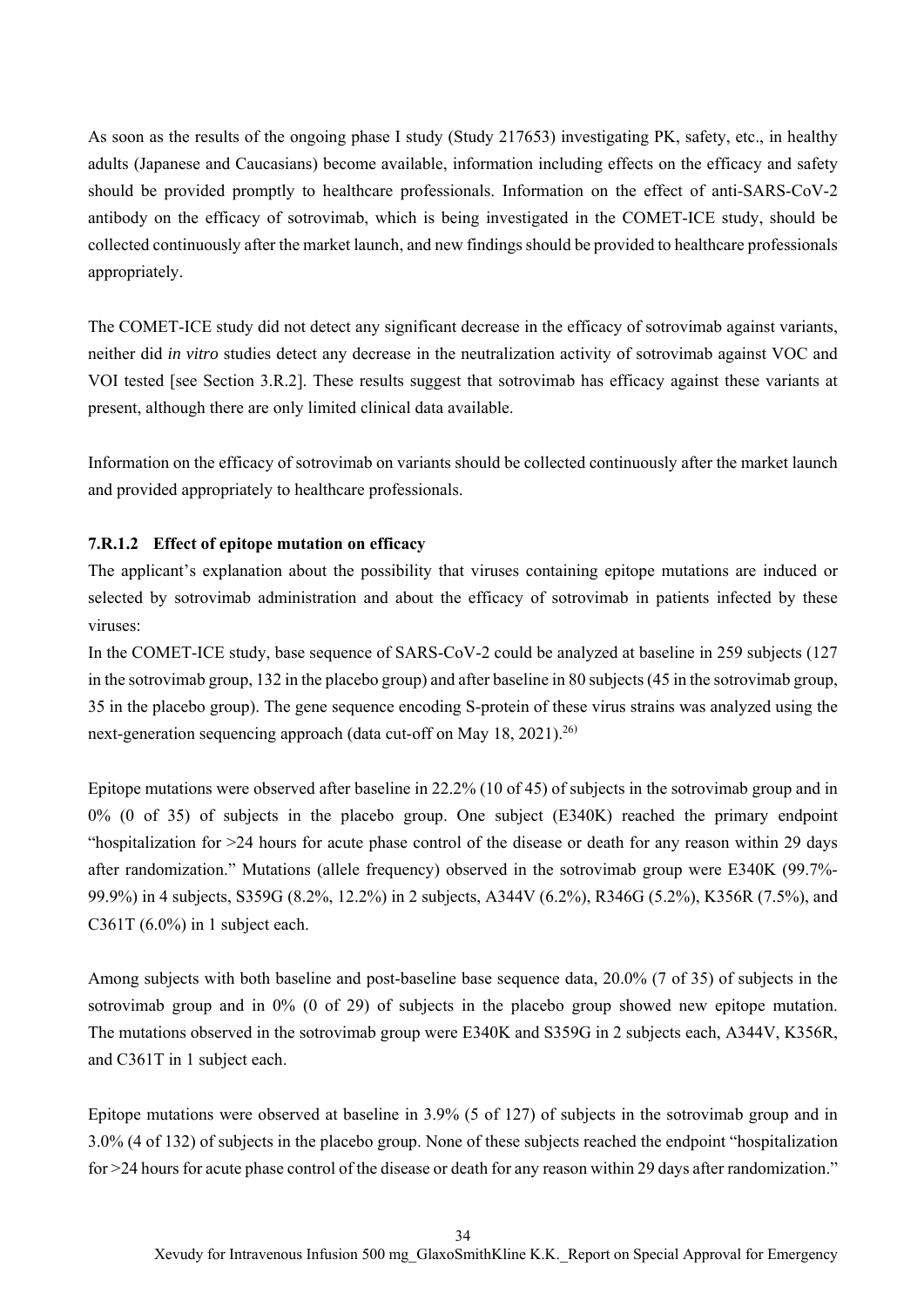As soon as the results of the ongoing phase I study (Study 217653) investigating PK, safety, etc., in healthy adults (Japanese and Caucasians) become available, information including effects on the efficacy and safety should be provided promptly to healthcare professionals. Information on the effect of anti-SARS-CoV-2 antibody on the efficacy of sotrovimab, which is being investigated in the COMET-ICE study, should be collected continuously after the market launch, and new findings should be provided to healthcare professionals appropriately.

The COMET-ICE study did not detect any significant decrease in the efficacy of sotrovimab against variants, neither did *in vitro* studies detect any decrease in the neutralization activity of sotrovimab against VOC and VOI tested [see Section 3.R.2]. These results suggest that sotrovimab has efficacy against these variants at present, although there are only limited clinical data available.

Information on the efficacy of sotrovimab on variants should be collected continuously after the market launch and provided appropriately to healthcare professionals.

#### 7.R.1.2 Effect of epitope mutation on efficacy

The applicant's explanation about the possibility that viruses containing epitope mutations are induced or selected by sotrovimab administration and about the efficacy of sotrovimab in patients infected by these viruses:

In the COMET-ICE study, base sequence of SARS-CoV-2 could be analyzed at baseline in 259 subjects (127 in the sotrovimab group, 132 in the placebo group) and after baseline in 80 subjects (45 in the sotrovimab group, 35 in the placebo group). The gene sequence encoding S-protein of these virus strains was analyzed using the next-generation sequencing approach (data cut-off on May 18, 2021).[26)]

Epitope mutations were observed after baseline in 22.2% (10 of 45) of subjects in the sotrovimab group and in 0% (0 of 35) of subjects in the placebo group. One subject (E340K) reached the primary endpoint "hospitalization for >24 hours for acute phase control of the disease or death for any reason within 29 days after randomization." Mutations (allele frequency) observed in the sotrovimab group were E340K (99.7%-99.9%) in 4 subjects, S359G (8.2%, 12.2%) in 2 subjects, A344V (6.2%), R346G (5.2%), K356R (7.5%), and C361T (6.0%) in 1 subject each.

Among subjects with both baseline and post-baseline base sequence data, 20.0% (7 of 35) of subjects in the sotrovimab group and in 0% (0 of 29) of subjects in the placebo group showed new epitope mutation. The mutations observed in the sotrovimab group were E340K and S359G in 2 subjects each, A344V, K356R, and C361T in 1 subject each.

Epitope mutations were observed at baseline in 3.9% (5 of 127) of subjects in the sotrovimab group and in 3.0% (4 of 132) of subjects in the placebo group. None of these subjects reached the endpoint "hospitalization for >24 hours for acute phase control of the disease or death for any reason within 29 days after randomization."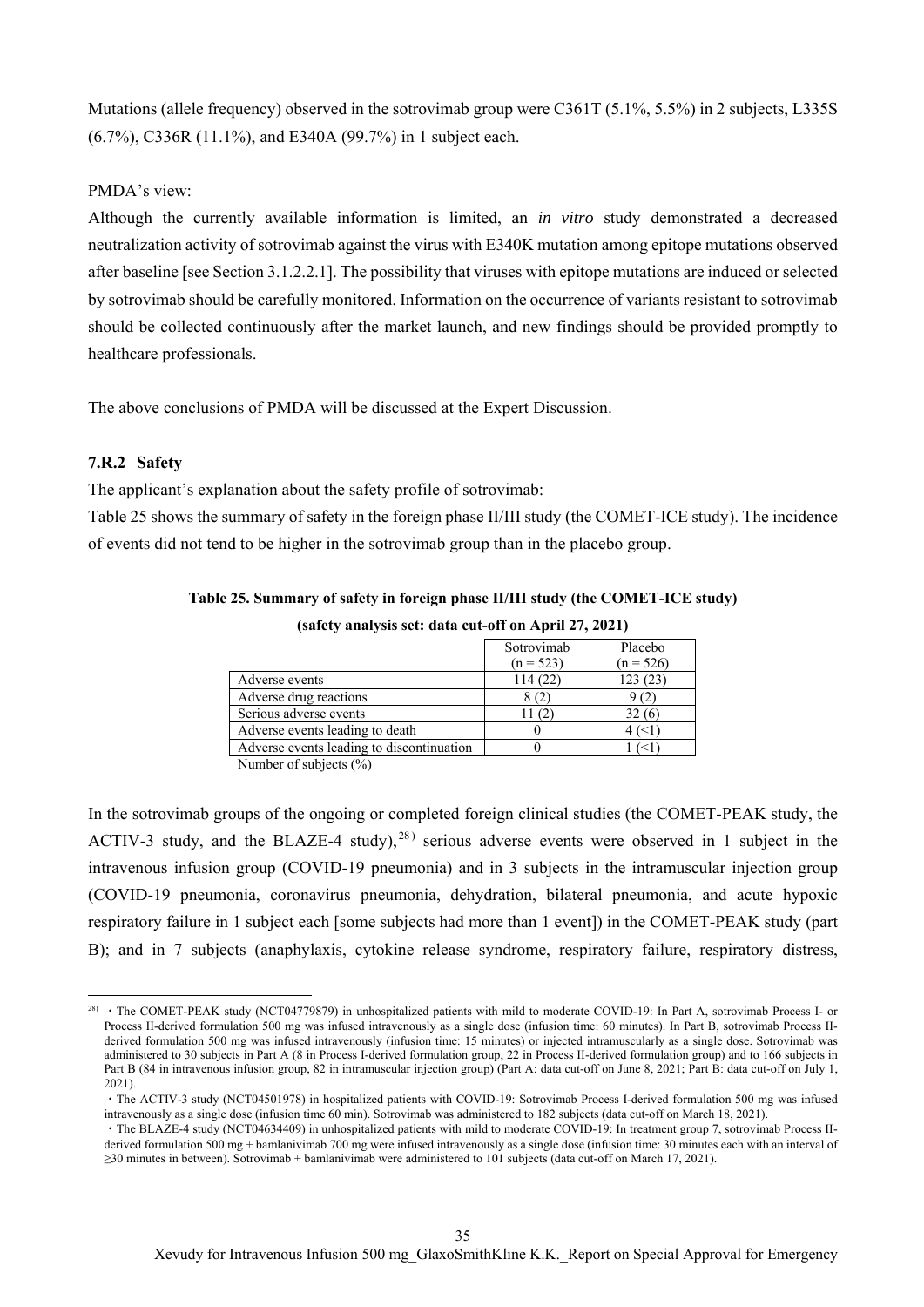Mutations (allele frequency) observed in the sotrovimab group were C361T (5.1%, 5.5%) in 2 subjects, L335S (6.7%), C336R (11.1%), and E340A (99.7%) in 1 subject each.

PMDA's view:

Although the currently available information is limited, an *in vitro* study demonstrated a decreased neutralization activity of sotrovimab against the virus with E340K mutation among epitope mutations observed after baseline [see Section 3.1.2.2.1]. The possibility that viruses with epitope mutations are induced or selected by sotrovimab should be carefully monitored. Information on the occurrence of variants resistant to sotrovimab should be collected continuously after the market launch, and new findings should be provided promptly to healthcare professionals.

The above conclusions of PMDA will be discussed at the Expert Discussion.

### 7.R.2 Safety

The applicant's explanation about the safety profile of sotrovimab:

Table 25 shows the summary of safety in the foreign phase II/III study (the COMET-ICE study). The incidence of events did not tend to be higher in the sotrovimab group than in the placebo group.

**Table 25. Summary of safety in foreign phase II/III study (the COMET-ICE study) (safety analysis set: data cut-off on April 27, 2021)**

| | Sotrovimab (n = 523) | Placebo (n = 526) |
|---|---|---|
| Adverse events | 114 (22) | 123 (23) |
| Adverse drug reactions | 8 (2) | 9 (2) |
| Serious adverse events | 11 (2) | 32 (6) |
| Adverse events leading to death | 0 | 4 (<1) |
| Adverse events leading to discontinuation | 0 | 1 (<1) |

Number of subjects (%)

In the sotrovimab groups of the ongoing or completed foreign clinical studies (the COMET-PEAK study, the ACTIV-3 study, and the BLAZE-4 study),[28] serious adverse events were observed in 1 subject in the intravenous infusion group (COVID-19 pneumonia) and in 3 subjects in the intramuscular injection group (COVID-19 pneumonia, coronavirus pneumonia, dehydration, bilateral pneumonia, and acute hypoxic respiratory failure in 1 subject each [some subjects had more than 1 event]) in the COMET-PEAK study (part B); and in 7 subjects (anaphylaxis, cytokine release syndrome, respiratory failure, respiratory distress,

---

[28] ・The COMET-PEAK study (NCT04779879) in unhospitalized patients with mild to moderate COVID-19: In Part A, sotrovimab Process I- or Process II-derived formulation 500 mg was infused intravenously as a single dose (infusion time: 60 minutes). In Part B, sotrovimab Process II-derived formulation 500 mg was infused intravenously (infusion time: 15 minutes) or injected intramuscularly as a single dose. Sotrovimab was administered to 30 subjects in Part A (8 in Process I-derived formulation group, 22 in Process II-derived formulation group) and to 166 subjects in Part B (84 in intravenous infusion group, 82 in intramuscular injection group) (Part A: data cut-off on June 8, 2021; Part B: data cut-off on July 1, 2021).

・The ACTIV-3 study (NCT04501978) in hospitalized patients with COVID-19: Sotrovimab Process I-derived formulation 500 mg was infused intravenously as a single dose (infusion time 60 min). Sotrovimab was administered to 182 subjects (data cut-off on March 18, 2021).

・The BLAZE-4 study (NCT04634409) in unhospitalized patients with mild to moderate COVID-19: In treatment group 7, sotrovimab Process II-derived formulation 500 mg + bamlanivimab 700 mg were infused intravenously as a single dose (infusion time: 30 minutes each with an interval of ≥30 minutes in between). Sotrovimab + bamlanivimab were administered to 101 subjects (data cut-off on March 17, 2021).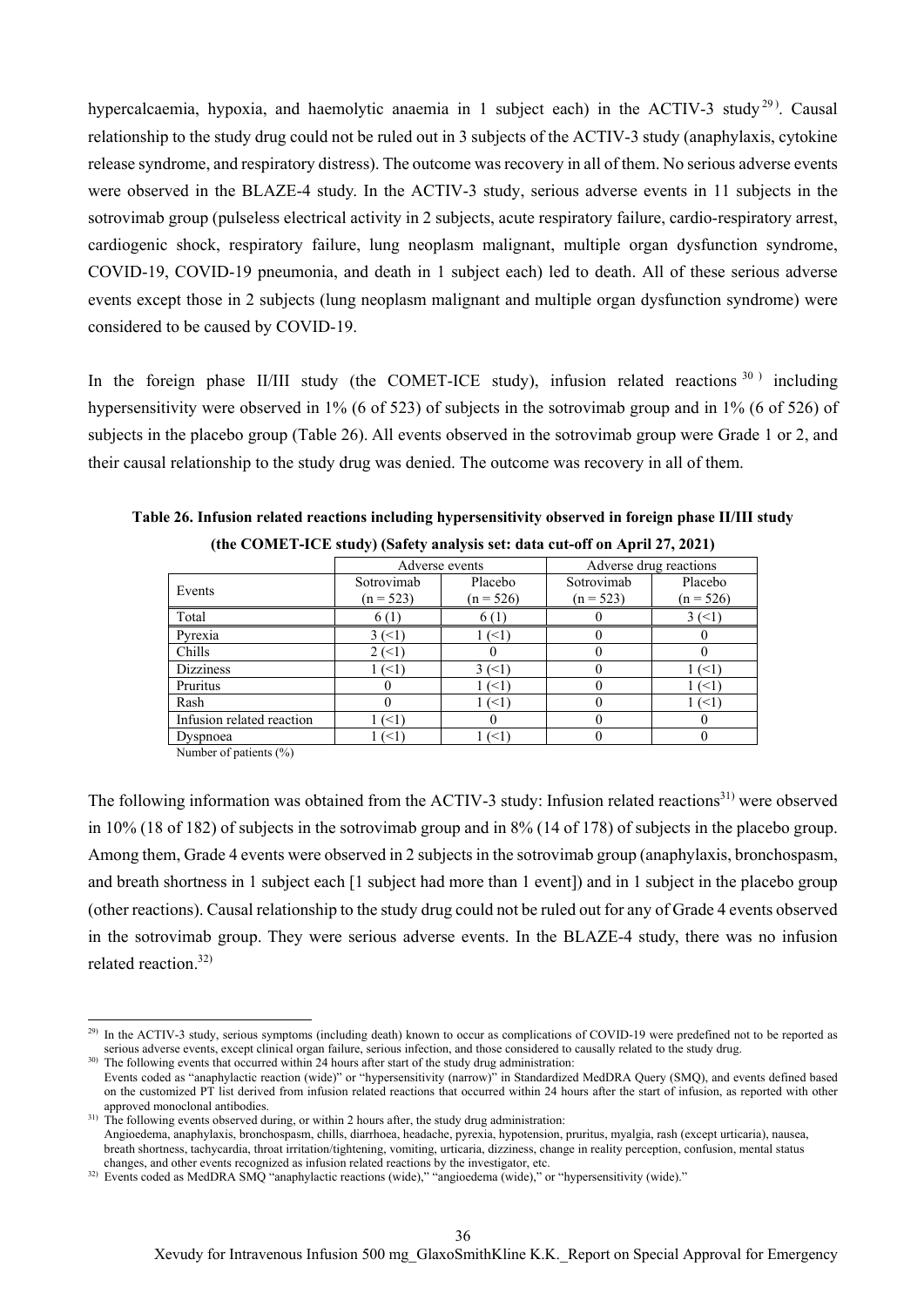hypercalcaemia, hypoxia, and haemolytic anaemia in 1 subject each) in the ACTIV-3 study[29]. Causal relationship to the study drug could not be ruled out in 3 subjects of the ACTIV-3 study (anaphylaxis, cytokine release syndrome, and respiratory distress). The outcome was recovery in all of them. No serious adverse events were observed in the BLAZE-4 study. In the ACTIV-3 study, serious adverse events in 11 subjects in the sotrovimab group (pulseless electrical activity in 2 subjects, acute respiratory failure, cardio-respiratory arrest, cardiogenic shock, respiratory failure, lung neoplasm malignant, multiple organ dysfunction syndrome, COVID-19, COVID-19 pneumonia, and death in 1 subject each) led to death. All of these serious adverse events except those in 2 subjects (lung neoplasm malignant and multiple organ dysfunction syndrome) were considered to be caused by COVID-19.

In the foreign phase II/III study (the COMET-ICE study), infusion related reactions[30] including hypersensitivity were observed in 1% (6 of 523) of subjects in the sotrovimab group and in 1% (6 of 526) of subjects in the placebo group (Table 26). All events observed in the sotrovimab group were Grade 1 or 2, and their causal relationship to the study drug was denied. The outcome was recovery in all of them.

**Table 26. Infusion related reactions including hypersensitivity observed in foreign phase II/III study (the COMET-ICE study) (Safety analysis set: data cut-off on April 27, 2021)**

| Events | Adverse events | | Adverse drug reactions | |
|---|---|---|---|---|
| | Sotrovimab (n = 523) | Placebo (n = 526) | Sotrovimab (n = 523) | Placebo (n = 526) |
| Total | 6 (1) | 6 (1) | 0 | 3 (<1) |
| Pyrexia | 3 (<1) | 1 (<1) | 0 | 0 |
| Chills | 2 (<1) | 0 | 0 | 0 |
| Dizziness | 1 (<1) | 3 (<1) | 0 | 1 (<1) |
| Pruritus | 0 | 1 (<1) | 0 | 1 (<1) |
| Rash | 0 | 1 (<1) | 0 | 1 (<1) |
| Infusion related reaction | 1 (<1) | 0 | 0 | 0 |
| Dyspnoea | 1 (<1) | 1 (<1) | 0 | 0 |

Number of patients (%)

The following information was obtained from the ACTIV-3 study: Infusion related reactions[31] were observed in 10% (18 of 182) of subjects in the sotrovimab group and in 8% (14 of 178) of subjects in the placebo group. Among them, Grade 4 events were observed in 2 subjects in the sotrovimab group (anaphylaxis, bronchospasm, and breath shortness in 1 subject each [1 subject had more than 1 event]) and in 1 subject in the placebo group (other reactions). Causal relationship to the study drug could not be ruled out for any of Grade 4 events observed in the sotrovimab group. They were serious adverse events. In the BLAZE-4 study, there was no infusion related reaction.[32]

---

29) In the ACTIV-3 study, serious symptoms (including death) known to occur as complications of COVID-19 were predefined not to be reported as serious adverse events, except clinical organ failure, serious infection, and those considered to causally related to the study drug.

30) The following events that occurred within 24 hours after start of the study drug administration:
Events coded as "anaphylactic reaction (wide)" or "hypersensitivity (narrow)" in Standardized MedDRA Query (SMQ), and events defined based on the customized PT list derived from infusion related reactions that occurred within 24 hours after the start of infusion, as reported with other approved monoclonal antibodies.

31) The following events observed during, or within 2 hours after, the study drug administration:
Angioedema, anaphylaxis, bronchospasm, chills, diarrhoea, headache, pyrexia, hypotension, pruritus, myalgia, rash (except urticaria), nausea, breath shortness, tachycardia, throat irritation/tightening, vomiting, urticaria, dizziness, change in reality perception, confusion, mental status changes, and other events recognized as infusion related reactions by the investigator, etc.

32) Events coded as MedDRA SMQ "anaphylactic reactions (wide)," "angioedema (wide)," or "hypersensitivity (wide)."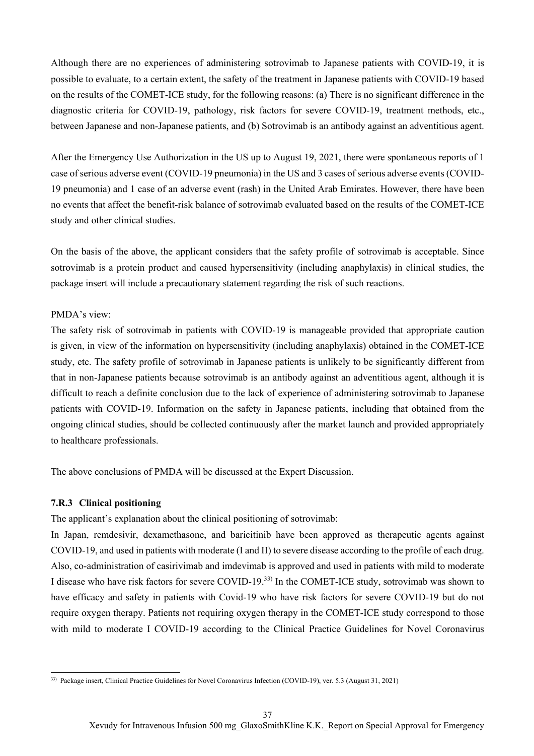Although there are no experiences of administering sotrovimab to Japanese patients with COVID-19, it is possible to evaluate, to a certain extent, the safety of the treatment in Japanese patients with COVID-19 based on the results of the COMET-ICE study, for the following reasons: (a) There is no significant difference in the diagnostic criteria for COVID-19, pathology, risk factors for severe COVID-19, treatment methods, etc., between Japanese and non-Japanese patients, and (b) Sotrovimab is an antibody against an adventitious agent.

After the Emergency Use Authorization in the US up to August 19, 2021, there were spontaneous reports of 1 case of serious adverse event (COVID-19 pneumonia) in the US and 3 cases of serious adverse events (COVID-19 pneumonia) and 1 case of an adverse event (rash) in the United Arab Emirates. However, there have been no events that affect the benefit-risk balance of sotrovimab evaluated based on the results of the COMET-ICE study and other clinical studies.

On the basis of the above, the applicant considers that the safety profile of sotrovimab is acceptable. Since sotrovimab is a protein product and caused hypersensitivity (including anaphylaxis) in clinical studies, the package insert will include a precautionary statement regarding the risk of such reactions.

PMDA's view:

The safety risk of sotrovimab in patients with COVID-19 is manageable provided that appropriate caution is given, in view of the information on hypersensitivity (including anaphylaxis) obtained in the COMET-ICE study, etc. The safety profile of sotrovimab in Japanese patients is unlikely to be significantly different from that in non-Japanese patients because sotrovimab is an antibody against an adventitious agent, although it is difficult to reach a definite conclusion due to the lack of experience of administering sotrovimab to Japanese patients with COVID-19. Information on the safety in Japanese patients, including that obtained from the ongoing clinical studies, should be collected continuously after the market launch and provided appropriately to healthcare professionals.

The above conclusions of PMDA will be discussed at the Expert Discussion.

### 7.R.3 Clinical positioning

The applicant's explanation about the clinical positioning of sotrovimab:

In Japan, remdesivir, dexamethasone, and baricitinib have been approved as therapeutic agents against COVID-19, and used in patients with moderate (I and II) to severe disease according to the profile of each drug. Also, co-administration of casirivimab and imdevimab is approved and used in patients with mild to moderate I disease who have risk factors for severe COVID-19.[33] In the COMET-ICE study, sotrovimab was shown to have efficacy and safety in patients with Covid-19 who have risk factors for severe COVID-19 but do not require oxygen therapy. Patients not requiring oxygen therapy in the COMET-ICE study correspond to those with mild to moderate I COVID-19 according to the Clinical Practice Guidelines for Novel Coronavirus

---

[33] Package insert, Clinical Practice Guidelines for Novel Coronavirus Infection (COVID-19), ver. 5.3 (August 31, 2021)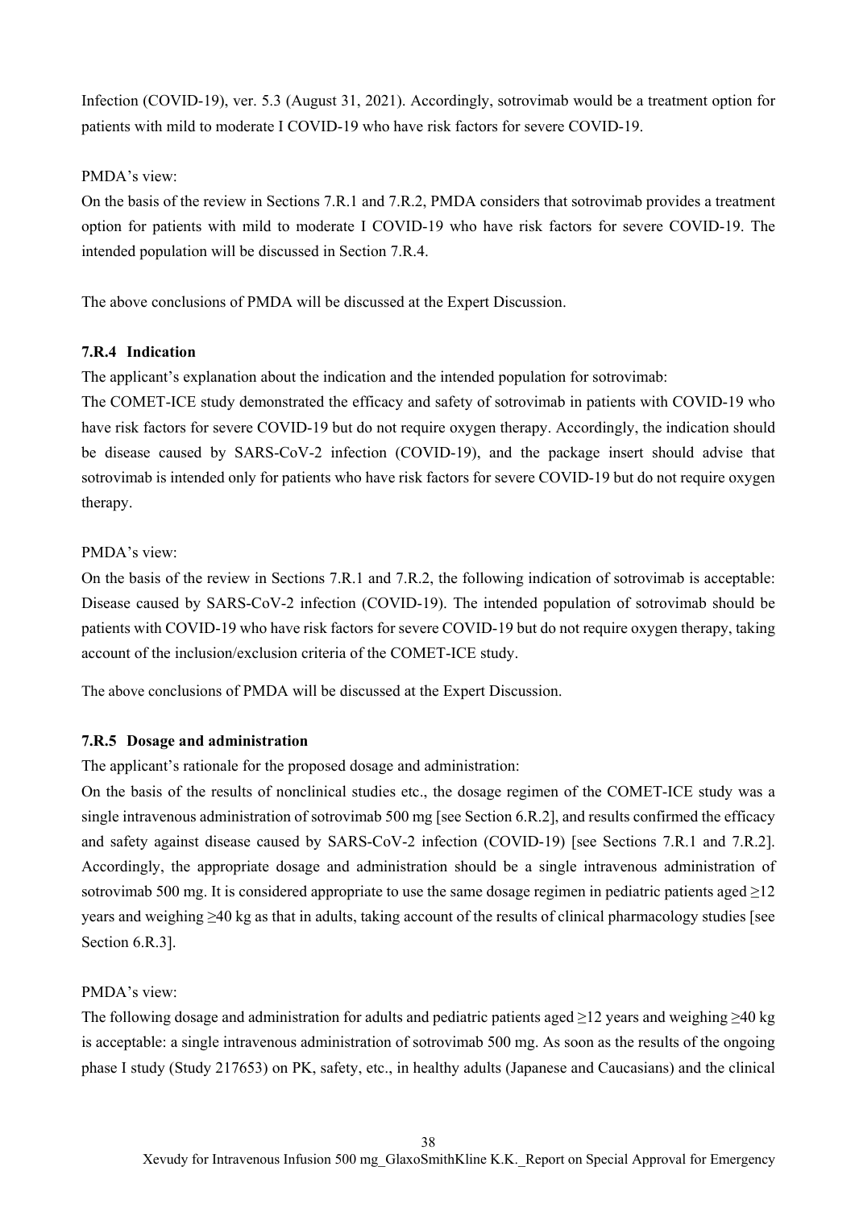Infection (COVID-19), ver. 5.3 (August 31, 2021). Accordingly, sotrovimab would be a treatment option for patients with mild to moderate I COVID-19 who have risk factors for severe COVID-19.

PMDA's view:

On the basis of the review in Sections 7.R.1 and 7.R.2, PMDA considers that sotrovimab provides a treatment option for patients with mild to moderate I COVID-19 who have risk factors for severe COVID-19. The intended population will be discussed in Section 7.R.4.

The above conclusions of PMDA will be discussed at the Expert Discussion.

### 7.R.4 Indication

The applicant's explanation about the indication and the intended population for sotrovimab:

The COMET-ICE study demonstrated the efficacy and safety of sotrovimab in patients with COVID-19 who have risk factors for severe COVID-19 but do not require oxygen therapy. Accordingly, the indication should be disease caused by SARS-CoV-2 infection (COVID-19), and the package insert should advise that sotrovimab is intended only for patients who have risk factors for severe COVID-19 but do not require oxygen therapy.

PMDA's view:

On the basis of the review in Sections 7.R.1 and 7.R.2, the following indication of sotrovimab is acceptable: Disease caused by SARS-CoV-2 infection (COVID-19). The intended population of sotrovimab should be patients with COVID-19 who have risk factors for severe COVID-19 but do not require oxygen therapy, taking account of the inclusion/exclusion criteria of the COMET-ICE study.

The above conclusions of PMDA will be discussed at the Expert Discussion.

### 7.R.5 Dosage and administration

The applicant's rationale for the proposed dosage and administration:

On the basis of the results of nonclinical studies etc., the dosage regimen of the COMET-ICE study was a single intravenous administration of sotrovimab 500 mg [see Section 6.R.2], and results confirmed the efficacy and safety against disease caused by SARS-CoV-2 infection (COVID-19) [see Sections 7.R.1 and 7.R.2]. Accordingly, the appropriate dosage and administration should be a single intravenous administration of sotrovimab 500 mg. It is considered appropriate to use the same dosage regimen in pediatric patients aged ≥12 years and weighing ≥40 kg as that in adults, taking account of the results of clinical pharmacology studies [see Section 6.R.3].

PMDA's view:

The following dosage and administration for adults and pediatric patients aged ≥12 years and weighing ≥40 kg is acceptable: a single intravenous administration of sotrovimab 500 mg. As soon as the results of the ongoing phase I study (Study 217653) on PK, safety, etc., in healthy adults (Japanese and Caucasians) and the clinical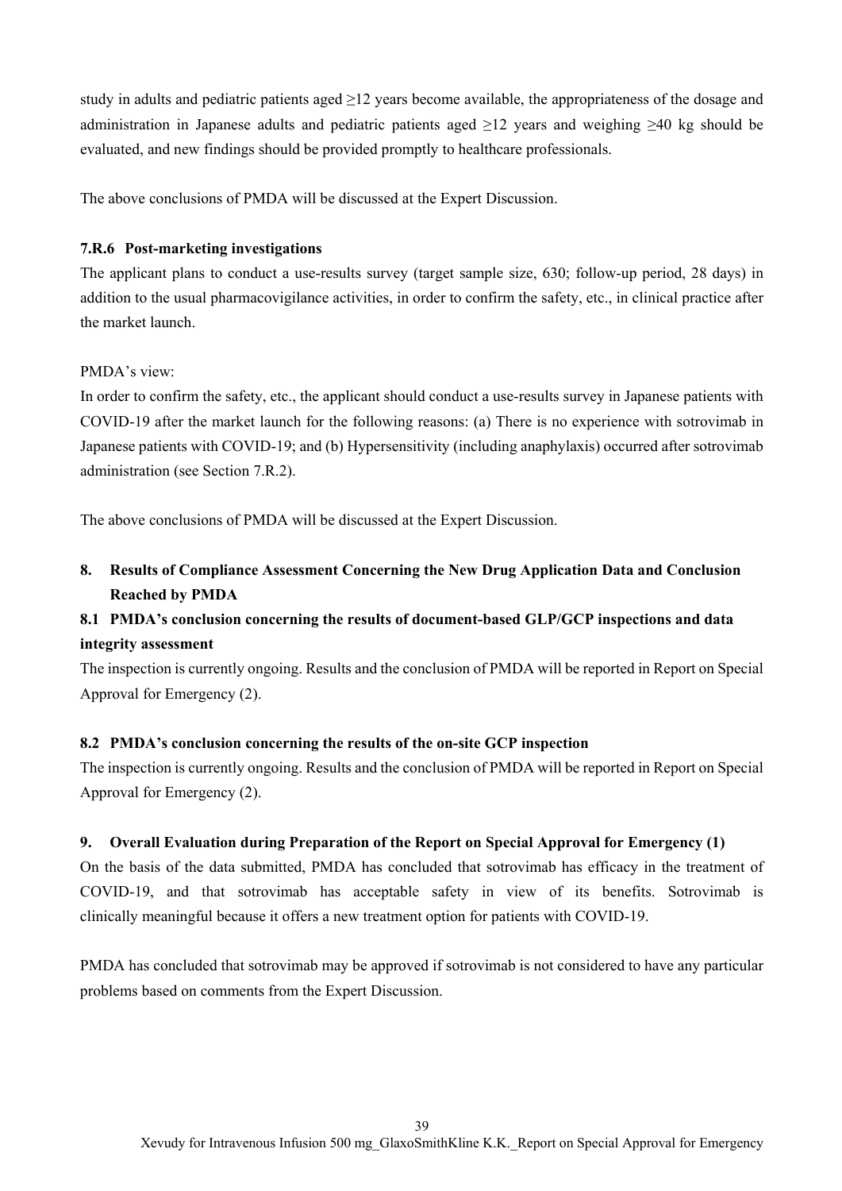study in adults and pediatric patients aged ≥12 years become available, the appropriateness of the dosage and administration in Japanese adults and pediatric patients aged ≥12 years and weighing ≥40 kg should be evaluated, and new findings should be provided promptly to healthcare professionals.

The above conclusions of PMDA will be discussed at the Expert Discussion.

### 7.R.6 Post-marketing investigations

The applicant plans to conduct a use-results survey (target sample size, 630; follow-up period, 28 days) in addition to the usual pharmacovigilance activities, in order to confirm the safety, etc., in clinical practice after the market launch.

PMDA's view:
In order to confirm the safety, etc., the applicant should conduct a use-results survey in Japanese patients with COVID-19 after the market launch for the following reasons: (a) There is no experience with sotrovimab in Japanese patients with COVID-19; and (b) Hypersensitivity (including anaphylaxis) occurred after sotrovimab administration (see Section 7.R.2).

The above conclusions of PMDA will be discussed at the Expert Discussion.

## 8. Results of Compliance Assessment Concerning the New Drug Application Data and Conclusion Reached by PMDA

### 8.1 PMDA's conclusion concerning the results of document-based GLP/GCP inspections and data integrity assessment

The inspection is currently ongoing. Results and the conclusion of PMDA will be reported in Report on Special Approval for Emergency (2).

### 8.2 PMDA's conclusion concerning the results of the on-site GCP inspection

The inspection is currently ongoing. Results and the conclusion of PMDA will be reported in Report on Special Approval for Emergency (2).

## 9. Overall Evaluation during Preparation of the Report on Special Approval for Emergency (1)

On the basis of the data submitted, PMDA has concluded that sotrovimab has efficacy in the treatment of COVID-19, and that sotrovimab has acceptable safety in view of its benefits. Sotrovimab is clinically meaningful because it offers a new treatment option for patients with COVID-19.

PMDA has concluded that sotrovimab may be approved if sotrovimab is not considered to have any particular problems based on comments from the Expert Discussion.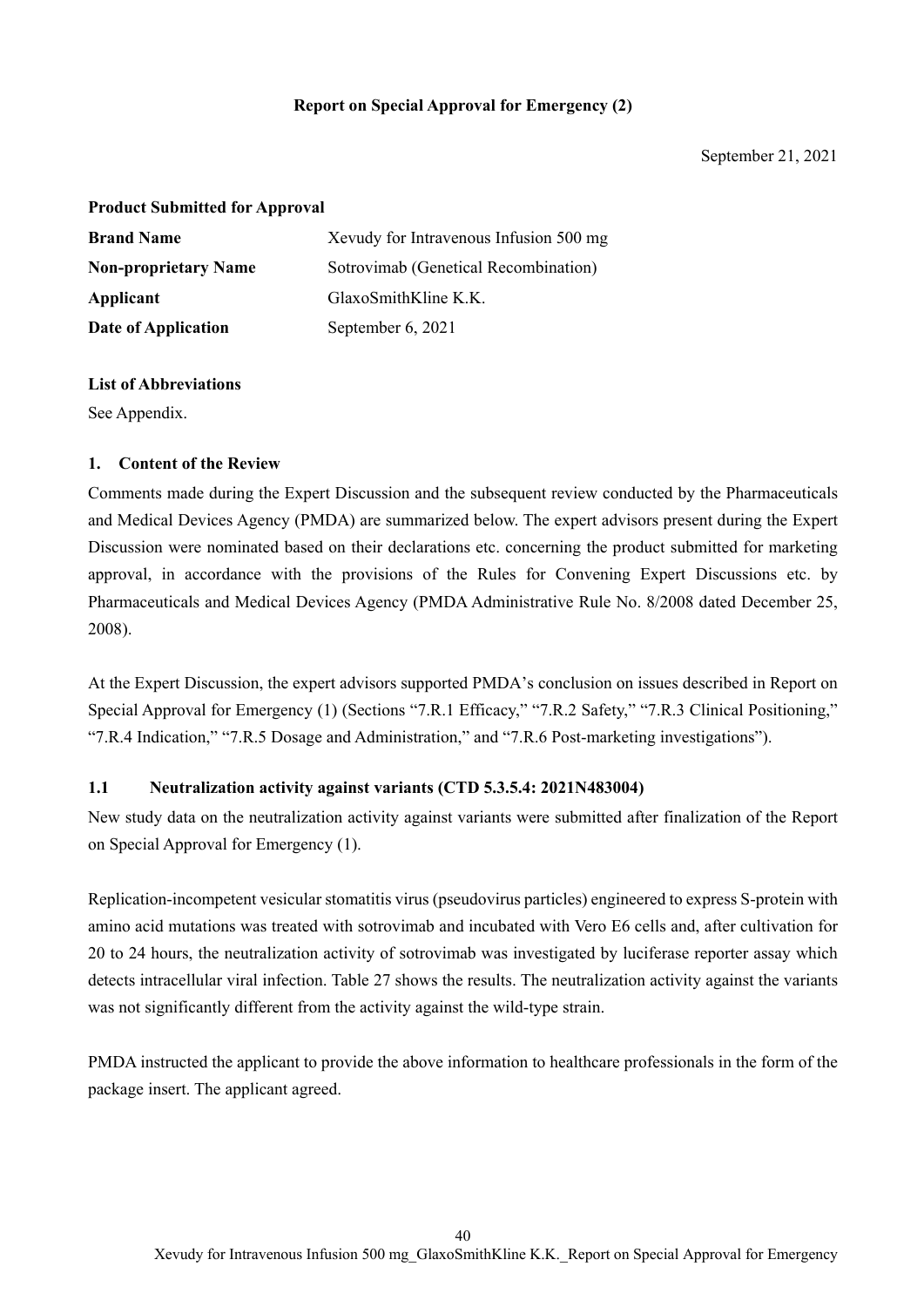**Report on Special Approval for Emergency (2)**

September 21, 2021

**Product Submitted for Approval**

| | |
|---|---|
| **Brand Name** | Xevudy for Intravenous Infusion 500 mg |
| **Non-proprietary Name** | Sotrovimab (Genetical Recombination) |
| **Applicant** | GlaxoSmithKline K.K. |
| **Date of Application** | September 6, 2021 |

**List of Abbreviations**

See Appendix.

## 1. Content of the Review

Comments made during the Expert Discussion and the subsequent review conducted by the Pharmaceuticals and Medical Devices Agency (PMDA) are summarized below. The expert advisors present during the Expert Discussion were nominated based on their declarations etc. concerning the product submitted for marketing approval, in accordance with the provisions of the Rules for Convening Expert Discussions etc. by Pharmaceuticals and Medical Devices Agency (PMDA Administrative Rule No. 8/2008 dated December 25, 2008).

At the Expert Discussion, the expert advisors supported PMDA's conclusion on issues described in Report on Special Approval for Emergency (1) (Sections "7.R.1 Efficacy," "7.R.2 Safety," "7.R.3 Clinical Positioning," "7.R.4 Indication," "7.R.5 Dosage and Administration," and "7.R.6 Post-marketing investigations").

### 1.1 Neutralization activity against variants (CTD 5.3.5.4: 2021N483004)

New study data on the neutralization activity against variants were submitted after finalization of the Report on Special Approval for Emergency (1).

Replication-incompetent vesicular stomatitis virus (pseudovirus particles) engineered to express S-protein with amino acid mutations was treated with sotrovimab and incubated with Vero E6 cells and, after cultivation for 20 to 24 hours, the neutralization activity of sotrovimab was investigated by luciferase reporter assay which detects intracellular viral infection. Table 27 shows the results. The neutralization activity against the variants was not significantly different from the activity against the wild-type strain.

PMDA instructed the applicant to provide the above information to healthcare professionals in the form of the package insert. The applicant agreed.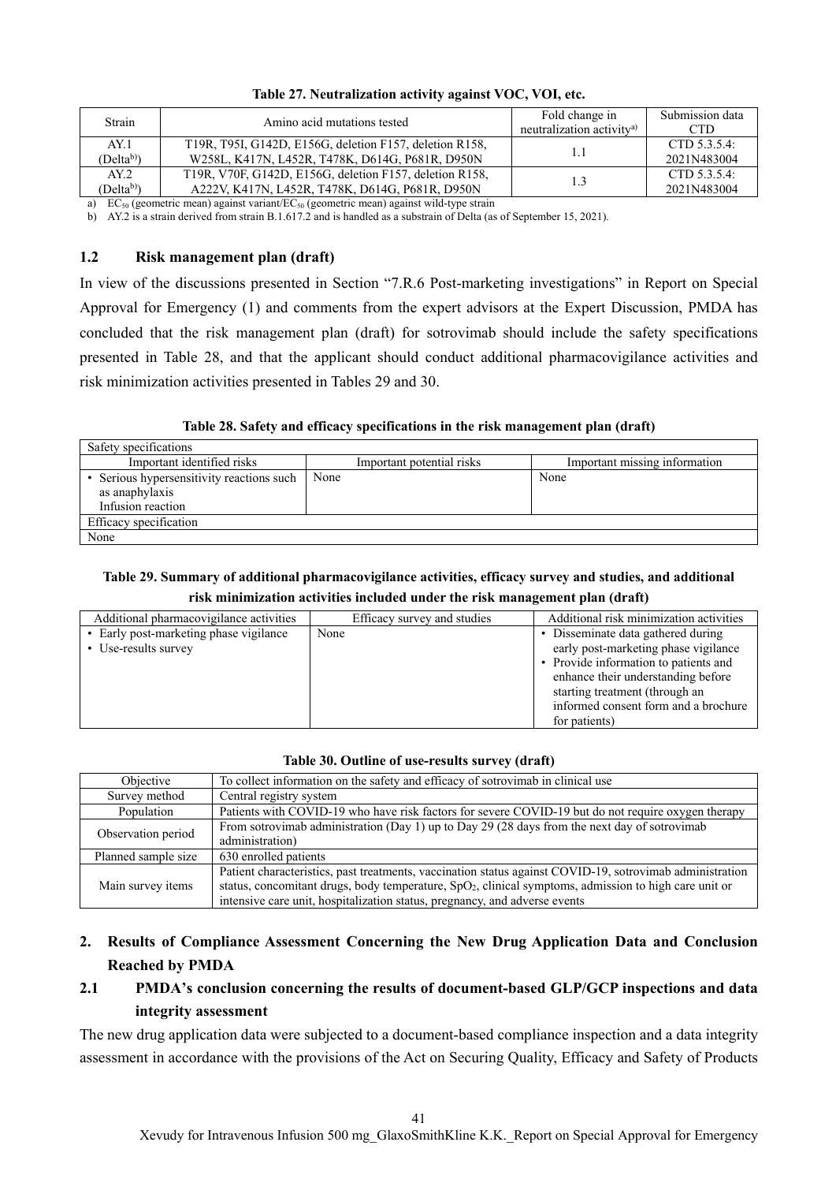**Table 27. Neutralization activity against VOC, VOI, etc.**

| Strain | Amino acid mutations tested | Fold change in neutralization activity[a)] | Submission data CTD |
|---|---|---|---|
| AY.1 (Delta[b)]) | T19R, T95I, G142D, E156G, deletion F157, deletion R158, W258L, K417N, L452R, T478K, D614G, P681R, D950N | 1.1 | CTD 5.3.5.4: 2021N483004 |
| AY.2 (Delta[b)]) | T19R, V70F, G142D, E156G, deletion F157, deletion R158, A222V, K417N, L452R, T478K, D614G, P681R, D950N | 1.3 | CTD 5.3.5.4: 2021N483004 |

a) $EC_{50}$ (geometric mean) against variant/$EC_{50}$ (geometric mean) against wild-type strain

b) AY.2 is a strain derived from strain B.1.617.2 and is handled as a substrain of Delta (as of September 15, 2021).

### 1.2 Risk management plan (draft)

In view of the discussions presented in Section "7.R.6 Post-marketing investigations" in Report on Special Approval for Emergency (1) and comments from the expert advisors at the Expert Discussion, PMDA has concluded that the risk management plan (draft) for sotrovimab should include the safety specifications presented in Table 28, and that the applicant should conduct additional pharmacovigilance activities and risk minimization activities presented in Tables 29 and 30.

**Table 28. Safety and efficacy specifications in the risk management plan (draft)**

| Safety specifications | | |
|---|---|---|
| Important identified risks | Important potential risks | Important missing information |
| • Serious hypersensitivity reactions such as anaphylaxis Infusion reaction | None | None |
| Efficacy specification | | |
| None | | |

**Table 29. Summary of additional pharmacovigilance activities, efficacy survey and studies, and additional risk minimization activities included under the risk management plan (draft)**

| Additional pharmacovigilance activities | Efficacy survey and studies | Additional risk minimization activities |
|---|---|---|
| • Early post-marketing phase vigilance<br>• Use-results survey | None | • Disseminate data gathered during early post-marketing phase vigilance<br>• Provide information to patients and enhance their understanding before starting treatment (through an informed consent form and a brochure for patients) |

**Table 30. Outline of use-results survey (draft)**

| Objective | To collect information on the safety and efficacy of sotrovimab in clinical use |
|---|---|
| Survey method | Central registry system |
| Population | Patients with COVID-19 who have risk factors for severe COVID-19 but do not require oxygen therapy |
| Observation period | From sotrovimab administration (Day 1) up to Day 29 (28 days from the next day of sotrovimab administration) |
| Planned sample size | 630 enrolled patients |
| Main survey items | Patient characteristics, past treatments, vaccination status against COVID-19, sotrovimab administration status, concomitant drugs, body temperature, $SpO_2$, clinical symptoms, admission to high care unit or intensive care unit, hospitalization status, pregnancy, and adverse events |

## 2. Results of Compliance Assessment Concerning the New Drug Application Data and Conclusion Reached by PMDA

### 2.1 PMDA's conclusion concerning the results of document-based GLP/GCP inspections and data integrity assessment

The new drug application data were subjected to a document-based compliance inspection and a data integrity assessment in accordance with the provisions of the Act on Securing Quality, Efficacy and Safety of Products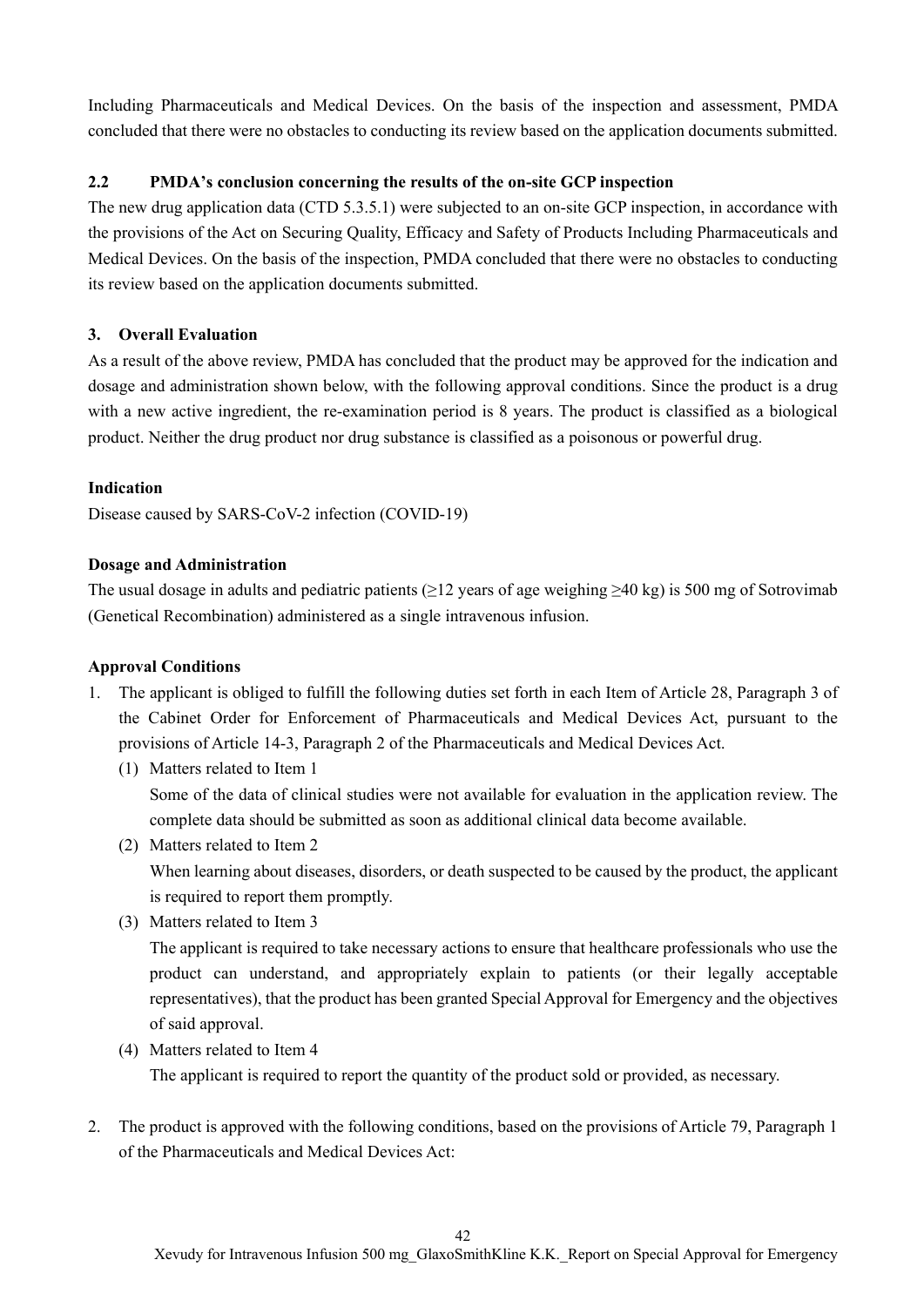Including Pharmaceuticals and Medical Devices. On the basis of the inspection and assessment, PMDA concluded that there were no obstacles to conducting its review based on the application documents submitted.

### 2.2 PMDA's conclusion concerning the results of the on-site GCP inspection

The new drug application data (CTD 5.3.5.1) were subjected to an on-site GCP inspection, in accordance with the provisions of the Act on Securing Quality, Efficacy and Safety of Products Including Pharmaceuticals and Medical Devices. On the basis of the inspection, PMDA concluded that there were no obstacles to conducting its review based on the application documents submitted.

## 3. Overall Evaluation

As a result of the above review, PMDA has concluded that the product may be approved for the indication and dosage and administration shown below, with the following approval conditions. Since the product is a drug with a new active ingredient, the re-examination period is 8 years. The product is classified as a biological product. Neither the drug product nor drug substance is classified as a poisonous or powerful drug.

**Indication**

Disease caused by SARS-CoV-2 infection (COVID-19)

**Dosage and Administration**

The usual dosage in adults and pediatric patients (≥12 years of age weighing ≥40 kg) is 500 mg of Sotrovimab (Genetical Recombination) administered as a single intravenous infusion.

**Approval Conditions**

1. The applicant is obliged to fulfill the following duties set forth in each Item of Article 28, Paragraph 3 of the Cabinet Order for Enforcement of Pharmaceuticals and Medical Devices Act, pursuant to the provisions of Article 14-3, Paragraph 2 of the Pharmaceuticals and Medical Devices Act.
   (1) Matters related to Item 1
   Some of the data of clinical studies were not available for evaluation in the application review. The complete data should be submitted as soon as additional clinical data become available.
   (2) Matters related to Item 2
   When learning about diseases, disorders, or death suspected to be caused by the product, the applicant is required to report them promptly.
   (3) Matters related to Item 3
   The applicant is required to take necessary actions to ensure that healthcare professionals who use the product can understand, and appropriately explain to patients (or their legally acceptable representatives), that the product has been granted Special Approval for Emergency and the objectives of said approval.
   (4) Matters related to Item 4
   The applicant is required to report the quantity of the product sold or provided, as necessary.

2. The product is approved with the following conditions, based on the provisions of Article 79, Paragraph 1 of the Pharmaceuticals and Medical Devices Act: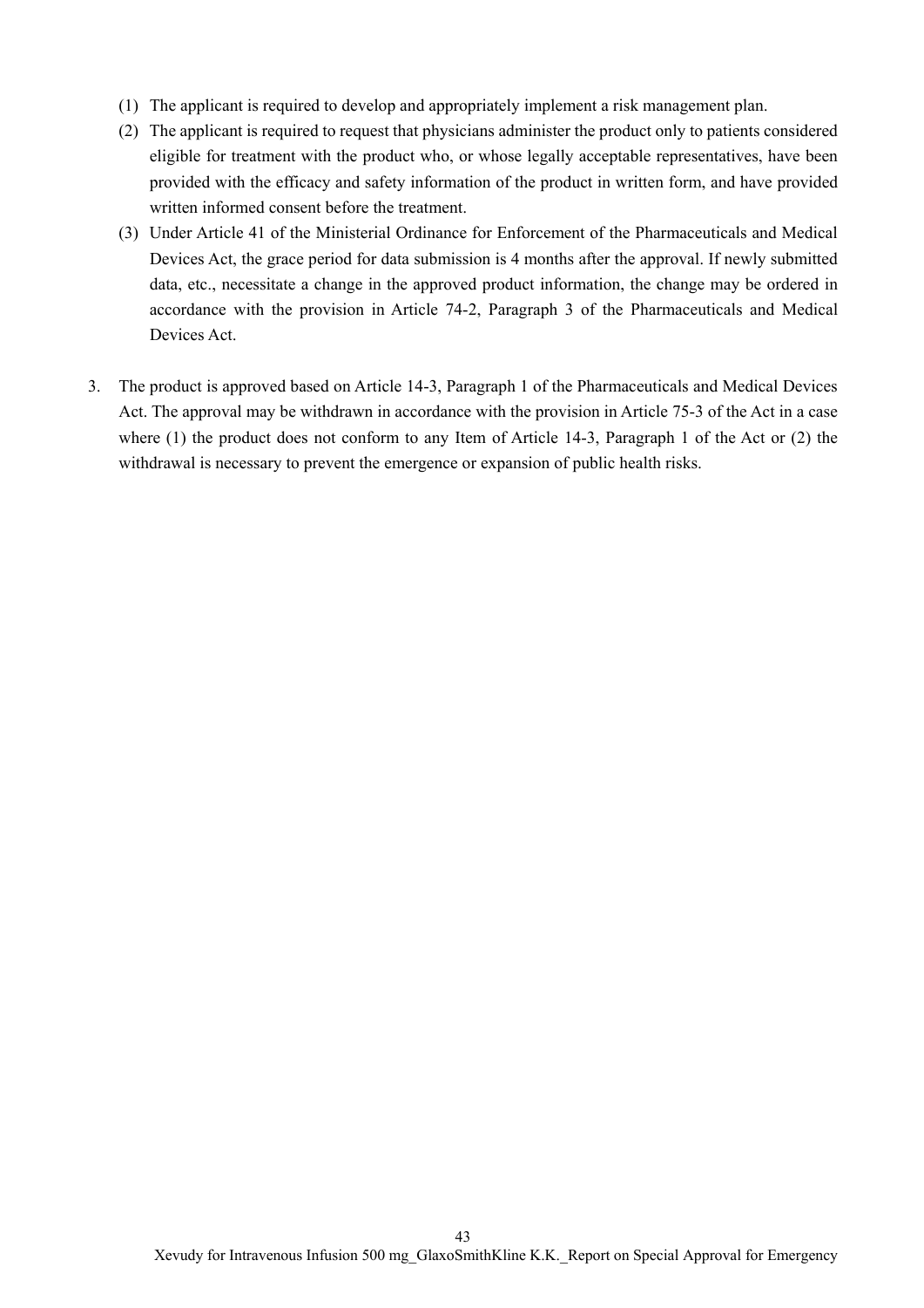(1) The applicant is required to develop and appropriately implement a risk management plan.

(2) The applicant is required to request that physicians administer the product only to patients considered eligible for treatment with the product who, or whose legally acceptable representatives, have been provided with the efficacy and safety information of the product in written form, and have provided written informed consent before the treatment.

(3) Under Article 41 of the Ministerial Ordinance for Enforcement of the Pharmaceuticals and Medical Devices Act, the grace period for data submission is 4 months after the approval. If newly submitted data, etc., necessitate a change in the approved product information, the change may be ordered in accordance with the provision in Article 74-2, Paragraph 3 of the Pharmaceuticals and Medical Devices Act.

3. The product is approved based on Article 14-3, Paragraph 1 of the Pharmaceuticals and Medical Devices Act. The approval may be withdrawn in accordance with the provision in Article 75-3 of the Act in a case where (1) the product does not conform to any Item of Article 14-3, Paragraph 1 of the Act or (2) the withdrawal is necessary to prevent the emergence or expansion of public health risks.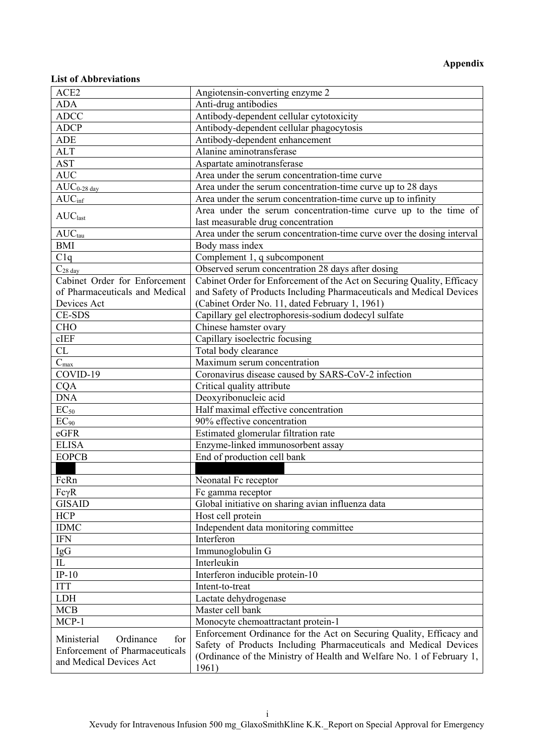**Appendix**

**List of Abbreviations**

| | |
|---|---|
| ACE2 | Angiotensin-converting enzyme 2 |
| ADA | Anti-drug antibodies |
| ADCC | Antibody-dependent cellular cytotoxicity |
| ADCP | Antibody-dependent cellular phagocytosis |
| ADE | Antibody-dependent enhancement |
| ALT | Alanine aminotransferase |
| AST | Aspartate aminotransferase |
| AUC | Area under the serum concentration-time curve |
| $AUC_{0\text{-}28\ day}$ | Area under the serum concentration-time curve up to 28 days |
| $AUC_{inf}$ | Area under the serum concentration-time curve up to infinity |
| $AUC_{last}$ | Area under the serum concentration-time curve up to the time of last measurable drug concentration |
| $AUC_{tau}$ | Area under the serum concentration-time curve over the dosing interval |
| BMI | Body mass index |
| C1q | Complement 1, q subcomponent |
| $C_{28\ day}$ | Observed serum concentration 28 days after dosing |
| Cabinet Order for Enforcement of Pharmaceuticals and Medical Devices Act | Cabinet Order for Enforcement of the Act on Securing Quality, Efficacy and Safety of Products Including Pharmaceuticals and Medical Devices (Cabinet Order No. 11, dated February 1, 1961) |
| CE-SDS | Capillary gel electrophoresis-sodium dodecyl sulfate |
| CHO | Chinese hamster ovary |
| cIEF | Capillary isoelectric focusing |
| CL | Total body clearance |
| $C_{max}$ | Maximum serum concentration |
| COVID-19 | Coronavirus disease caused by SARS-CoV-2 infection |
| CQA | Critical quality attribute |
| DNA | Deoxyribonucleic acid |
| $EC_{50}$ | Half maximal effective concentration |
| $EC_{90}$ | 90% effective concentration |
| eGFR | Estimated glomerular filtration rate |
| ELISA | Enzyme-linked immunosorbent assay |
| EOPCB | End of production cell bank |
| | |
| FcRn | Neonatal Fc receptor |
| FcγR | Fc gamma receptor |
| GISAID | Global initiative on sharing avian influenza data |
| HCP | Host cell protein |
| IDMC | Independent data monitoring committee |
| IFN | Interferon |
| IgG | Immunoglobulin G |
| IL | Interleukin |
| IP-10 | Interferon inducible protein-10 |
| ITT | Intent-to-treat |
| LDH | Lactate dehydrogenase |
| MCB | Master cell bank |
| MCP-1 | Monocyte chemoattractant protein-1 |
| Ministerial Ordinance for Enforcement of Pharmaceuticals and Medical Devices Act | Enforcement Ordinance for the Act on Securing Quality, Efficacy and Safety of Products Including Pharmaceuticals and Medical Devices (Ordinance of the Ministry of Health and Welfare No. 1 of February 1, 1961) |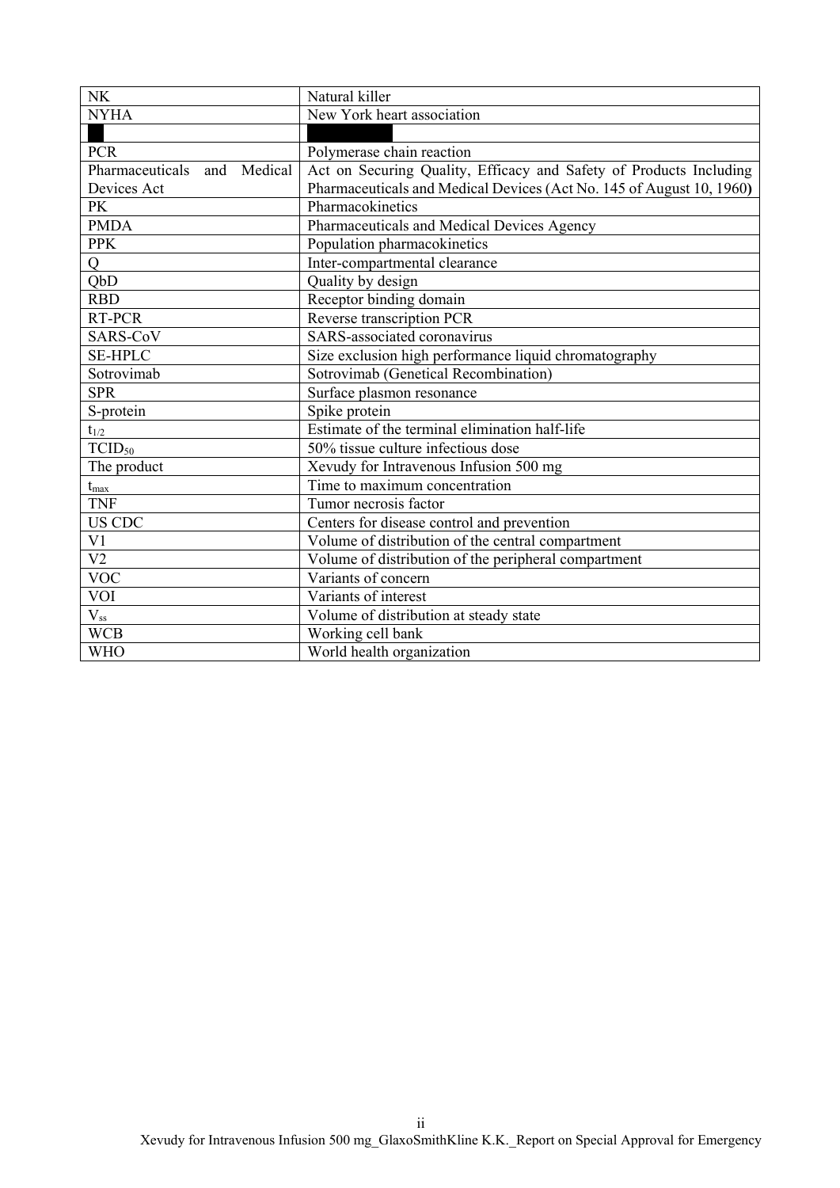| | |
|---|---|
| NK | Natural killer |
| NYHA | New York heart association |
| | |
| PCR | Polymerase chain reaction |
| Pharmaceuticals and Medical Devices Act | Act on Securing Quality, Efficacy and Safety of Products Including Pharmaceuticals and Medical Devices (Act No. 145 of August 10, 1960) |
| PK | Pharmacokinetics |
| PMDA | Pharmaceuticals and Medical Devices Agency |
| PPK | Population pharmacokinetics |
| Q | Inter-compartmental clearance |
| QbD | Quality by design |
| RBD | Receptor binding domain |
| RT-PCR | Reverse transcription PCR |
| SARS-CoV | SARS-associated coronavirus |
| SE-HPLC | Size exclusion high performance liquid chromatography |
| Sotrovimab | Sotrovimab (Genetical Recombination) |
| SPR | Surface plasmon resonance |
| S-protein | Spike protein |
| $t_{1/2}$ | Estimate of the terminal elimination half-life |
| $TCID_{50}$ | 50% tissue culture infectious dose |
| The product | Xevudy for Intravenous Infusion 500 mg |
| $t_{max}$ | Time to maximum concentration |
| TNF | Tumor necrosis factor |
| US CDC | Centers for disease control and prevention |
| V1 | Volume of distribution of the central compartment |
| V2 | Volume of distribution of the peripheral compartment |
| VOC | Variants of concern |
| VOI | Variants of interest |
| $V_{ss}$ | Volume of distribution at steady state |
| WCB | Working cell bank |
| WHO | World health organization |